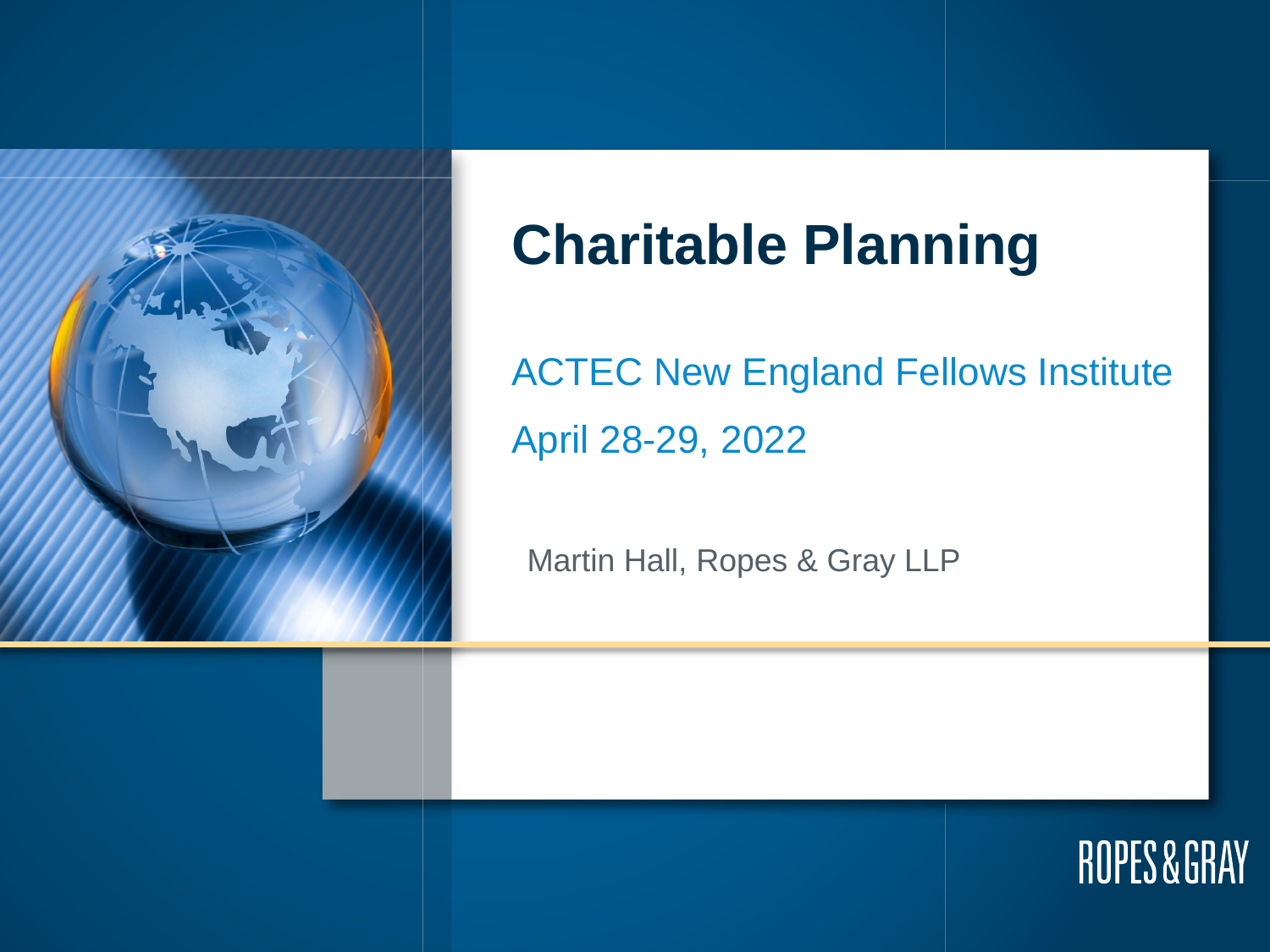# Charitable Planning

ACTEC New England Fellows Institute

April 28-29, 2022

Martin Hall, Ropes & Gray LLP

ROPES & GRAY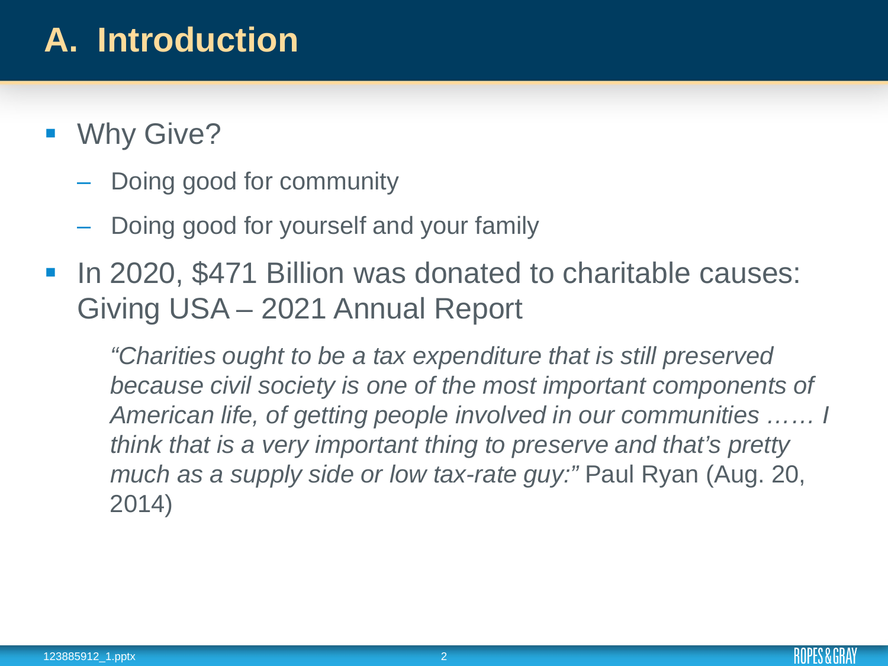# A. Introduction

- Why Give?
  - Doing good for community
  - Doing good for yourself and your family
- In 2020, $471 Billion was donated to charitable causes: Giving USA – 2021 Annual Report

  *"Charities ought to be a tax expenditure that is still preserved because civil society is one of the most important components of American life, of getting people involved in our communities …… I think that is a very important thing to preserve and that's pretty much as a supply side or low tax-rate guy:"* Paul Ryan (Aug. 20, 2014)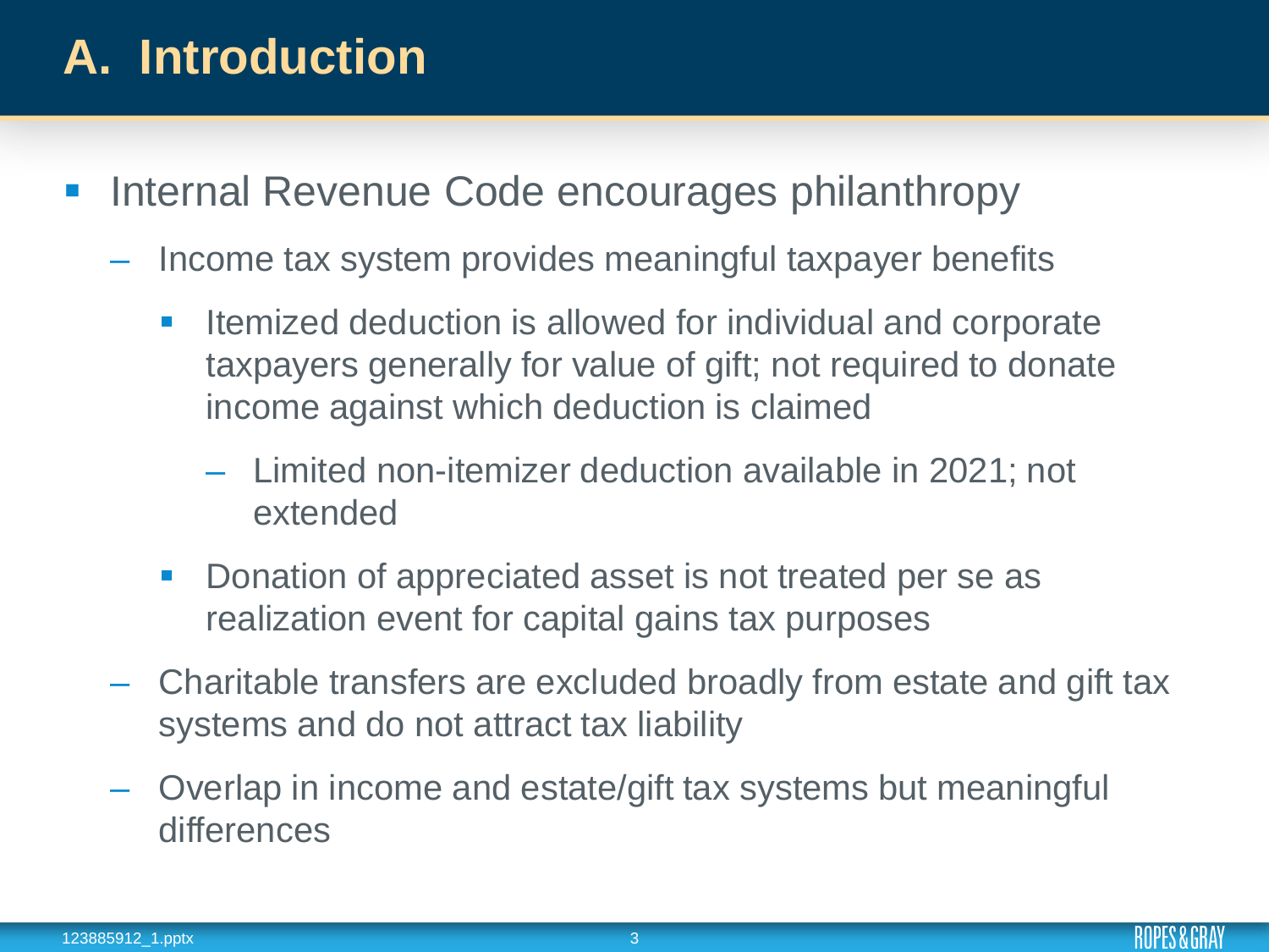# A. Introduction

- Internal Revenue Code encourages philanthropy
  - Income tax system provides meaningful taxpayer benefits
    - Itemized deduction is allowed for individual and corporate taxpayers generally for value of gift; not required to donate income against which deduction is claimed
      - Limited non-itemizer deduction available in 2021; not extended
    - Donation of appreciated asset is not treated per se as realization event for capital gains tax purposes
  - Charitable transfers are excluded broadly from estate and gift tax systems and do not attract tax liability
  - Overlap in income and estate/gift tax systems but meaningful differences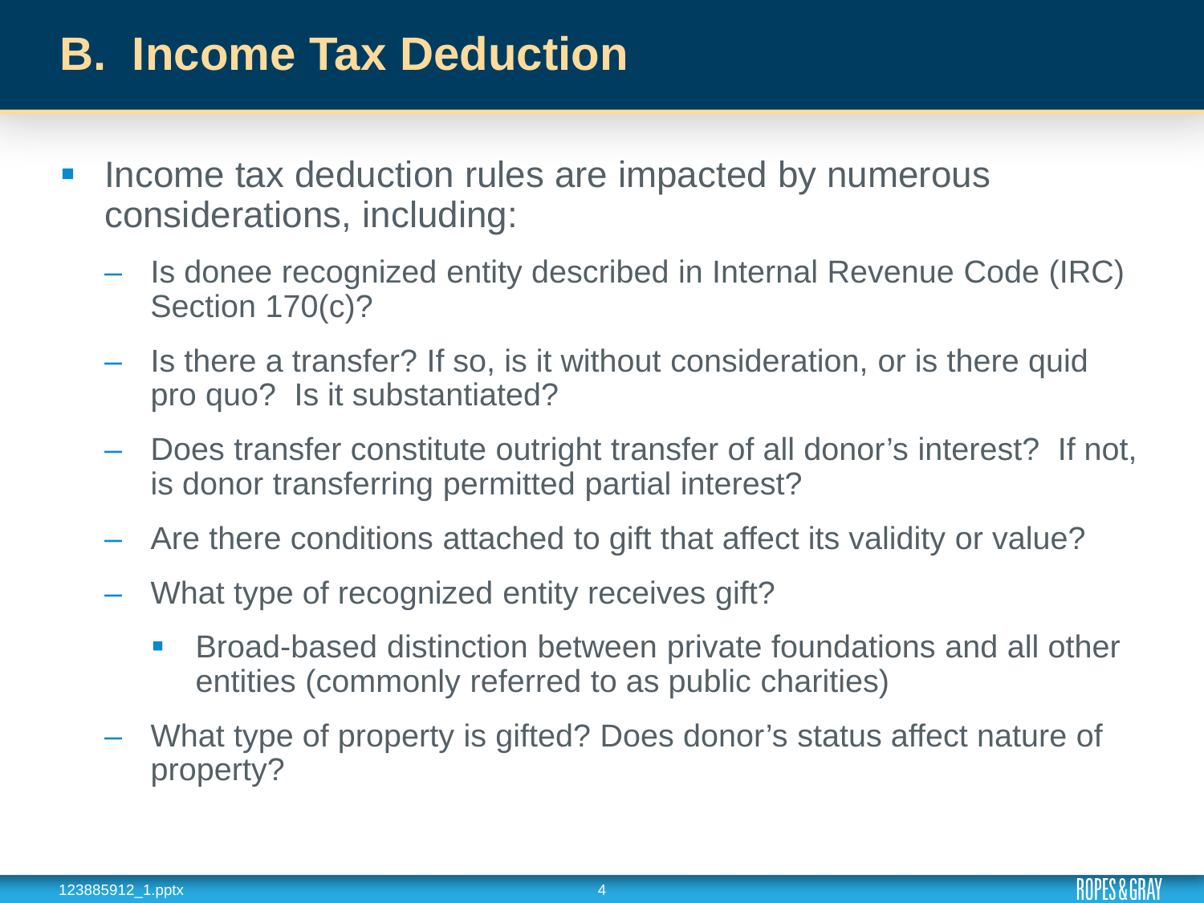# B. Income Tax Deduction

- Income tax deduction rules are impacted by numerous considerations, including:
  - Is donee recognized entity described in Internal Revenue Code (IRC) Section 170(c)?
  - Is there a transfer? If so, is it without consideration, or is there quid pro quo? Is it substantiated?
  - Does transfer constitute outright transfer of all donor's interest? If not, is donor transferring permitted partial interest?
  - Are there conditions attached to gift that affect its validity or value?
  - What type of recognized entity receives gift?
    - Broad-based distinction between private foundations and all other entities (commonly referred to as public charities)
  - What type of property is gifted? Does donor's status affect nature of property?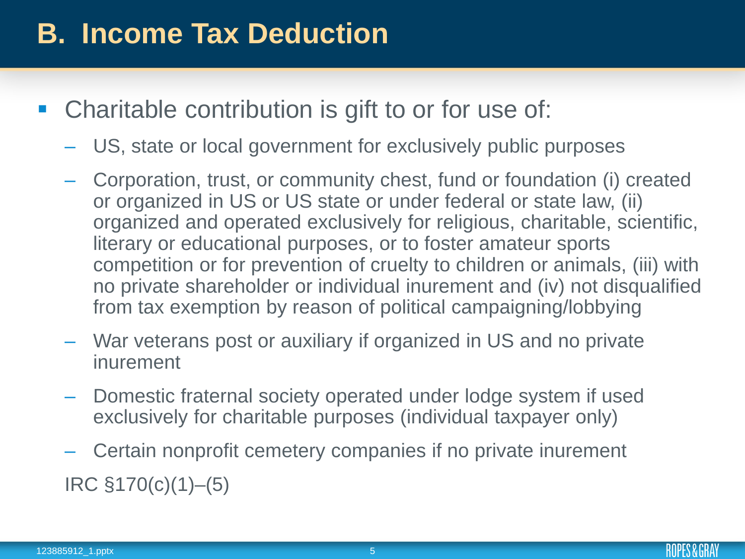# B. Income Tax Deduction

- Charitable contribution is gift to or for use of:
  - US, state or local government for exclusively public purposes
  - Corporation, trust, or community chest, fund or foundation (i) created or organized in US or US state or under federal or state law, (ii) organized and operated exclusively for religious, charitable, scientific, literary or educational purposes, or to foster amateur sports competition or for prevention of cruelty to children or animals, (iii) with no private shareholder or individual inurement and (iv) not disqualified from tax exemption by reason of political campaigning/lobbying
  - War veterans post or auxiliary if organized in US and no private inurement
  - Domestic fraternal society operated under lodge system if used exclusively for charitable purposes (individual taxpayer only)
  - Certain nonprofit cemetery companies if no private inurement

IRC §170(c)(1)–(5)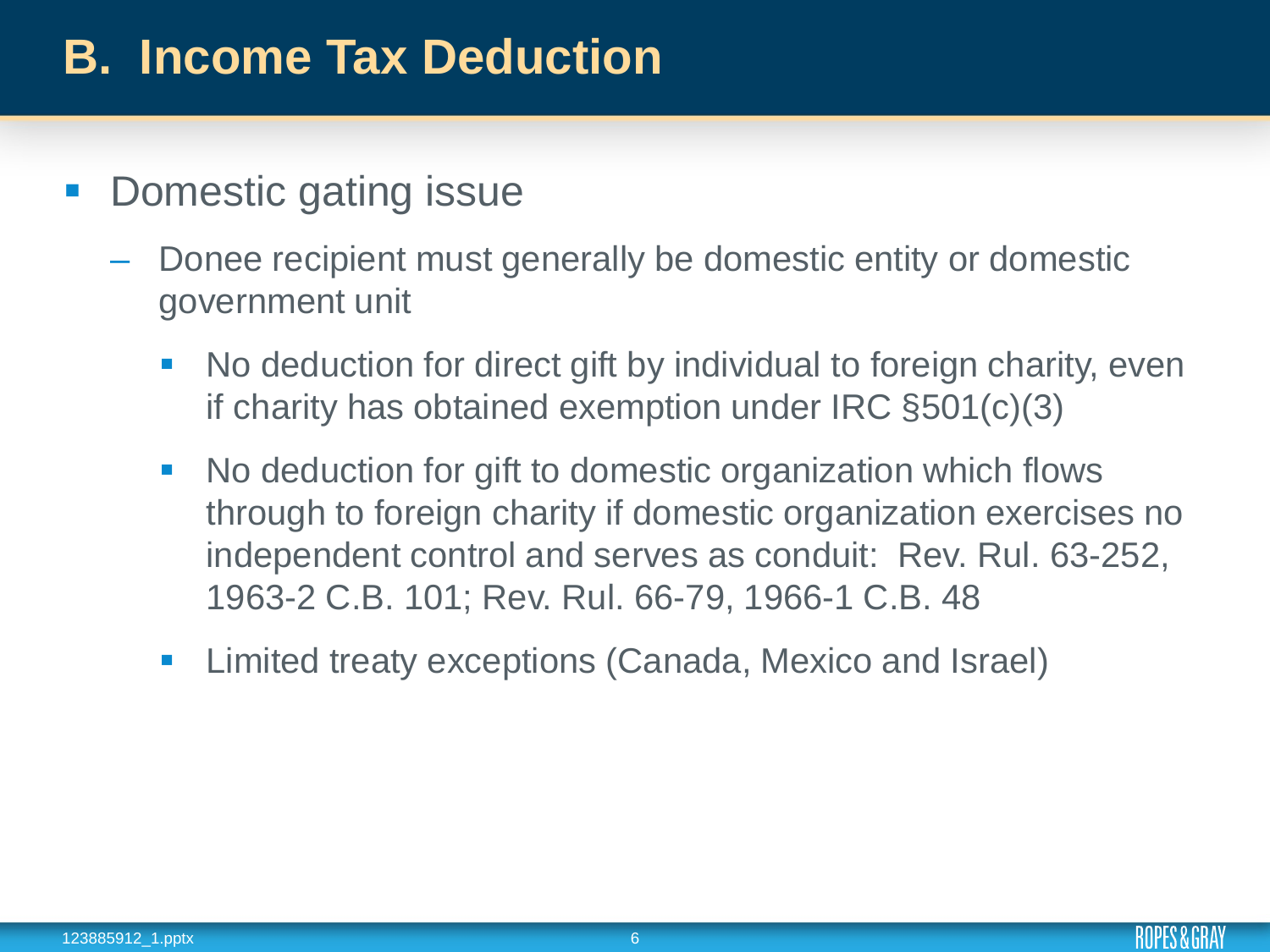# B. Income Tax Deduction

- Domestic gating issue
  - Donee recipient must generally be domestic entity or domestic government unit
    - No deduction for direct gift by individual to foreign charity, even if charity has obtained exemption under IRC §501(c)(3)
    - No deduction for gift to domestic organization which flows through to foreign charity if domestic organization exercises no independent control and serves as conduit: Rev. Rul. 63-252, 1963-2 C.B. 101; Rev. Rul. 66-79, 1966-1 C.B. 48
    - Limited treaty exceptions (Canada, Mexico and Israel)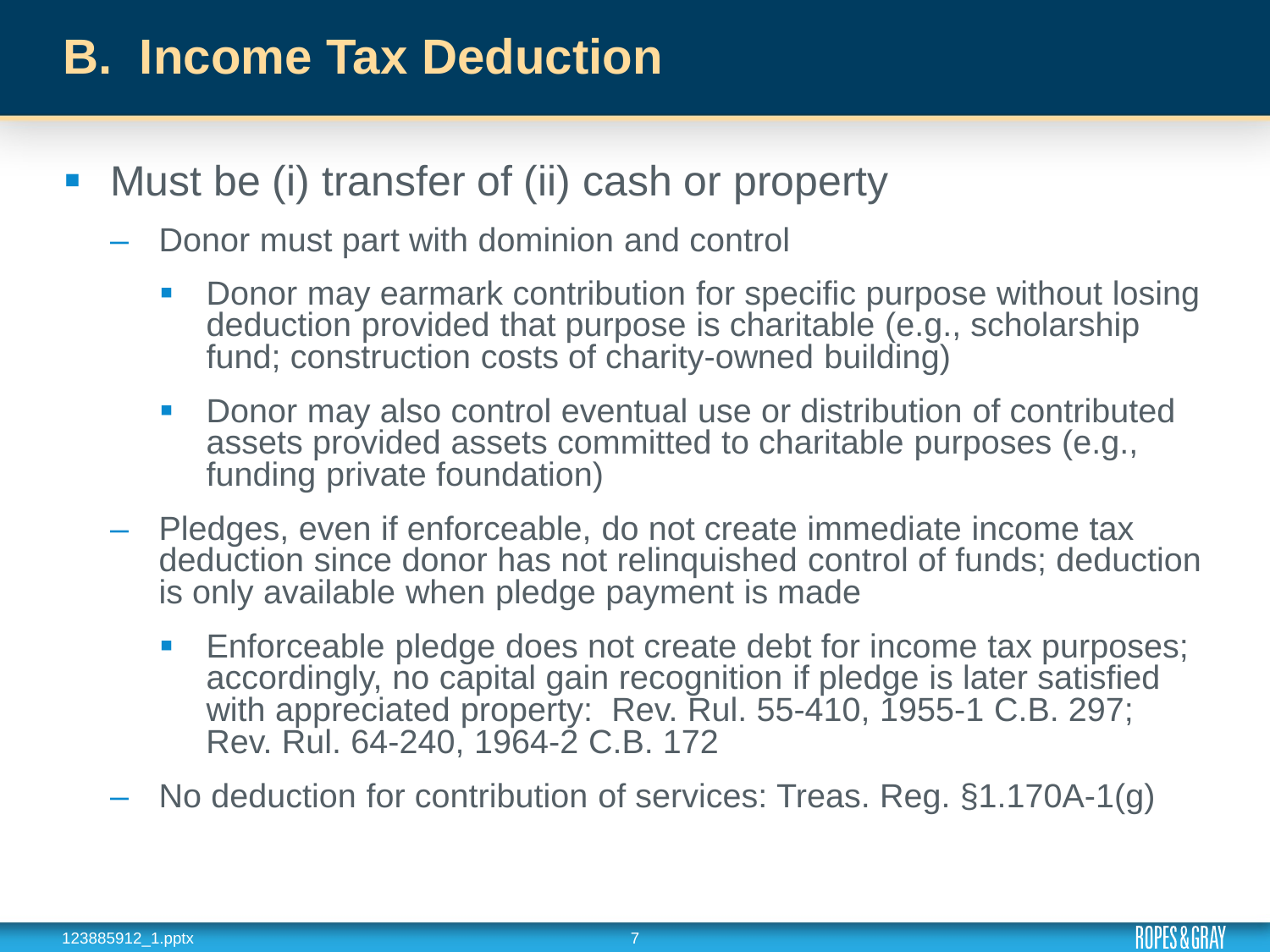# B. Income Tax Deduction

- Must be (i) transfer of (ii) cash or property
  - Donor must part with dominion and control
    - Donor may earmark contribution for specific purpose without losing deduction provided that purpose is charitable (e.g., scholarship fund; construction costs of charity-owned building)
    - Donor may also control eventual use or distribution of contributed assets provided assets committed to charitable purposes (e.g., funding private foundation)
  - Pledges, even if enforceable, do not create immediate income tax deduction since donor has not relinquished control of funds; deduction is only available when pledge payment is made
    - Enforceable pledge does not create debt for income tax purposes; accordingly, no capital gain recognition if pledge is later satisfied with appreciated property: Rev. Rul. 55-410, 1955-1 C.B. 297; Rev. Rul. 64-240, 1964-2 C.B. 172
  - No deduction for contribution of services: Treas. Reg. §1.170A-1(g)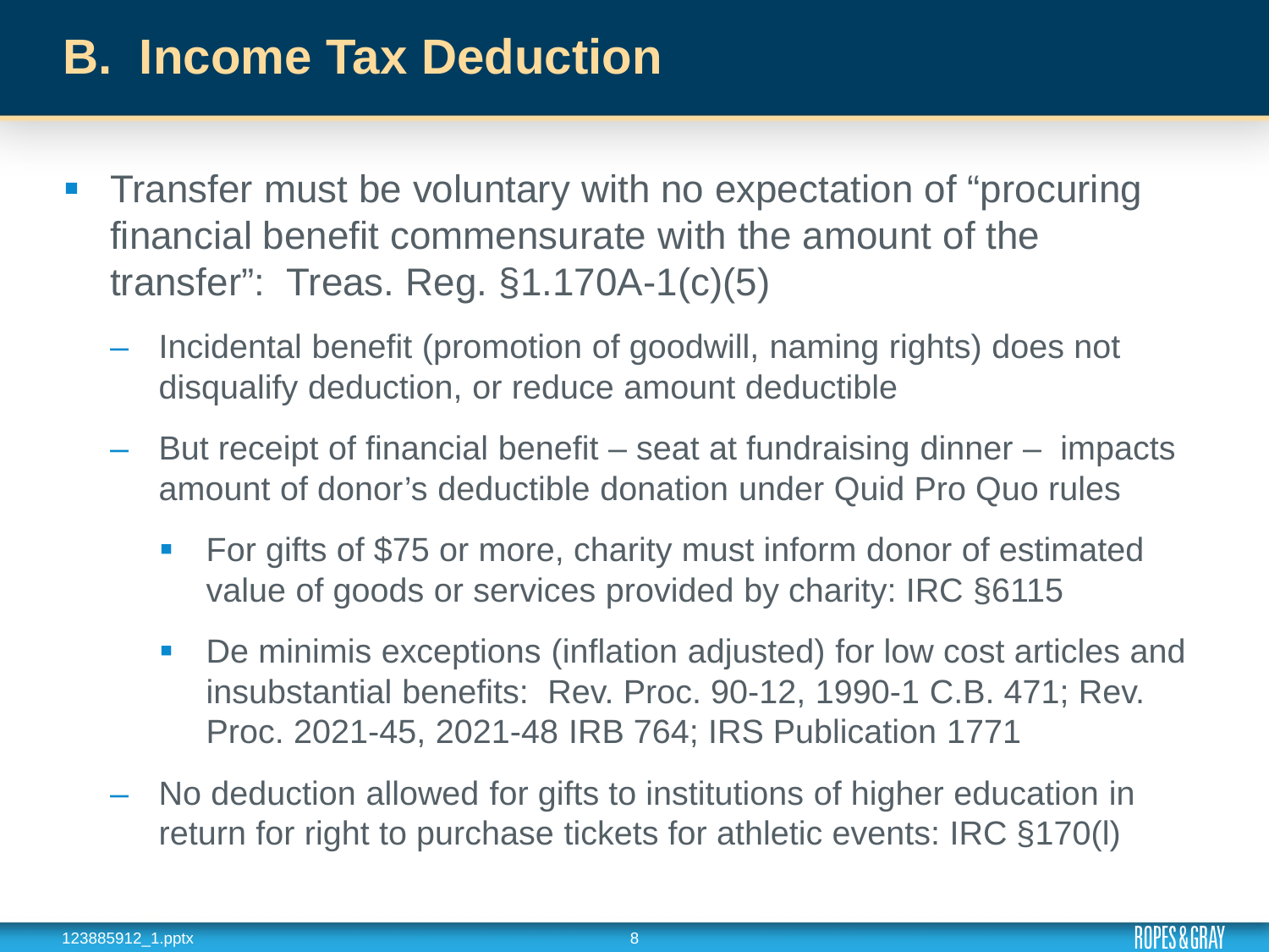# B. Income Tax Deduction

- Transfer must be voluntary with no expectation of "procuring financial benefit commensurate with the amount of the transfer": Treas. Reg. §1.170A-1(c)(5)
  - Incidental benefit (promotion of goodwill, naming rights) does not disqualify deduction, or reduce amount deductible
  - But receipt of financial benefit – seat at fundraising dinner – impacts amount of donor's deductible donation under Quid Pro Quo rules
    - For gifts of $75 or more, charity must inform donor of estimated value of goods or services provided by charity: IRC §6115
    - De minimis exceptions (inflation adjusted) for low cost articles and insubstantial benefits: Rev. Proc. 90-12, 1990-1 C.B. 471; Rev. Proc. 2021-45, 2021-48 IRB 764; IRS Publication 1771
  - No deduction allowed for gifts to institutions of higher education in return for right to purchase tickets for athletic events: IRC §170(l)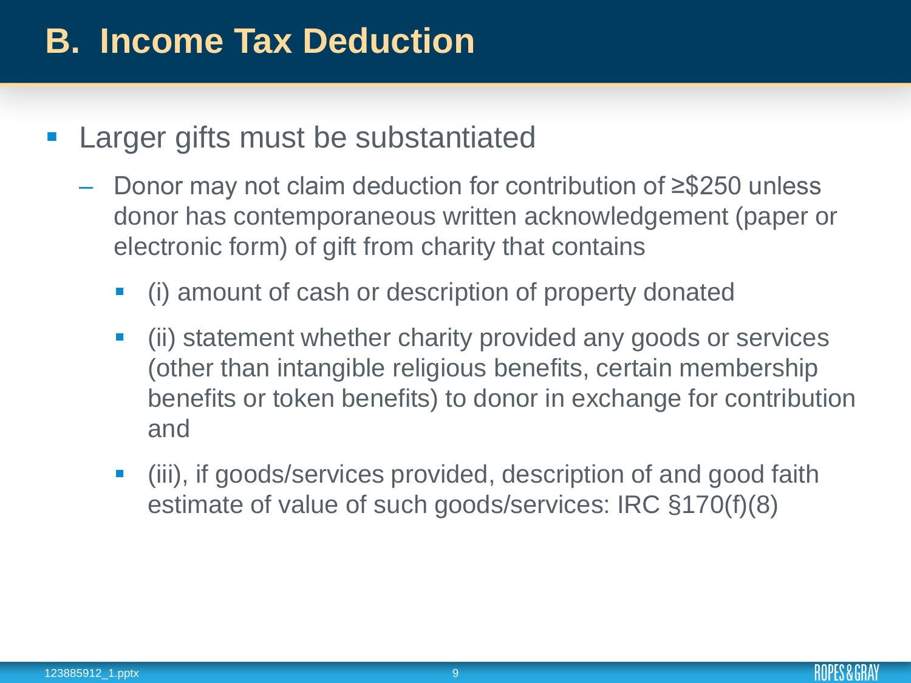# B. Income Tax Deduction

- Larger gifts must be substantiated
  - Donor may not claim deduction for contribution of ≥$250 unless donor has contemporaneous written acknowledgement (paper or electronic form) of gift from charity that contains
    - (i) amount of cash or description of property donated
    - (ii) statement whether charity provided any goods or services (other than intangible religious benefits, certain membership benefits or token benefits) to donor in exchange for contribution and
    - (iii), if goods/services provided, description of and good faith estimate of value of such goods/services: IRC §170(f)(8)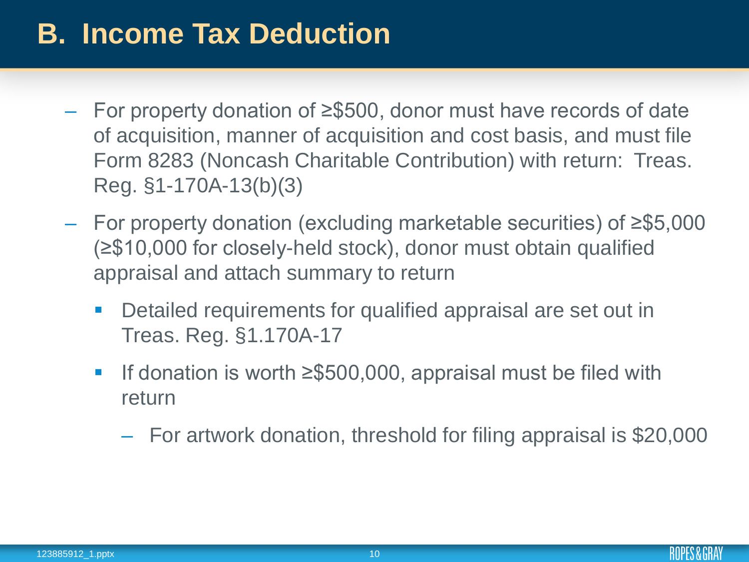# B. Income Tax Deduction

- For property donation of ≥$500, donor must have records of date of acquisition, manner of acquisition and cost basis, and must file Form 8283 (Noncash Charitable Contribution) with return: Treas. Reg. §1-170A-13(b)(3)
- For property donation (excluding marketable securities) of ≥$5,000 (≥$10,000 for closely-held stock), donor must obtain qualified appraisal and attach summary to return
  - Detailed requirements for qualified appraisal are set out in Treas. Reg. §1.170A-17
  - If donation is worth ≥$500,000, appraisal must be filed with return
    - For artwork donation, threshold for filing appraisal is $20,000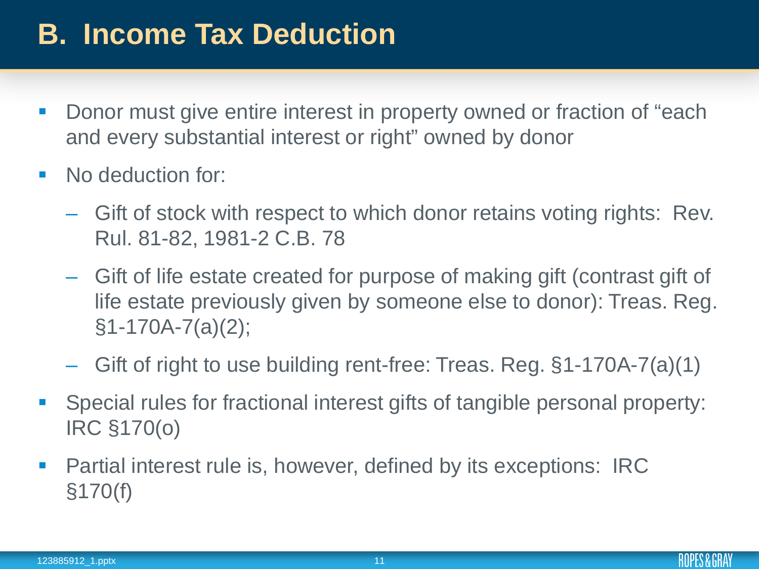# B. Income Tax Deduction

- Donor must give entire interest in property owned or fraction of "each and every substantial interest or right" owned by donor
- No deduction for:
  - Gift of stock with respect to which donor retains voting rights: Rev. Rul. 81-82, 1981-2 C.B. 78
  - Gift of life estate created for purpose of making gift (contrast gift of life estate previously given by someone else to donor): Treas. Reg. §1-170A-7(a)(2);
  - Gift of right to use building rent-free: Treas. Reg. §1-170A-7(a)(1)
- Special rules for fractional interest gifts of tangible personal property: IRC §170(o)
- Partial interest rule is, however, defined by its exceptions: IRC §170(f)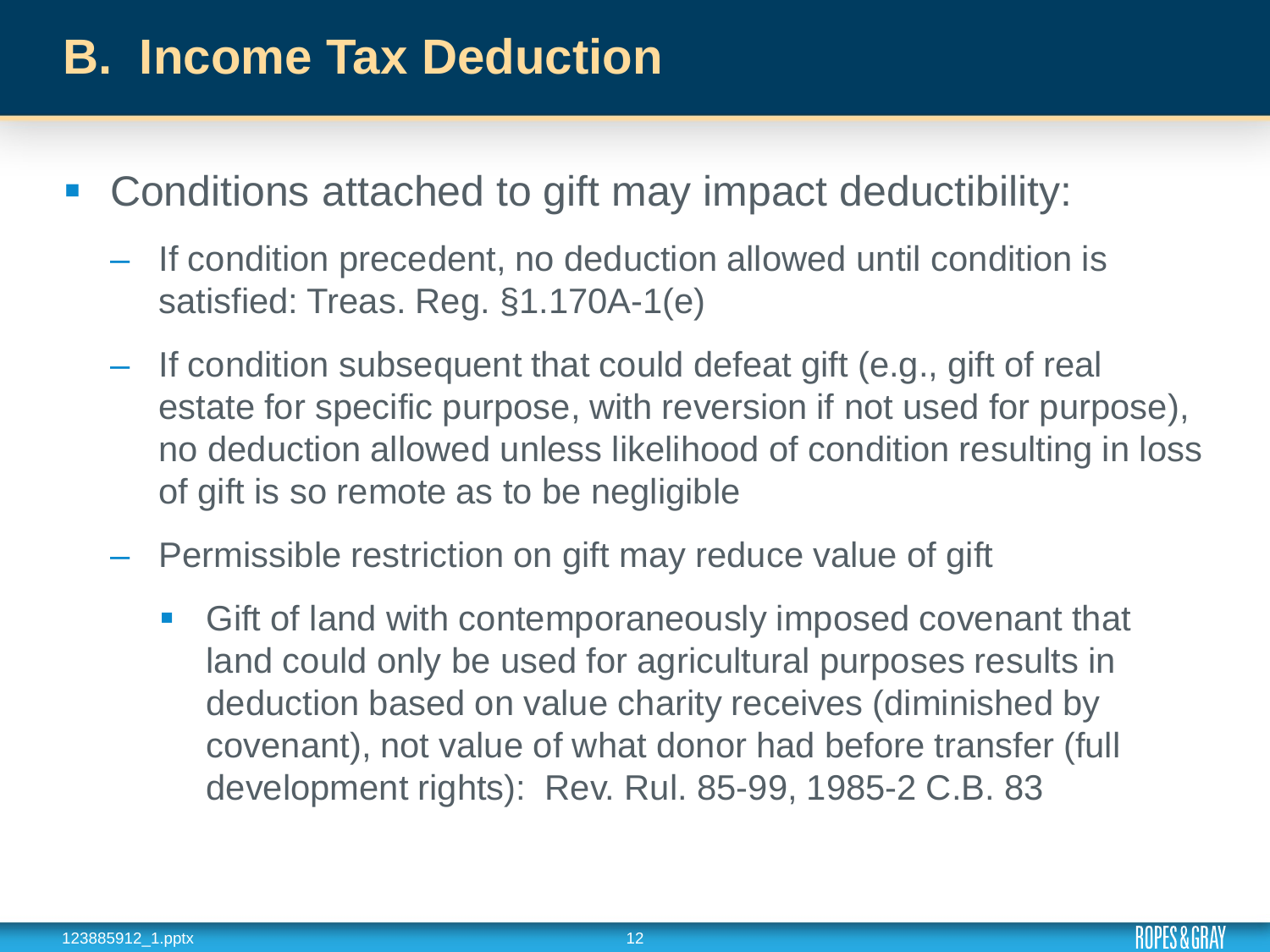# B. Income Tax Deduction

- Conditions attached to gift may impact deductibility:
  - If condition precedent, no deduction allowed until condition is satisfied: Treas. Reg. §1.170A-1(e)
  - If condition subsequent that could defeat gift (e.g., gift of real estate for specific purpose, with reversion if not used for purpose), no deduction allowed unless likelihood of condition resulting in loss of gift is so remote as to be negligible
  - Permissible restriction on gift may reduce value of gift
    - Gift of land with contemporaneously imposed covenant that land could only be used for agricultural purposes results in deduction based on value charity receives (diminished by covenant), not value of what donor had before transfer (full development rights): Rev. Rul. 85-99, 1985-2 C.B. 83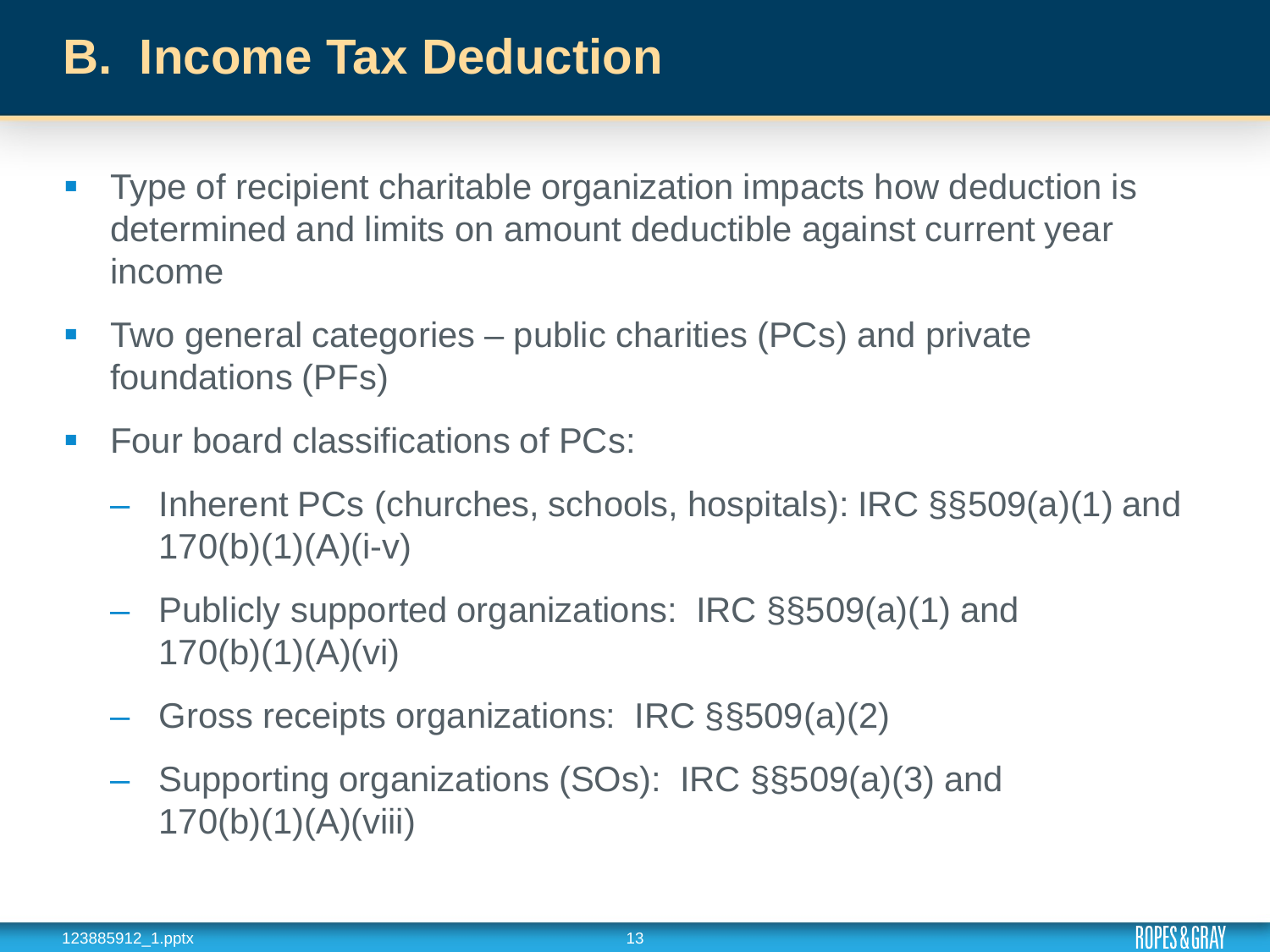# B. Income Tax Deduction

- Type of recipient charitable organization impacts how deduction is determined and limits on amount deductible against current year income
- Two general categories – public charities (PCs) and private foundations (PFs)
- Four board classifications of PCs:
  - Inherent PCs (churches, schools, hospitals): IRC §§509(a)(1) and 170(b)(1)(A)(i-v)
  - Publicly supported organizations: IRC §§509(a)(1) and 170(b)(1)(A)(vi)
  - Gross receipts organizations: IRC §§509(a)(2)
  - Supporting organizations (SOs): IRC §§509(a)(3) and 170(b)(1)(A)(viii)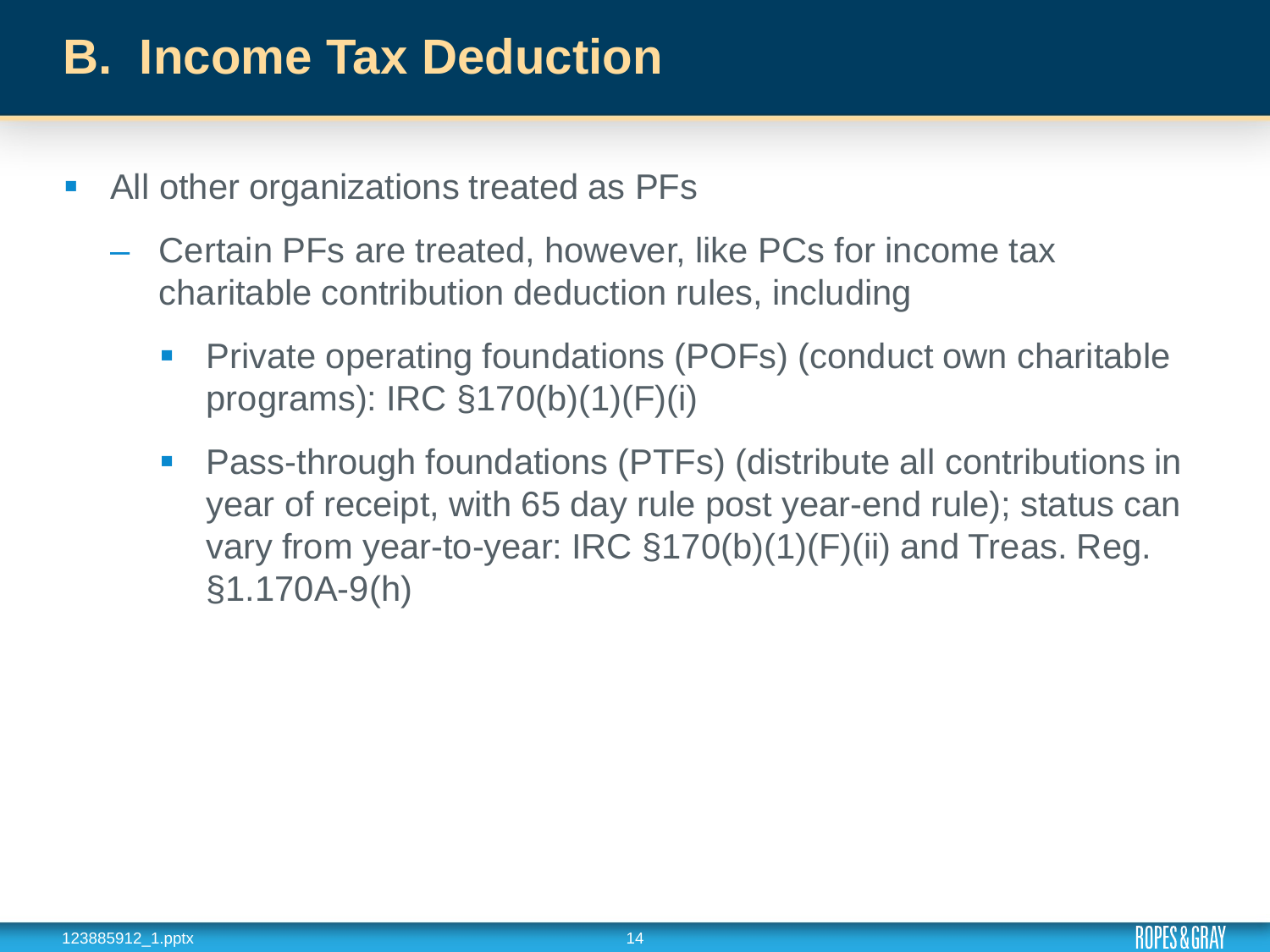# B. Income Tax Deduction

- All other organizations treated as PFs
  - Certain PFs are treated, however, like PCs for income tax charitable contribution deduction rules, including
    - Private operating foundations (POFs) (conduct own charitable programs): IRC §170(b)(1)(F)(i)
    - Pass-through foundations (PTFs) (distribute all contributions in year of receipt, with 65 day rule post year-end rule); status can vary from year-to-year: IRC §170(b)(1)(F)(ii) and Treas. Reg. §1.170A-9(h)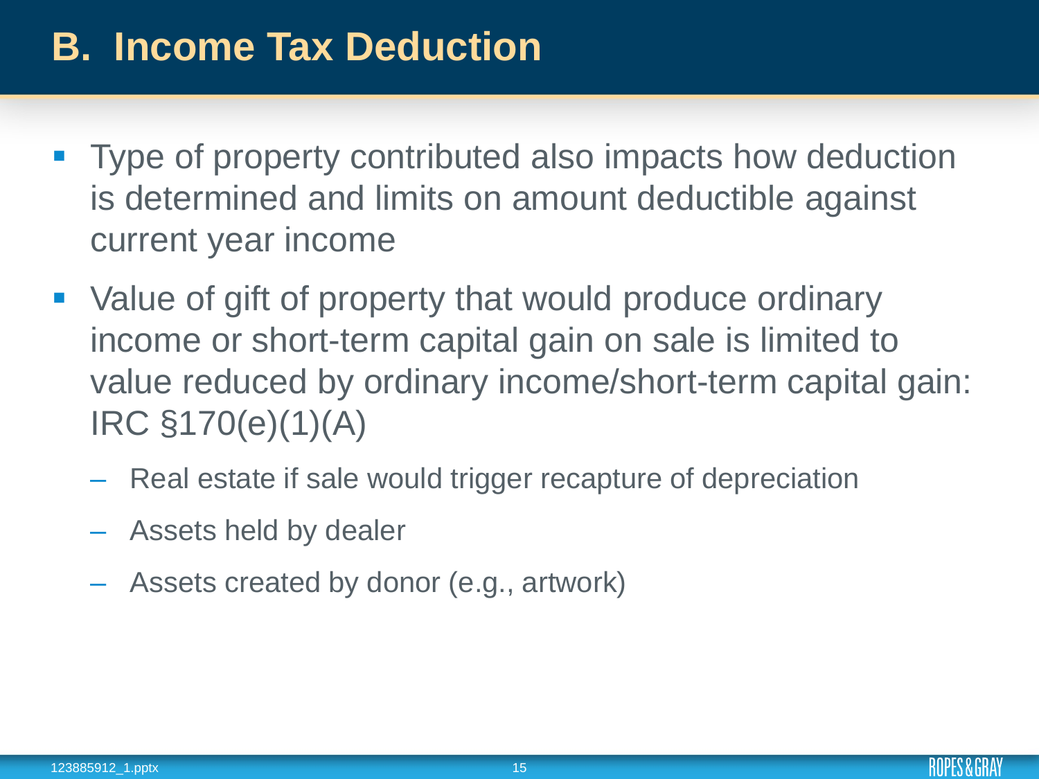# B. Income Tax Deduction

- Type of property contributed also impacts how deduction is determined and limits on amount deductible against current year income
- Value of gift of property that would produce ordinary income or short-term capital gain on sale is limited to value reduced by ordinary income/short-term capital gain: IRC §170(e)(1)(A)
  - Real estate if sale would trigger recapture of depreciation
  - Assets held by dealer
  - Assets created by donor (e.g., artwork)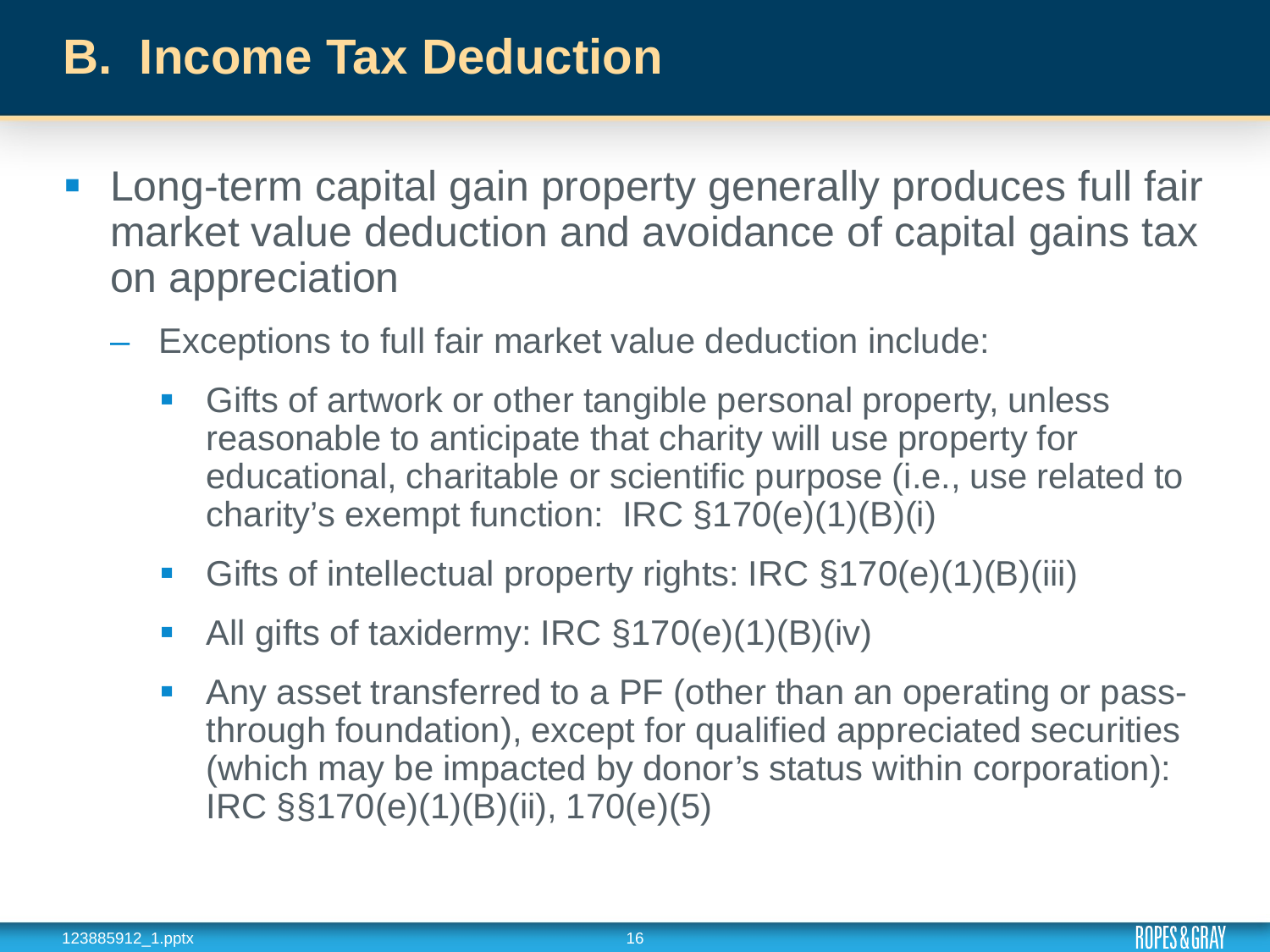## B. Income Tax Deduction

- Long-term capital gain property generally produces full fair market value deduction and avoidance of capital gains tax on appreciation
  - Exceptions to full fair market value deduction include:
    - Gifts of artwork or other tangible personal property, unless reasonable to anticipate that charity will use property for educational, charitable or scientific purpose (i.e., use related to charity's exempt function: IRC §170(e)(1)(B)(i)
    - Gifts of intellectual property rights: IRC §170(e)(1)(B)(iii)
    - All gifts of taxidermy: IRC §170(e)(1)(B)(iv)
    - Any asset transferred to a PF (other than an operating or pass-through foundation), except for qualified appreciated securities (which may be impacted by donor's status within corporation): IRC §§170(e)(1)(B)(ii), 170(e)(5)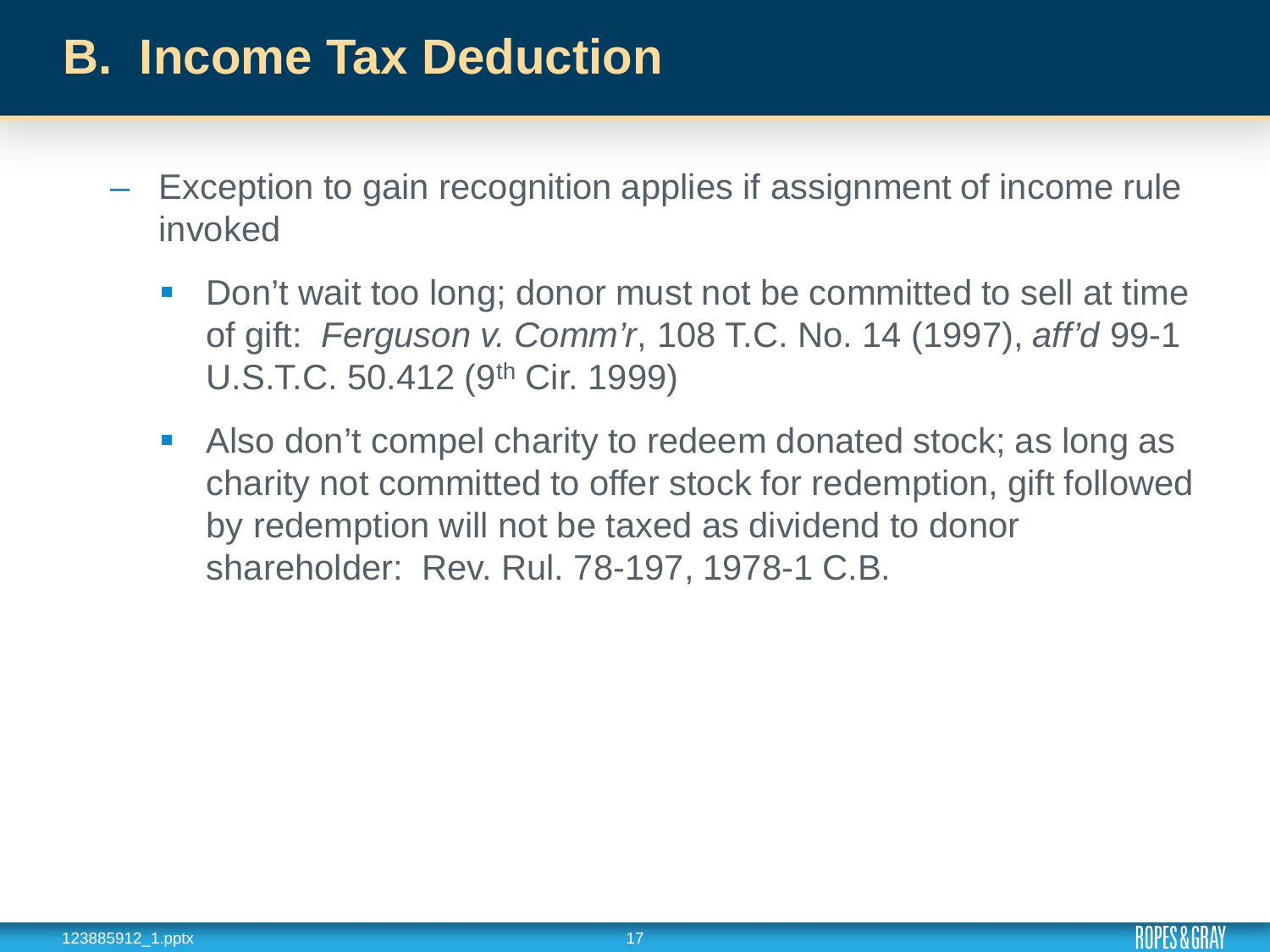# B. Income Tax Deduction

- Exception to gain recognition applies if assignment of income rule invoked
  - Don't wait too long; donor must not be committed to sell at time of gift: *Ferguson v. Comm'r*, 108 T.C. No. 14 (1997), *aff'd* 99-1 U.S.T.C. 50.412 (9th Cir. 1999)
  - Also don't compel charity to redeem donated stock; as long as charity not committed to offer stock for redemption, gift followed by redemption will not be taxed as dividend to donor shareholder: Rev. Rul. 78-197, 1978-1 C.B.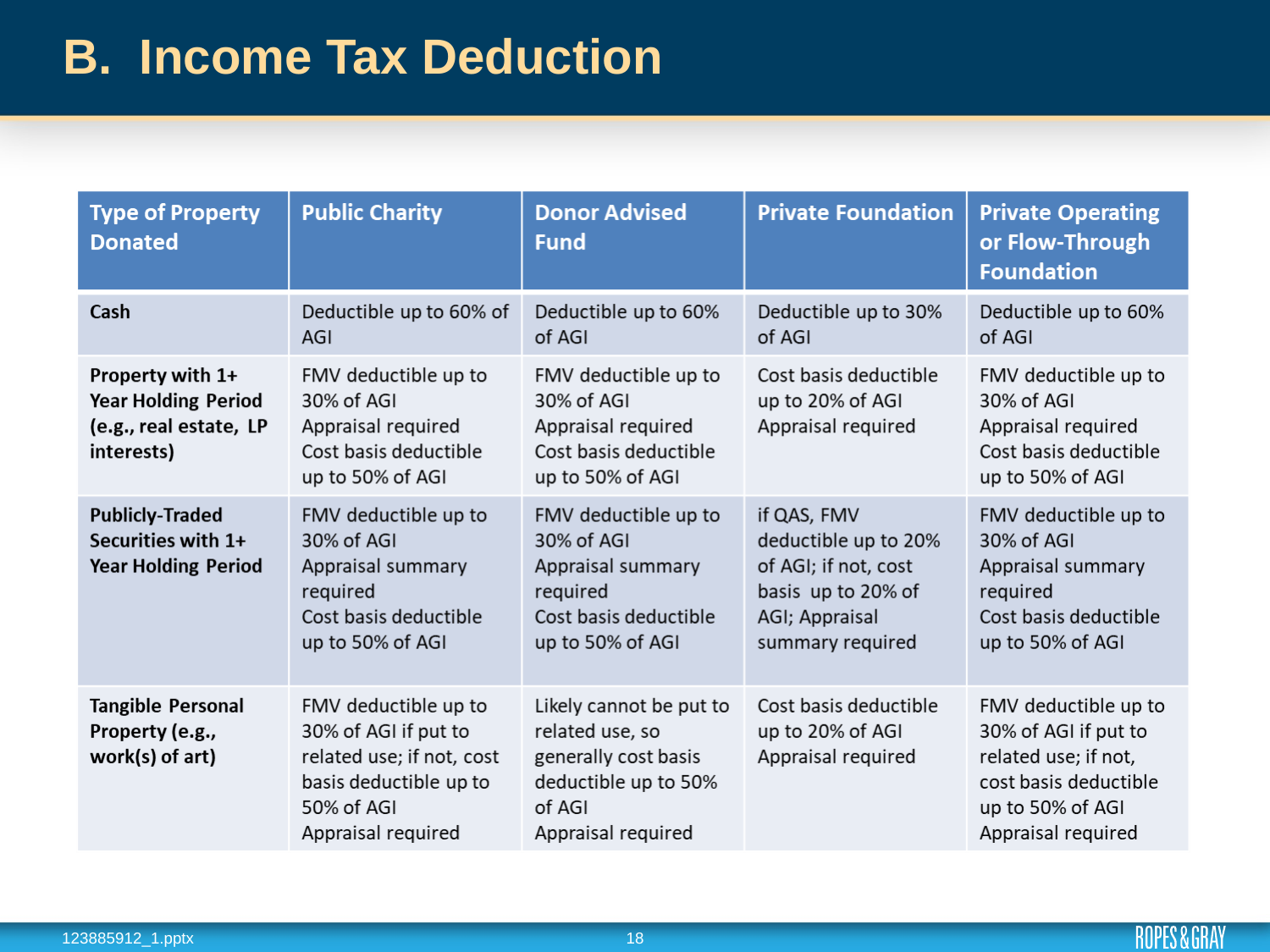# B. Income Tax Deduction

| Type of Property Donated | Public Charity | Donor Advised Fund | Private Foundation | Private Operating or Flow-Through Foundation |
|---|---|---|---|---|
| **Cash** | Deductible up to 60% of AGI | Deductible up to 60% of AGI | Deductible up to 30% of AGI | Deductible up to 60% of AGI |
| **Property with 1+ Year Holding Period (e.g., real estate, LP interests)** | FMV deductible up to 30% of AGI<br>Appraisal required<br>Cost basis deductible up to 50% of AGI | FMV deductible up to 30% of AGI<br>Appraisal required<br>Cost basis deductible up to 50% of AGI | Cost basis deductible up to 20% of AGI<br>Appraisal required | FMV deductible up to 30% of AGI<br>Appraisal required<br>Cost basis deductible up to 50% of AGI |
| **Publicly-Traded Securities with 1+ Year Holding Period** | FMV deductible up to 30% of AGI<br>Appraisal summary required<br>Cost basis deductible up to 50% of AGI | FMV deductible up to 30% of AGI<br>Appraisal summary required<br>Cost basis deductible up to 50% of AGI | if QAS, FMV deductible up to 20% of AGI; if not, cost basis up to 20% of AGI; Appraisal summary required | FMV deductible up to 30% of AGI<br>Appraisal summary required<br>Cost basis deductible up to 50% of AGI |
| **Tangible Personal Property (e.g., work(s) of art)** | FMV deductible up to 30% of AGI if put to related use; if not, cost basis deductible up to 50% of AGI<br>Appraisal required | Likely cannot be put to related use, so generally cost basis deductible up to 50% of AGI<br>Appraisal required | Cost basis deductible up to 20% of AGI<br>Appraisal required | FMV deductible up to 30% of AGI if put to related use; if not, cost basis deductible up to 50% of AGI<br>Appraisal required |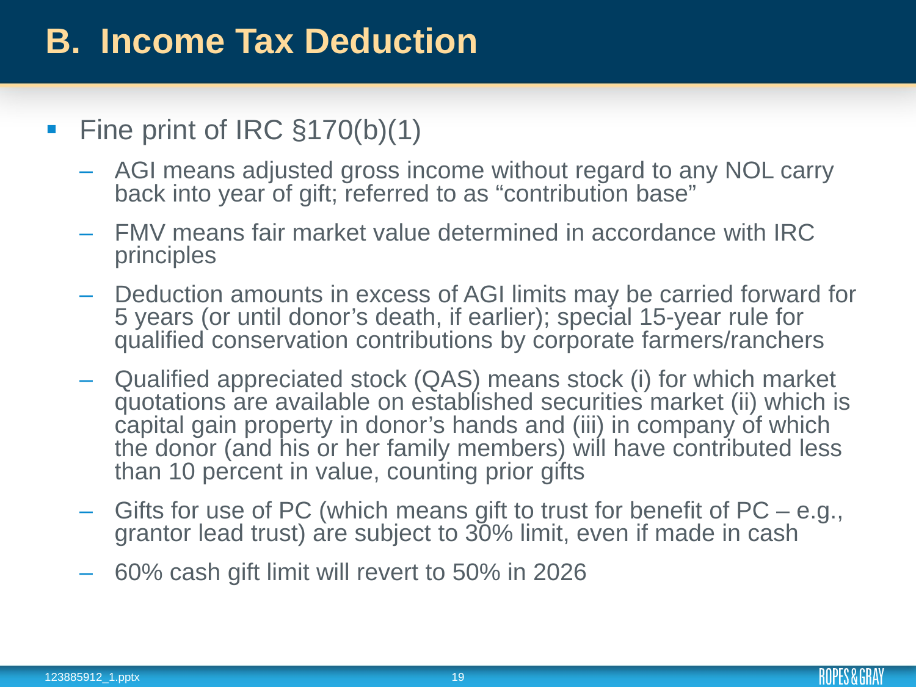# B. Income Tax Deduction

- Fine print of IRC §170(b)(1)
  - AGI means adjusted gross income without regard to any NOL carry back into year of gift; referred to as "contribution base"
  - FMV means fair market value determined in accordance with IRC principles
  - Deduction amounts in excess of AGI limits may be carried forward for 5 years (or until donor's death, if earlier); special 15-year rule for qualified conservation contributions by corporate farmers/ranchers
  - Qualified appreciated stock (QAS) means stock (i) for which market quotations are available on established securities market (ii) which is capital gain property in donor's hands and (iii) in company of which the donor (and his or her family members) will have contributed less than 10 percent in value, counting prior gifts
  - Gifts for use of PC (which means gift to trust for benefit of PC – e.g., grantor lead trust) are subject to 30% limit, even if made in cash
  - 60% cash gift limit will revert to 50% in 2026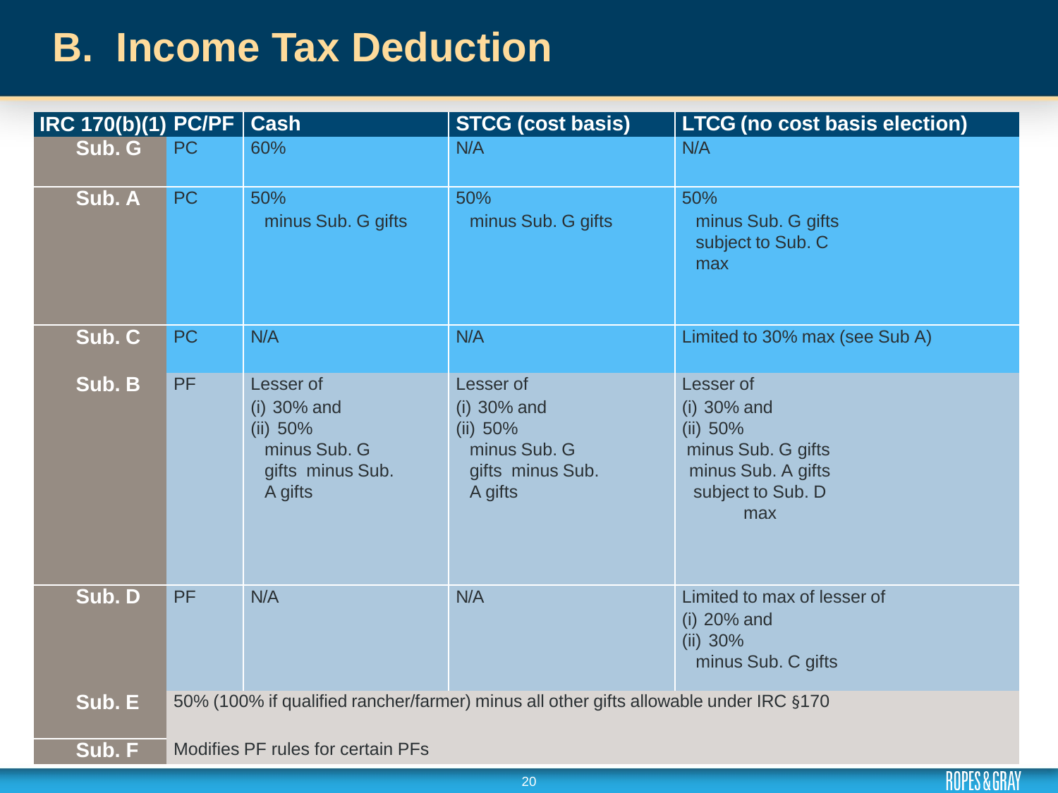# B. Income Tax Deduction

| IRC 170(b)(1) | PC/PF | Cash | STCG (cost basis) | LTCG (no cost basis election) |
|---|---|---|---|---|
| **Sub. G** | PC | 60% | N/A | N/A |
| **Sub. A** | PC | 50% minus Sub. G gifts | 50% minus Sub. G gifts | 50% minus Sub. G gifts subject to Sub. C max |
| **Sub. C** | PC | N/A | N/A | Limited to 30% max (see Sub A) |
| **Sub. B** | PF | Lesser of (i) 30% and (ii) 50% minus Sub. G gifts minus Sub. A gifts | Lesser of (i) 30% and (ii) 50% minus Sub. G gifts minus Sub. A gifts | Lesser of (i) 30% and (ii) 50% minus Sub. G gifts minus Sub. A gifts subject to Sub. D max |
| **Sub. D** | PF | N/A | N/A | Limited to max of lesser of (i) 20% and (ii) 30% minus Sub. C gifts |
| **Sub. E** | 50% (100% if qualified rancher/farmer) minus all other gifts allowable under IRC §170 | | | |
| **Sub. F** | Modifies PF rules for certain PFs | | | |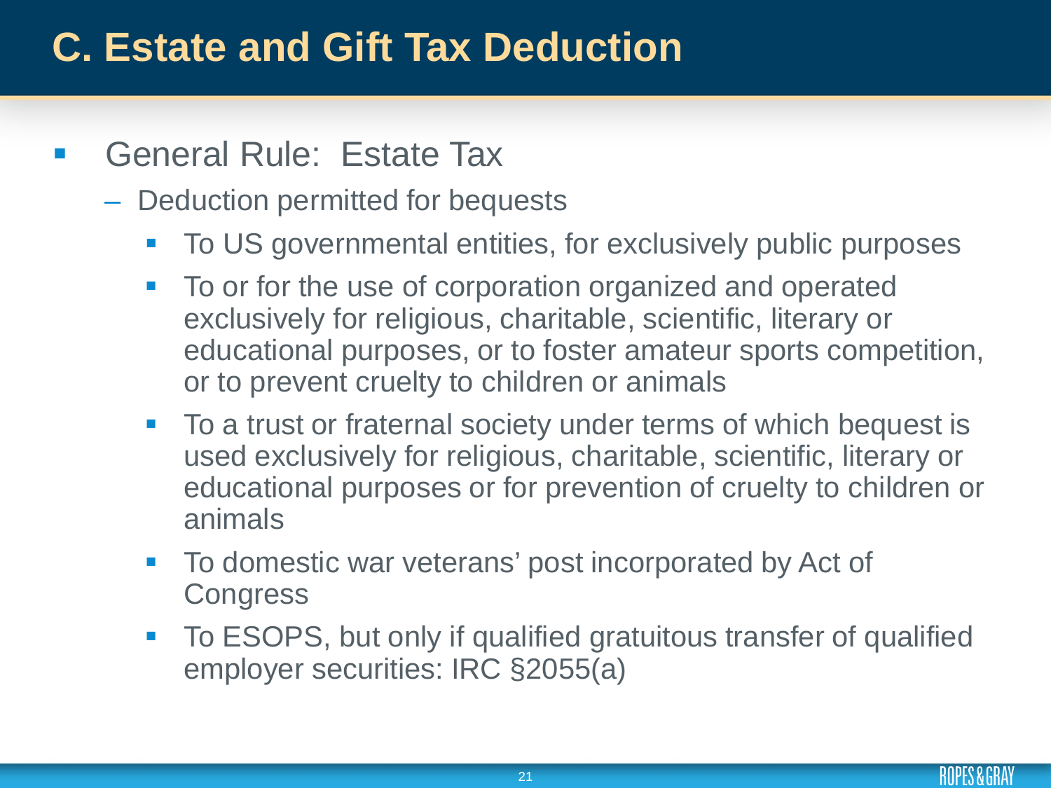# C. Estate and Gift Tax Deduction

- General Rule: Estate Tax
  - Deduction permitted for bequests
    - To US governmental entities, for exclusively public purposes
    - To or for the use of corporation organized and operated exclusively for religious, charitable, scientific, literary or educational purposes, or to foster amateur sports competition, or to prevent cruelty to children or animals
    - To a trust or fraternal society under terms of which bequest is used exclusively for religious, charitable, scientific, literary or educational purposes or for prevention of cruelty to children or animals
    - To domestic war veterans' post incorporated by Act of Congress
    - To ESOPS, but only if qualified gratuitous transfer of qualified employer securities: IRC §2055(a)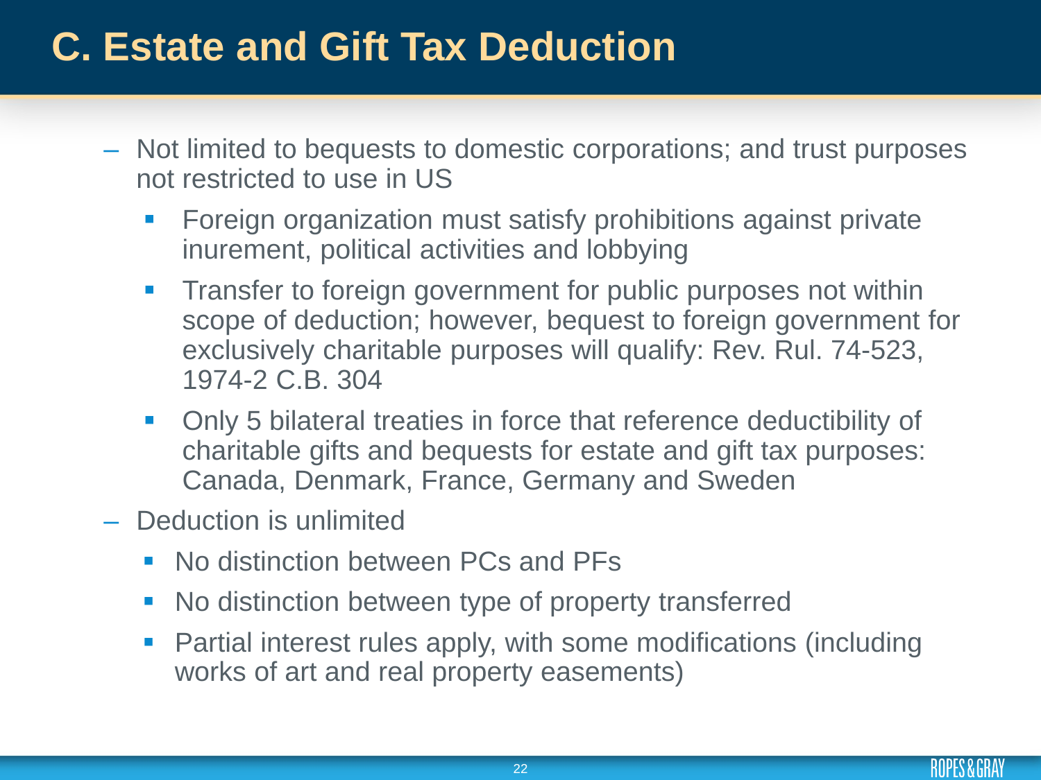# C. Estate and Gift Tax Deduction

- Not limited to bequests to domestic corporations; and trust purposes not restricted to use in US
  - Foreign organization must satisfy prohibitions against private inurement, political activities and lobbying
  - Transfer to foreign government for public purposes not within scope of deduction; however, bequest to foreign government for exclusively charitable purposes will qualify: Rev. Rul. 74-523, 1974-2 C.B. 304
  - Only 5 bilateral treaties in force that reference deductibility of charitable gifts and bequests for estate and gift tax purposes: Canada, Denmark, France, Germany and Sweden
- Deduction is unlimited
  - No distinction between PCs and PFs
  - No distinction between type of property transferred
  - Partial interest rules apply, with some modifications (including works of art and real property easements)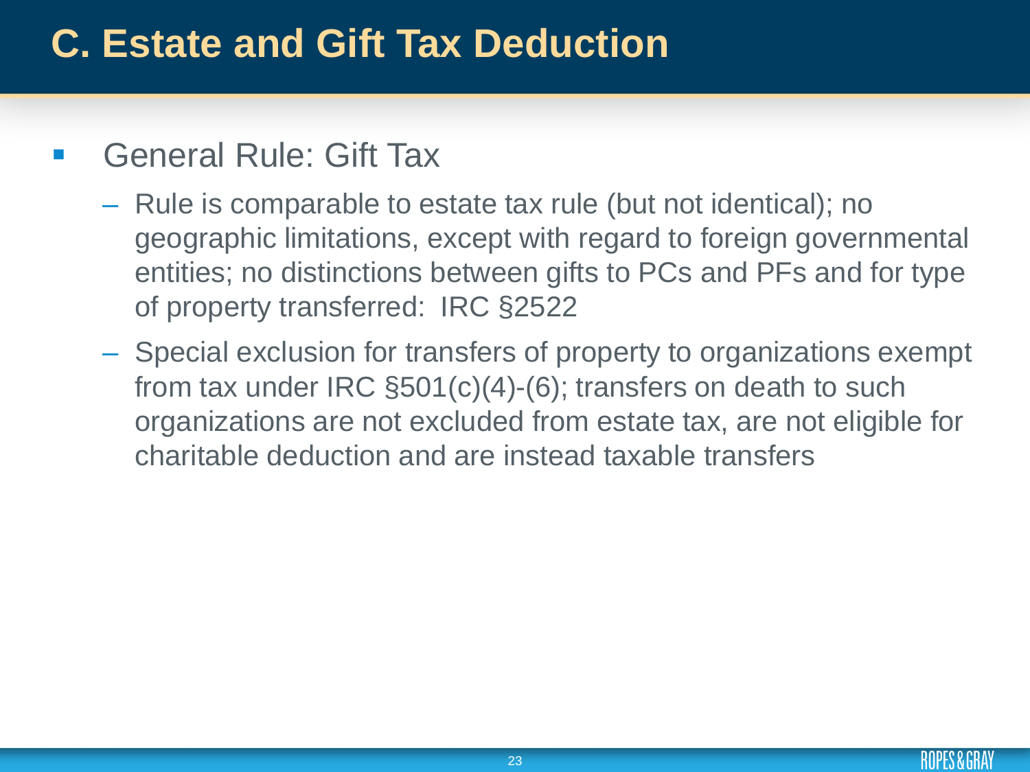# C. Estate and Gift Tax Deduction

- General Rule: Gift Tax
  - Rule is comparable to estate tax rule (but not identical); no geographic limitations, except with regard to foreign governmental entities; no distinctions between gifts to PCs and PFs and for type of property transferred: IRC §2522
  - Special exclusion for transfers of property to organizations exempt from tax under IRC §501(c)(4)-(6); transfers on death to such organizations are not excluded from estate tax, are not eligible for charitable deduction and are instead taxable transfers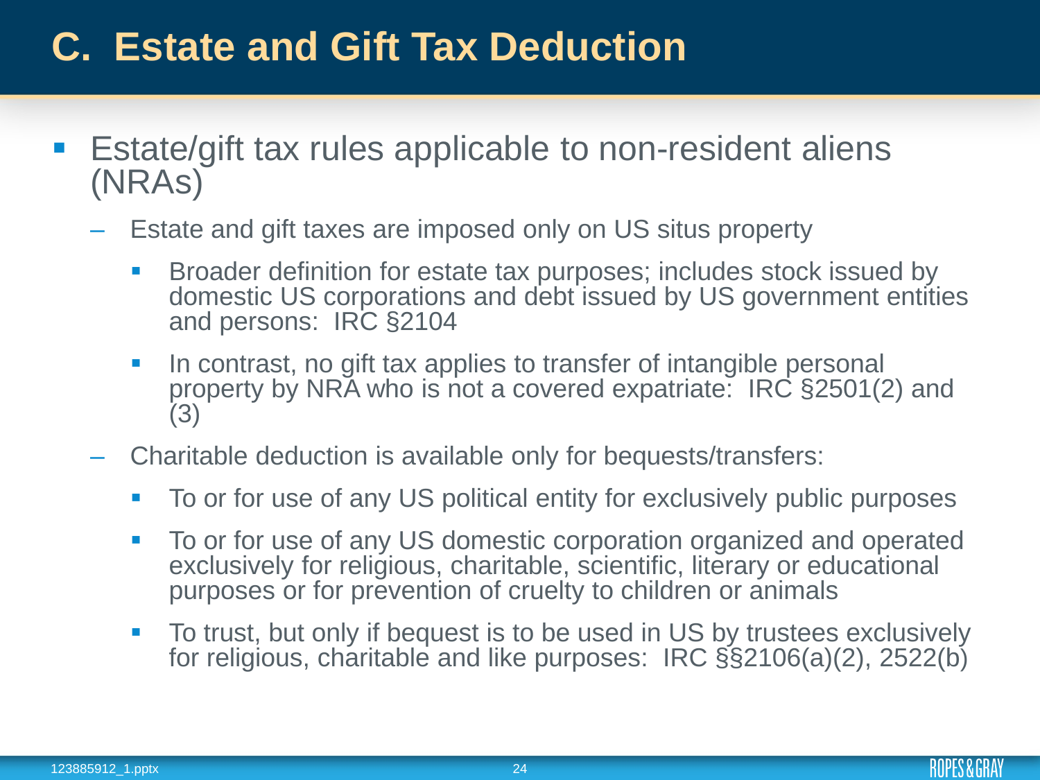# C. Estate and Gift Tax Deduction

- Estate/gift tax rules applicable to non-resident aliens (NRAs)
  - Estate and gift taxes are imposed only on US situs property
    - Broader definition for estate tax purposes; includes stock issued by domestic US corporations and debt issued by US government entities and persons: IRC §2104
    - In contrast, no gift tax applies to transfer of intangible personal property by NRA who is not a covered expatriate: IRC §2501(2) and (3)
  - Charitable deduction is available only for bequests/transfers:
    - To or for use of any US political entity for exclusively public purposes
    - To or for use of any US domestic corporation organized and operated exclusively for religious, charitable, scientific, literary or educational purposes or for prevention of cruelty to children or animals
    - To trust, but only if bequest is to be used in US by trustees exclusively for religious, charitable and like purposes: IRC §§2106(a)(2), 2522(b)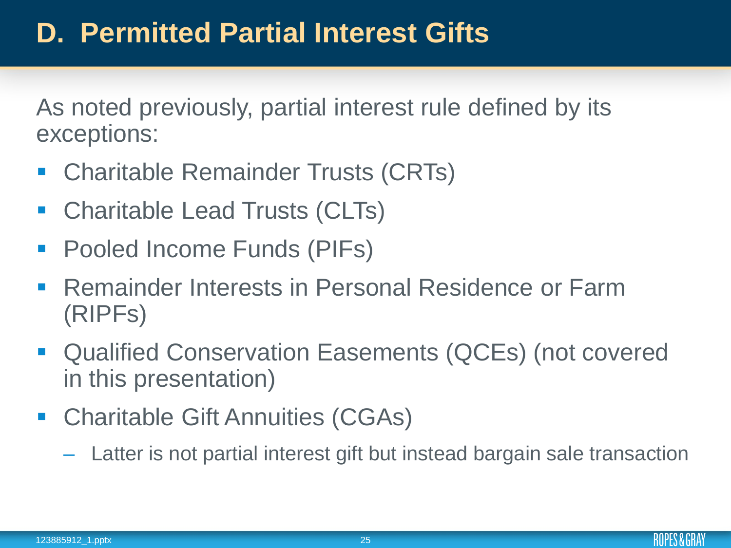# D. Permitted Partial Interest Gifts

As noted previously, partial interest rule defined by its exceptions:

- Charitable Remainder Trusts (CRTs)
- Charitable Lead Trusts (CLTs)
- Pooled Income Funds (PIFs)
- Remainder Interests in Personal Residence or Farm (RIPFs)
- Qualified Conservation Easements (QCEs) (not covered in this presentation)
- Charitable Gift Annuities (CGAs)
  - Latter is not partial interest gift but instead bargain sale transaction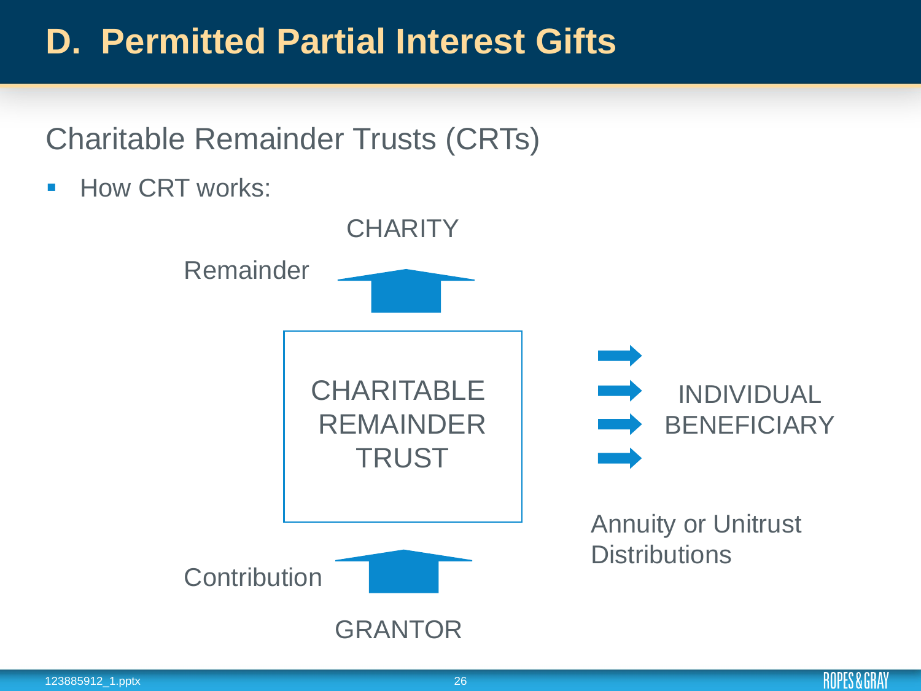# D. Permitted Partial Interest Gifts

## Charitable Remainder Trusts (CRTs)

- How CRT works:

CHARITY

Remainder

CHARITABLE REMAINDER TRUST

INDIVIDUAL BENEFICIARY

Annuity or Unitrust Distributions

Contribution

GRANTOR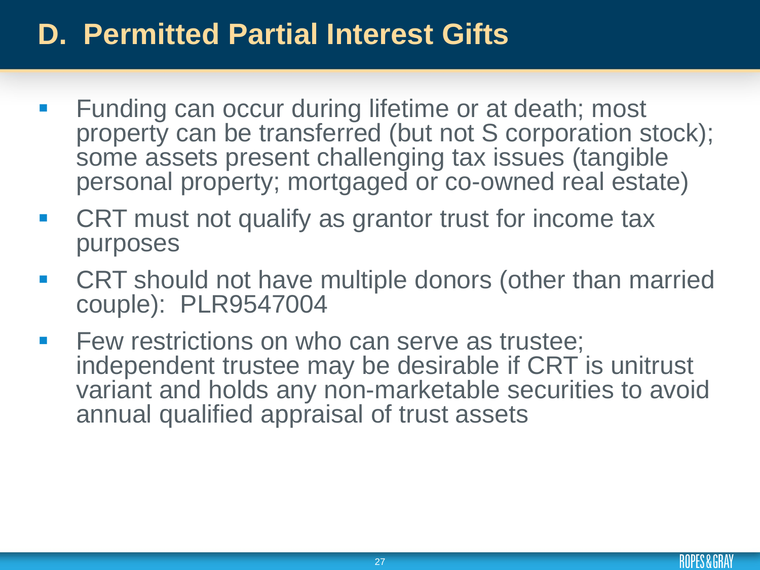# D. Permitted Partial Interest Gifts

- Funding can occur during lifetime or at death; most property can be transferred (but not S corporation stock); some assets present challenging tax issues (tangible personal property; mortgaged or co-owned real estate)
- CRT must not qualify as grantor trust for income tax purposes
- CRT should not have multiple donors (other than married couple): PLR9547004
- Few restrictions on who can serve as trustee; independent trustee may be desirable if CRT is unitrust variant and holds any non-marketable securities to avoid annual qualified appraisal of trust assets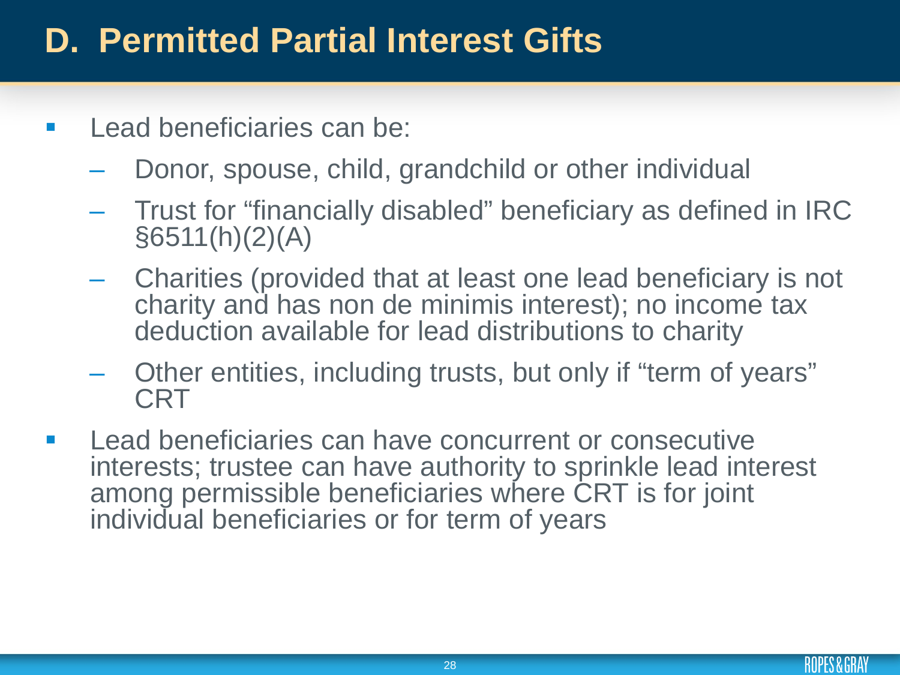# D. Permitted Partial Interest Gifts

- Lead beneficiaries can be:
  - Donor, spouse, child, grandchild or other individual
  - Trust for “financially disabled” beneficiary as defined in IRC §6511(h)(2)(A)
  - Charities (provided that at least one lead beneficiary is not charity and has non de minimis interest); no income tax deduction available for lead distributions to charity
  - Other entities, including trusts, but only if “term of years” CRT
- Lead beneficiaries can have concurrent or consecutive interests; trustee can have authority to sprinkle lead interest among permissible beneficiaries where CRT is for joint individual beneficiaries or for term of years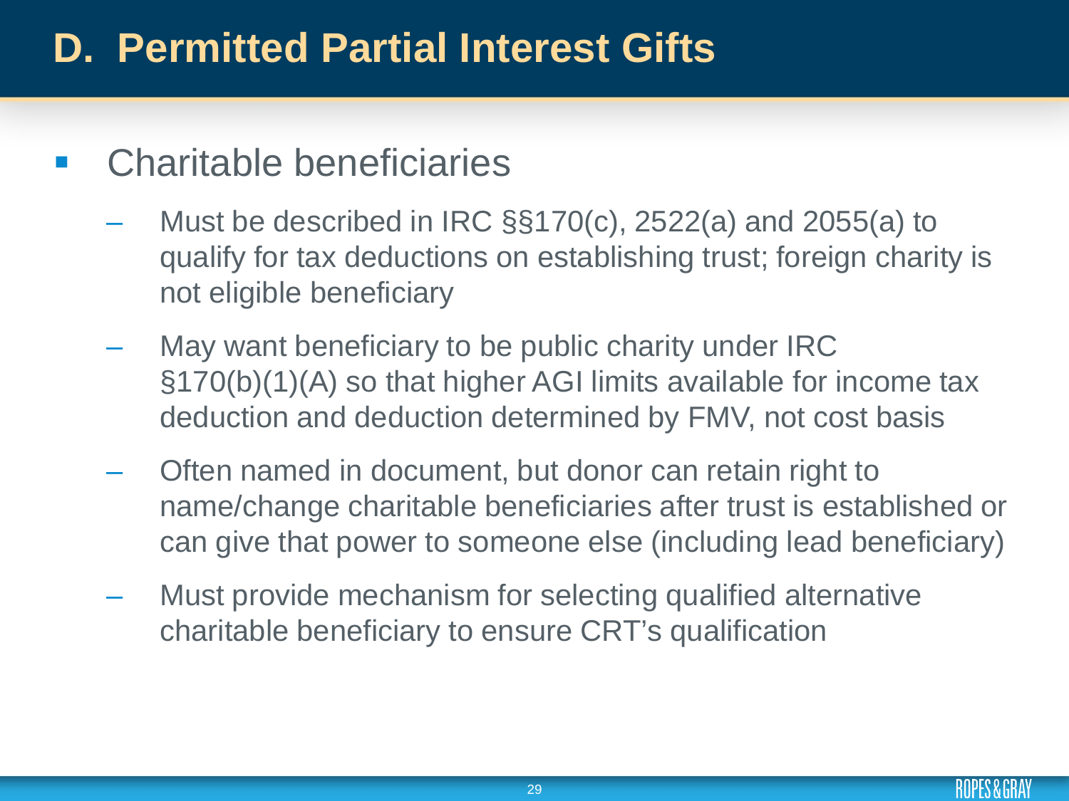# D. Permitted Partial Interest Gifts

- Charitable beneficiaries
  - Must be described in IRC §§170(c), 2522(a) and 2055(a) to qualify for tax deductions on establishing trust; foreign charity is not eligible beneficiary
  - May want beneficiary to be public charity under IRC §170(b)(1)(A) so that higher AGI limits available for income tax deduction and deduction determined by FMV, not cost basis
  - Often named in document, but donor can retain right to name/change charitable beneficiaries after trust is established or can give that power to someone else (including lead beneficiary)
  - Must provide mechanism for selecting qualified alternative charitable beneficiary to ensure CRT's qualification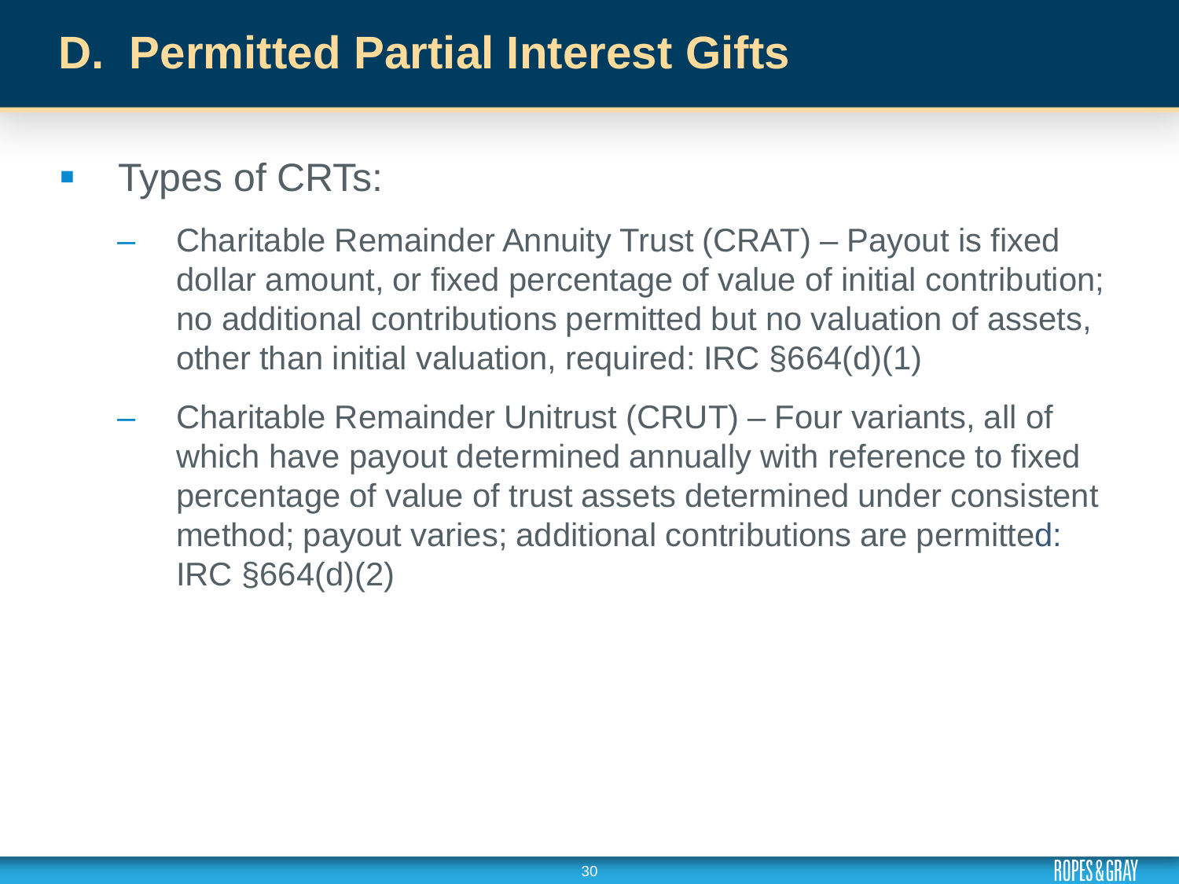# D. Permitted Partial Interest Gifts

- Types of CRTs:
  - Charitable Remainder Annuity Trust (CRAT) – Payout is fixed dollar amount, or fixed percentage of value of initial contribution; no additional contributions permitted but no valuation of assets, other than initial valuation, required: IRC §664(d)(1)
  - Charitable Remainder Unitrust (CRUT) – Four variants, all of which have payout determined annually with reference to fixed percentage of value of trust assets determined under consistent method; payout varies; additional contributions are permitted: IRC §664(d)(2)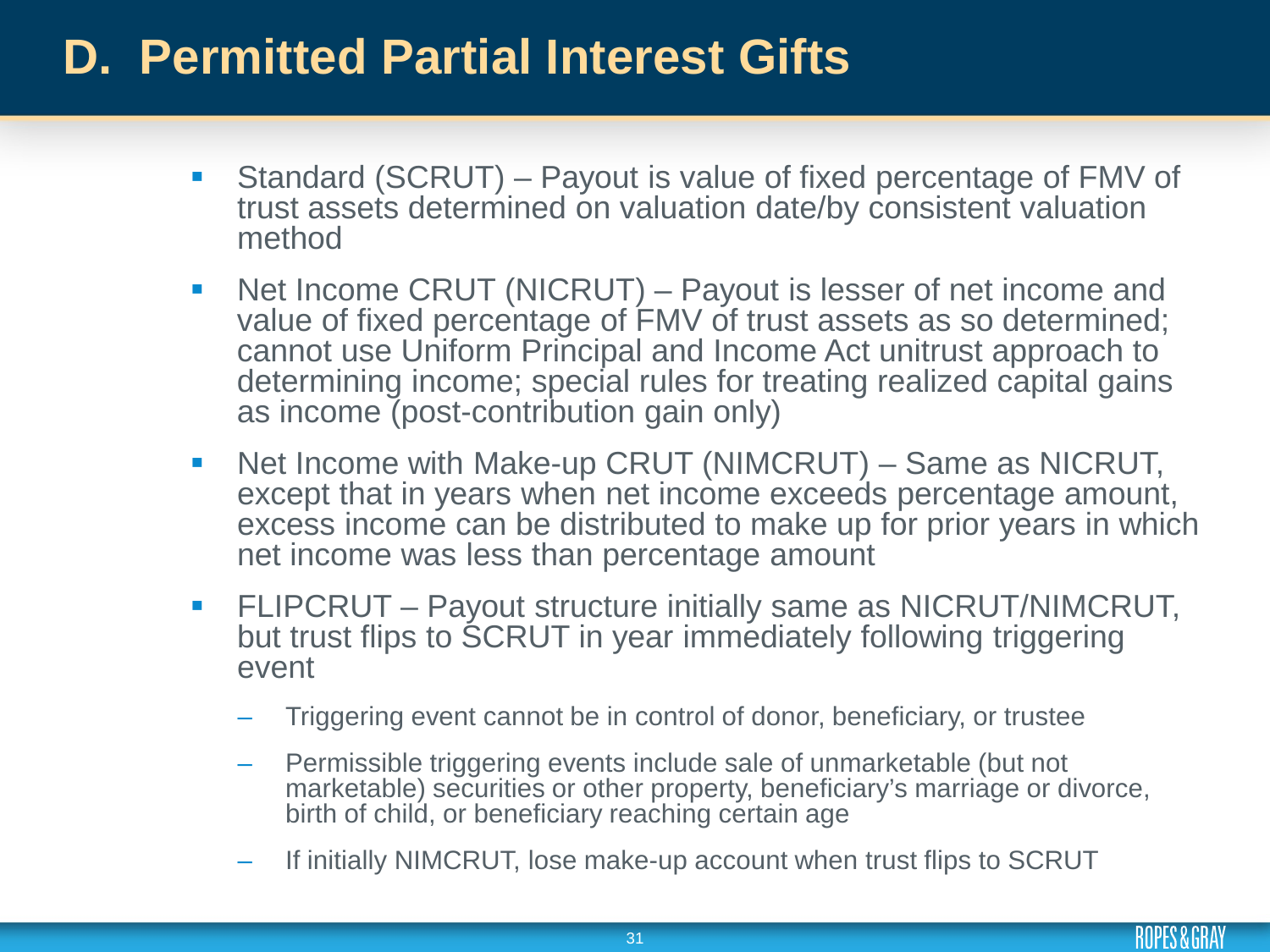# D. Permitted Partial Interest Gifts

- Standard (SCRUT) – Payout is value of fixed percentage of FMV of trust assets determined on valuation date/by consistent valuation method
- Net Income CRUT (NICRUT) – Payout is lesser of net income and value of fixed percentage of FMV of trust assets as so determined; cannot use Uniform Principal and Income Act unitrust approach to determining income; special rules for treating realized capital gains as income (post-contribution gain only)
- Net Income with Make-up CRUT (NIMCRUT) – Same as NICRUT, except that in years when net income exceeds percentage amount, excess income can be distributed to make up for prior years in which net income was less than percentage amount
- FLIPCRUT – Payout structure initially same as NICRUT/NIMCRUT, but trust flips to SCRUT in year immediately following triggering event
  - Triggering event cannot be in control of donor, beneficiary, or trustee
  - Permissible triggering events include sale of unmarketable (but not marketable) securities or other property, beneficiary's marriage or divorce, birth of child, or beneficiary reaching certain age
  - If initially NIMCRUT, lose make-up account when trust flips to SCRUT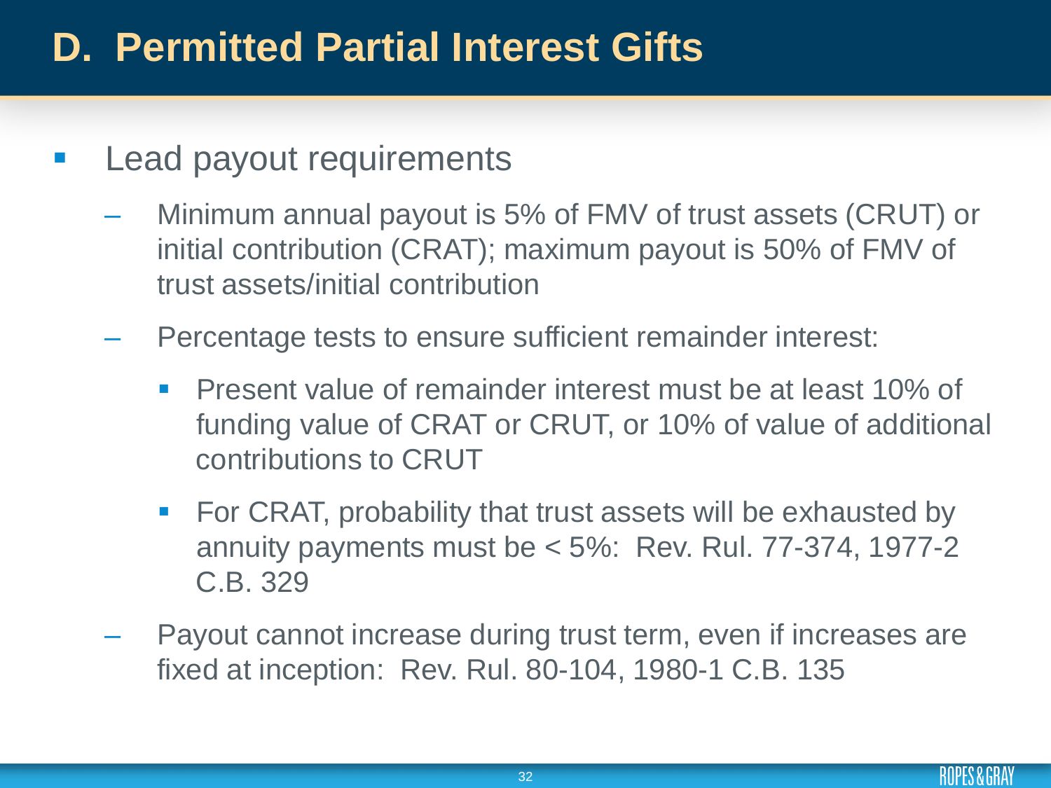# D. Permitted Partial Interest Gifts

- Lead payout requirements
  - Minimum annual payout is 5% of FMV of trust assets (CRUT) or initial contribution (CRAT); maximum payout is 50% of FMV of trust assets/initial contribution
  - Percentage tests to ensure sufficient remainder interest:
    - Present value of remainder interest must be at least 10% of funding value of CRAT or CRUT, or 10% of value of additional contributions to CRUT
    - For CRAT, probability that trust assets will be exhausted by annuity payments must be < 5%: Rev. Rul. 77-374, 1977-2 C.B. 329
  - Payout cannot increase during trust term, even if increases are fixed at inception: Rev. Rul. 80-104, 1980-1 C.B. 135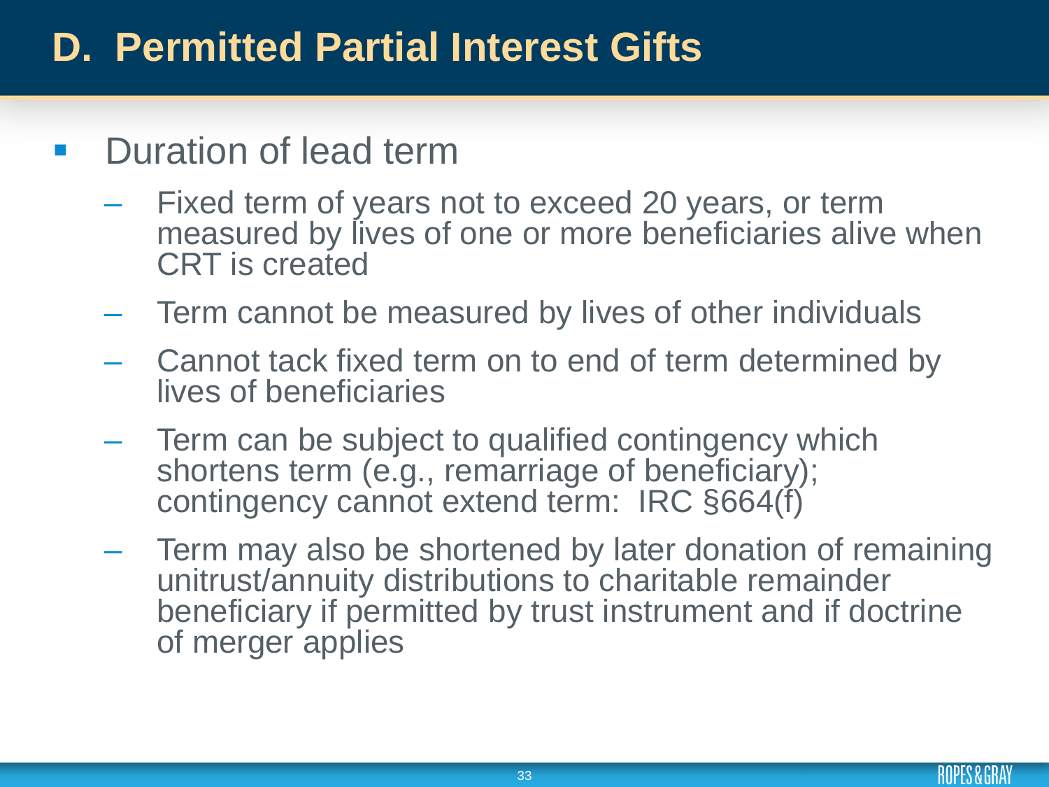# D. Permitted Partial Interest Gifts

- Duration of lead term
  - Fixed term of years not to exceed 20 years, or term measured by lives of one or more beneficiaries alive when CRT is created
  - Term cannot be measured by lives of other individuals
  - Cannot tack fixed term on to end of term determined by lives of beneficiaries
  - Term can be subject to qualified contingency which shortens term (e.g., remarriage of beneficiary); contingency cannot extend term: IRC §664(f)
  - Term may also be shortened by later donation of remaining unitrust/annuity distributions to charitable remainder beneficiary if permitted by trust instrument and if doctrine of merger applies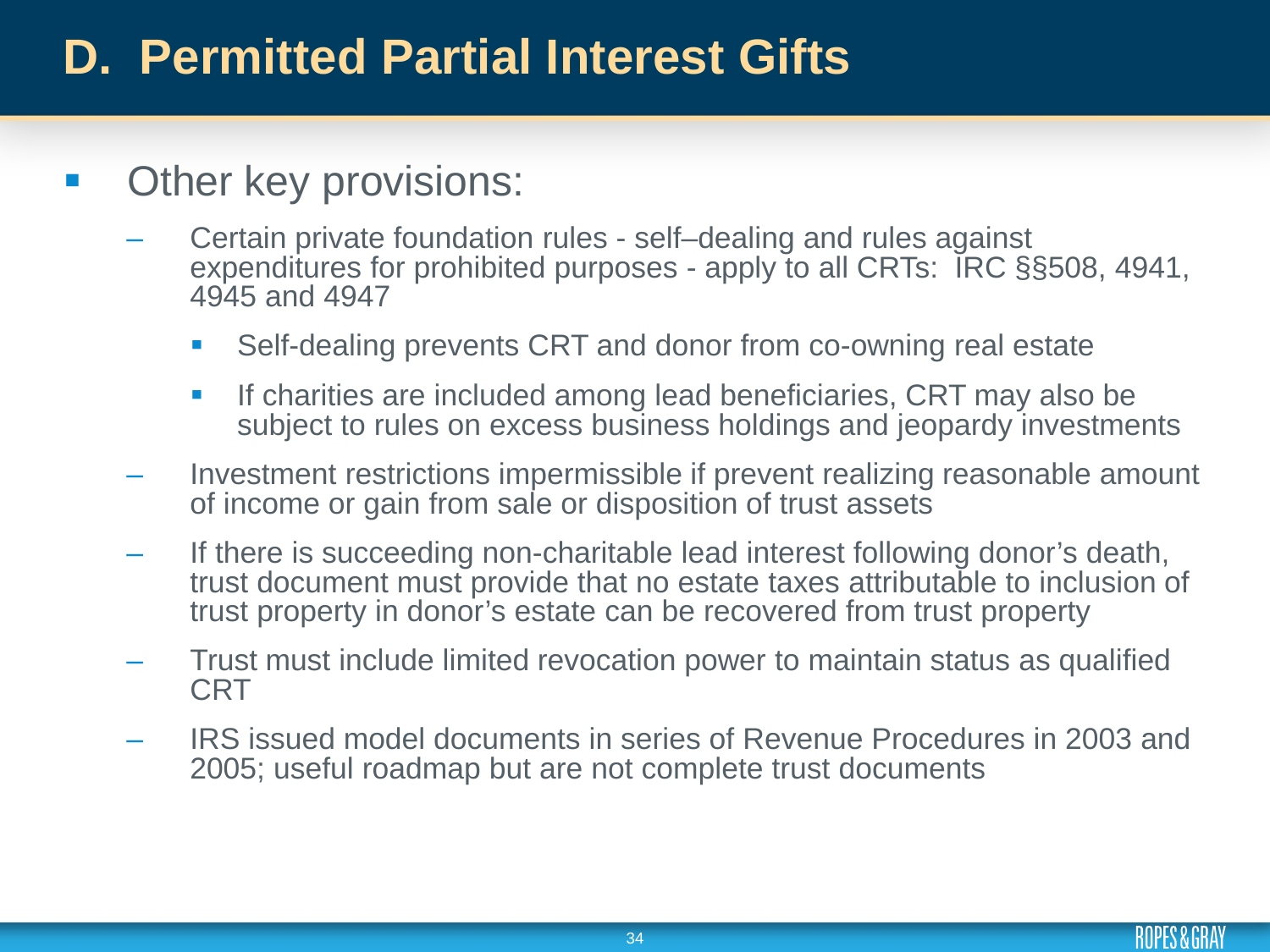# D. Permitted Partial Interest Gifts

- Other key provisions:
  - Certain private foundation rules - self–dealing and rules against expenditures for prohibited purposes - apply to all CRTs: IRC §§508, 4941, 4945 and 4947
    - Self-dealing prevents CRT and donor from co-owning real estate
    - If charities are included among lead beneficiaries, CRT may also be subject to rules on excess business holdings and jeopardy investments
  - Investment restrictions impermissible if prevent realizing reasonable amount of income or gain from sale or disposition of trust assets
  - If there is succeeding non-charitable lead interest following donor's death, trust document must provide that no estate taxes attributable to inclusion of trust property in donor's estate can be recovered from trust property
  - Trust must include limited revocation power to maintain status as qualified CRT
  - IRS issued model documents in series of Revenue Procedures in 2003 and 2005; useful roadmap but are not complete trust documents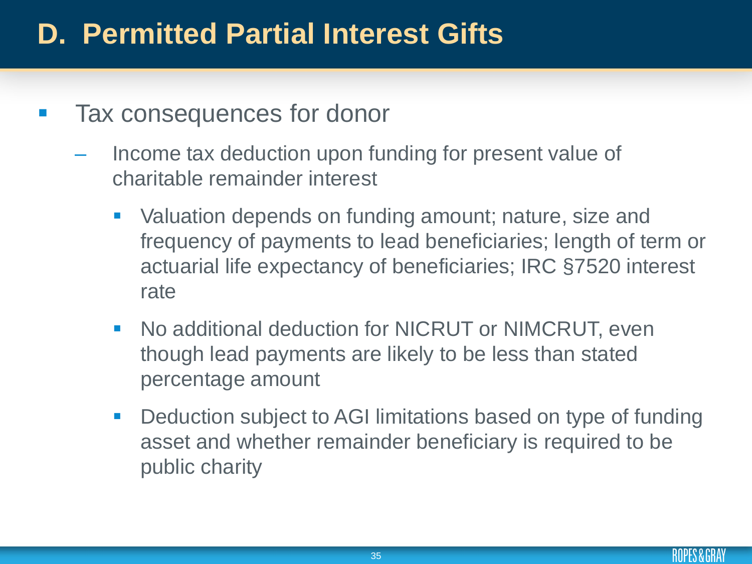# D. Permitted Partial Interest Gifts

- Tax consequences for donor
  - Income tax deduction upon funding for present value of charitable remainder interest
    - Valuation depends on funding amount; nature, size and frequency of payments to lead beneficiaries; length of term or actuarial life expectancy of beneficiaries; IRC §7520 interest rate
    - No additional deduction for NICRUT or NIMCRUT, even though lead payments are likely to be less than stated percentage amount
    - Deduction subject to AGI limitations based on type of funding asset and whether remainder beneficiary is required to be public charity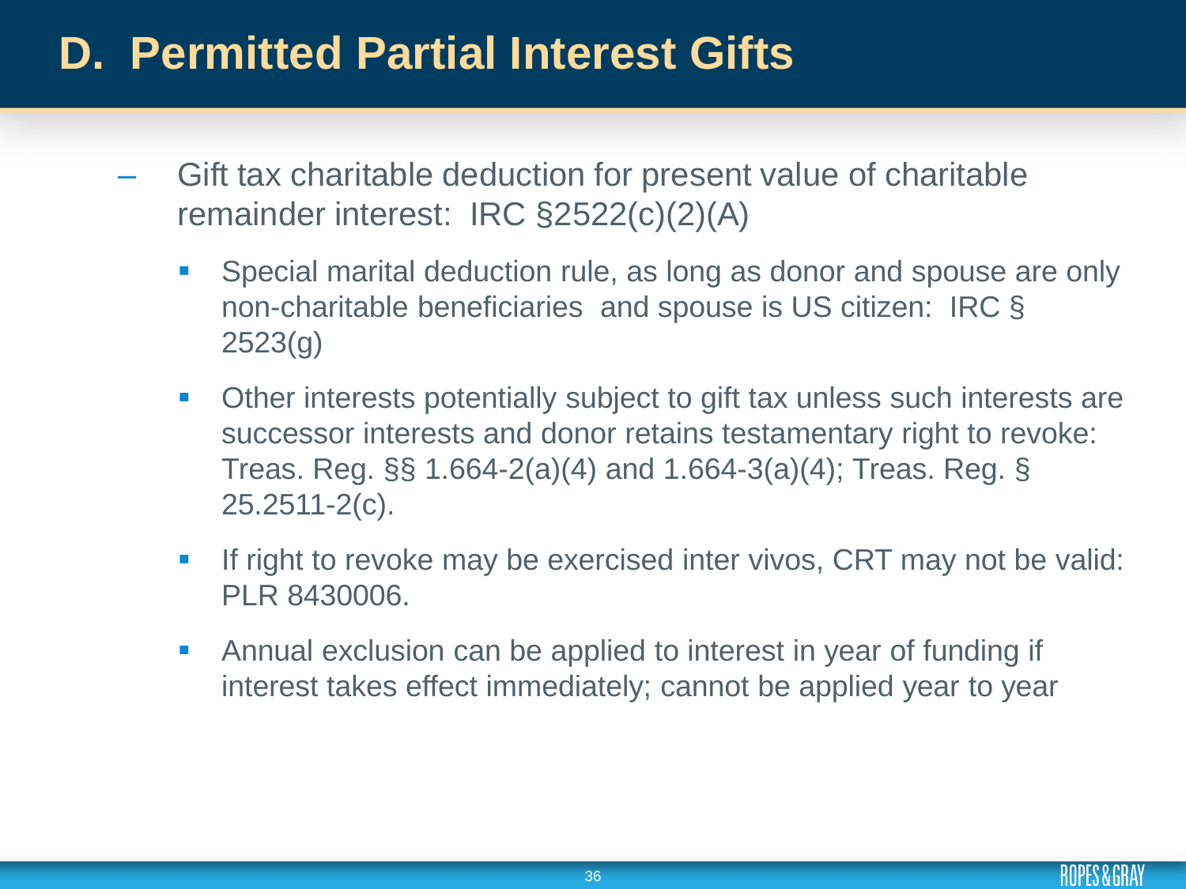# D. Permitted Partial Interest Gifts

- Gift tax charitable deduction for present value of charitable remainder interest: IRC §2522(c)(2)(A)
  - Special marital deduction rule, as long as donor and spouse are only non-charitable beneficiaries and spouse is US citizen: IRC § 2523(g)
  - Other interests potentially subject to gift tax unless such interests are successor interests and donor retains testamentary right to revoke: Treas. Reg. §§ 1.664-2(a)(4) and 1.664-3(a)(4); Treas. Reg. § 25.2511-2(c).
  - If right to revoke may be exercised inter vivos, CRT may not be valid: PLR 8430006.
  - Annual exclusion can be applied to interest in year of funding if interest takes effect immediately; cannot be applied year to year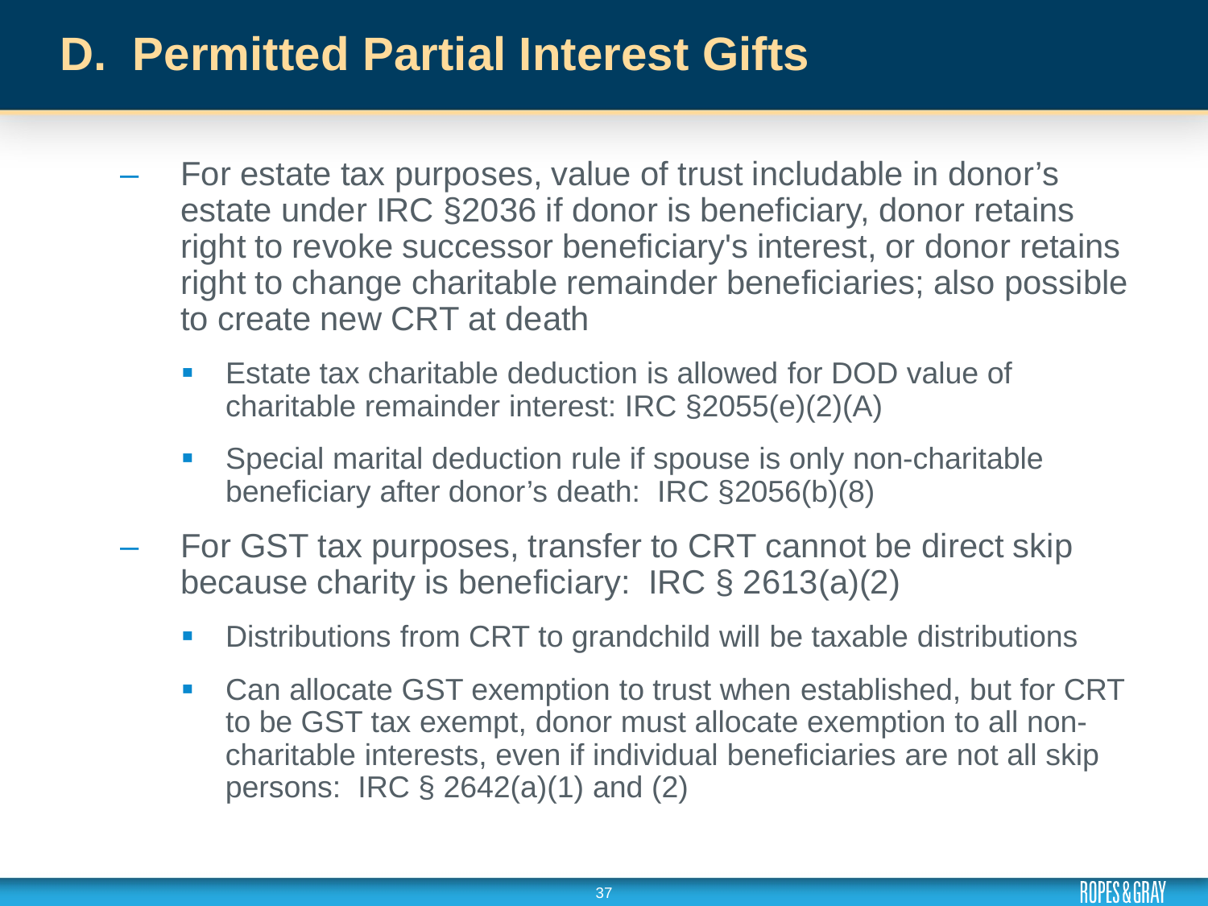# D. Permitted Partial Interest Gifts

- For estate tax purposes, value of trust includable in donor's estate under IRC §2036 if donor is beneficiary, donor retains right to revoke successor beneficiary's interest, or donor retains right to change charitable remainder beneficiaries; also possible to create new CRT at death
  - Estate tax charitable deduction is allowed for DOD value of charitable remainder interest: IRC §2055(e)(2)(A)
  - Special marital deduction rule if spouse is only non-charitable beneficiary after donor's death: IRC §2056(b)(8)
- For GST tax purposes, transfer to CRT cannot be direct skip because charity is beneficiary: IRC § 2613(a)(2)
  - Distributions from CRT to grandchild will be taxable distributions
  - Can allocate GST exemption to trust when established, but for CRT to be GST tax exempt, donor must allocate exemption to all non-charitable interests, even if individual beneficiaries are not all skip persons: IRC § 2642(a)(1) and (2)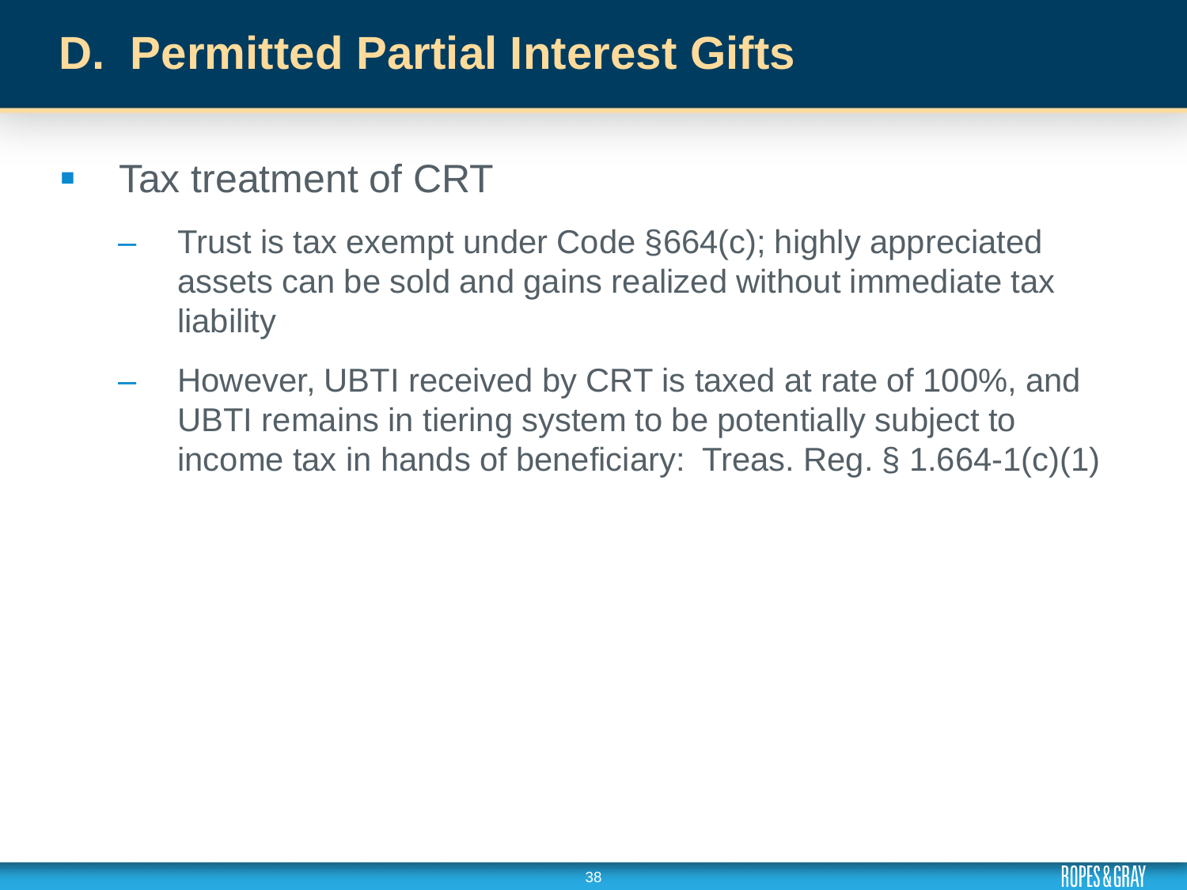# D. Permitted Partial Interest Gifts

- Tax treatment of CRT
  - Trust is tax exempt under Code §664(c); highly appreciated assets can be sold and gains realized without immediate tax liability
  - However, UBTI received by CRT is taxed at rate of 100%, and UBTI remains in tiering system to be potentially subject to income tax in hands of beneficiary: Treas. Reg. § 1.664-1(c)(1)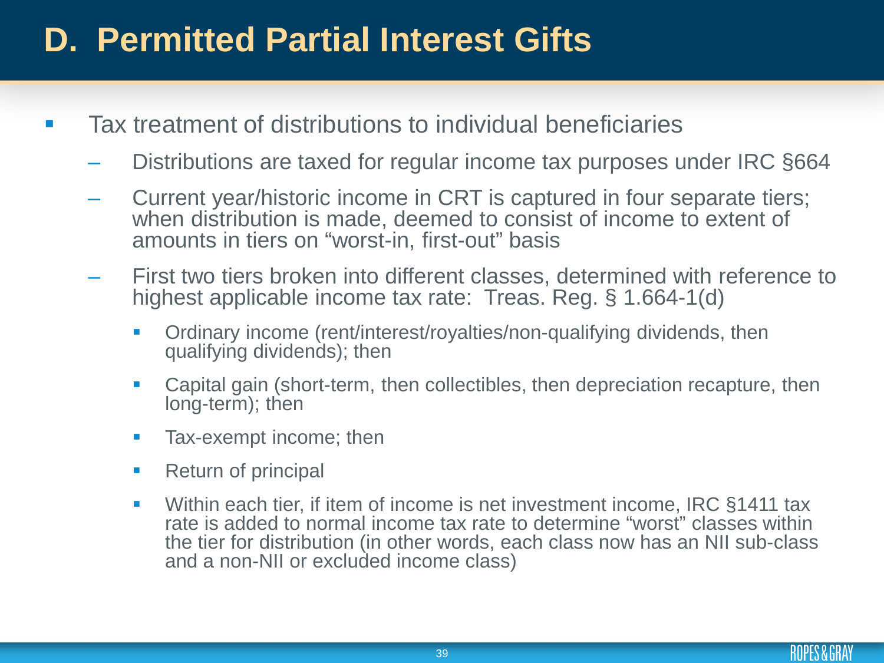# D. Permitted Partial Interest Gifts

- Tax treatment of distributions to individual beneficiaries
  - Distributions are taxed for regular income tax purposes under IRC §664
  - Current year/historic income in CRT is captured in four separate tiers; when distribution is made, deemed to consist of income to extent of amounts in tiers on "worst-in, first-out" basis
  - First two tiers broken into different classes, determined with reference to highest applicable income tax rate: Treas. Reg. § 1.664-1(d)
    - Ordinary income (rent/interest/royalties/non-qualifying dividends, then qualifying dividends); then
    - Capital gain (short-term, then collectibles, then depreciation recapture, then long-term); then
    - Tax-exempt income; then
    - Return of principal
    - Within each tier, if item of income is net investment income, IRC §1411 tax rate is added to normal income tax rate to determine "worst" classes within the tier for distribution (in other words, each class now has an NII sub-class and a non-NII or excluded income class)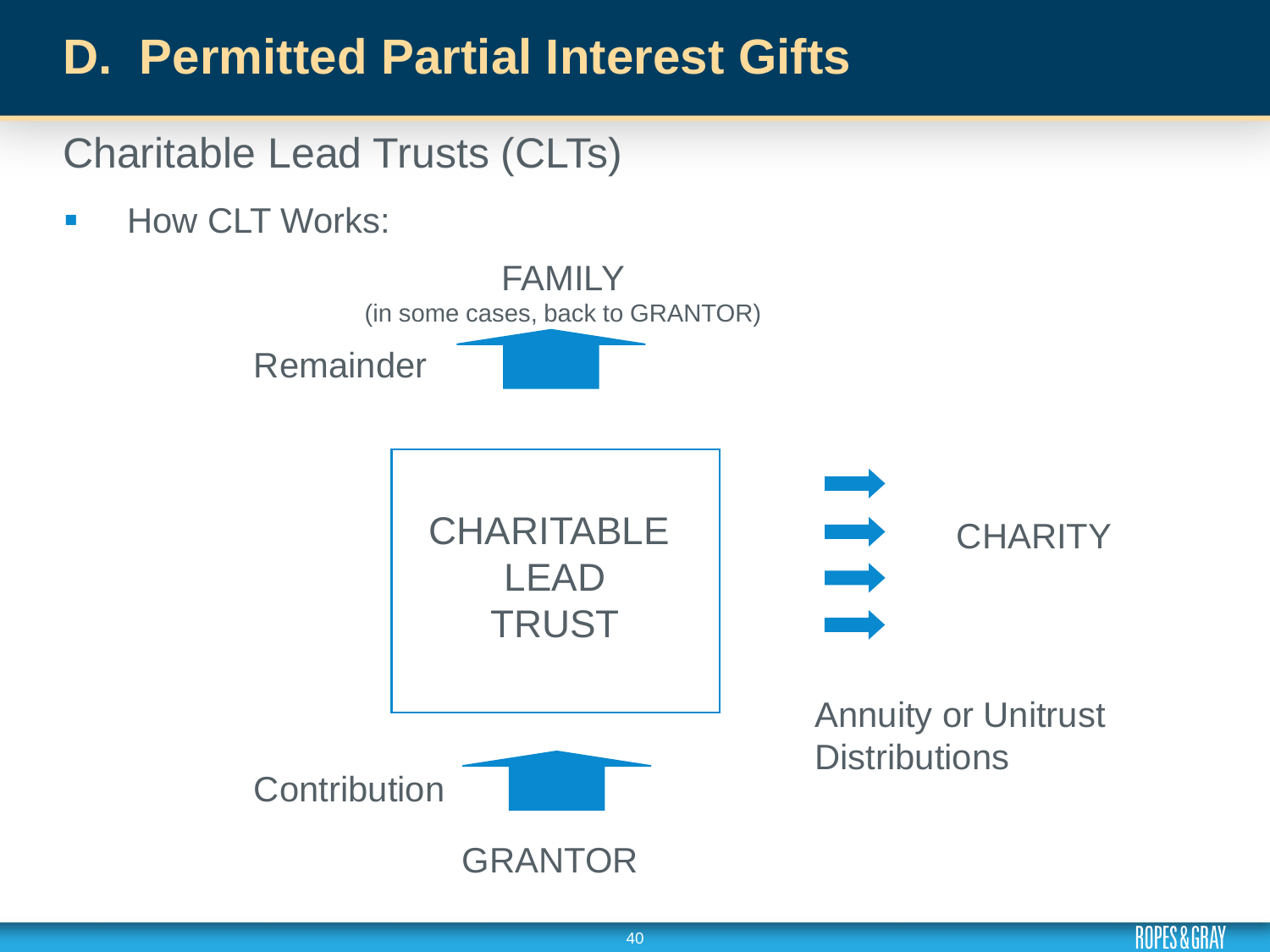# D. Permitted Partial Interest Gifts

## Charitable Lead Trusts (CLTs)

- How CLT Works:

FAMILY
(in some cases, back to GRANTOR)

Remainder

CHARITABLE LEAD TRUST

CHARITY

Annuity or Unitrust Distributions

Contribution

GRANTOR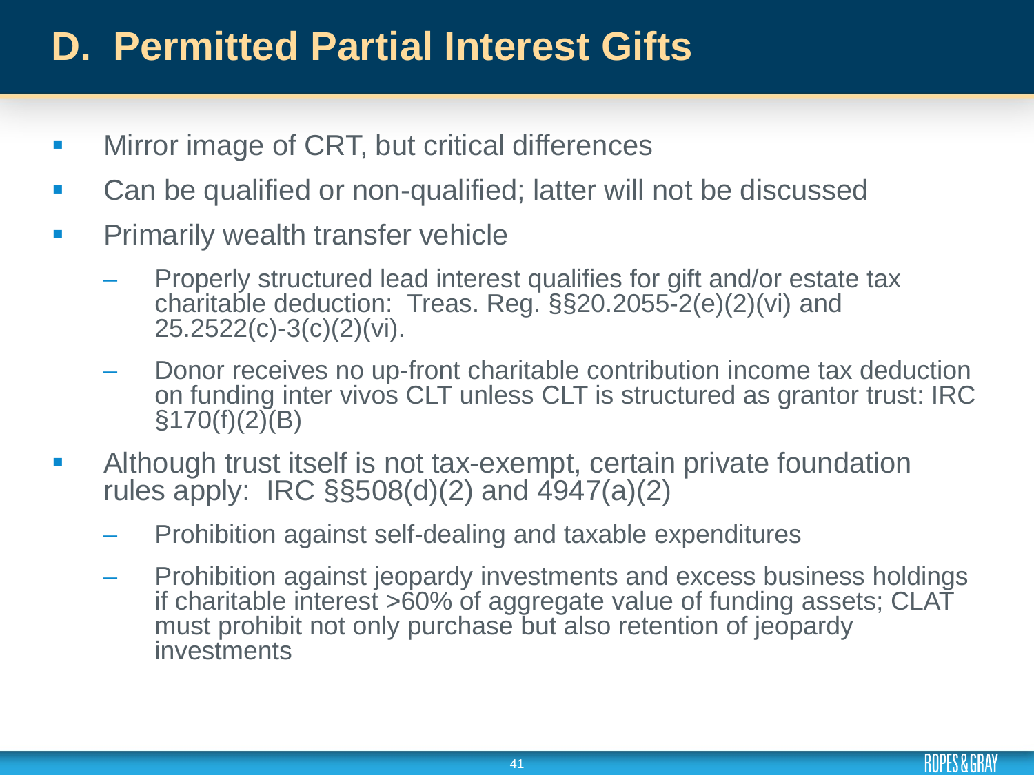# D. Permitted Partial Interest Gifts

- Mirror image of CRT, but critical differences
- Can be qualified or non-qualified; latter will not be discussed
- Primarily wealth transfer vehicle
  - Properly structured lead interest qualifies for gift and/or estate tax charitable deduction: Treas. Reg. §§20.2055-2(e)(2)(vi) and 25.2522(c)-3(c)(2)(vi).
  - Donor receives no up-front charitable contribution income tax deduction on funding inter vivos CLT unless CLT is structured as grantor trust: IRC §170(f)(2)(B)
- Although trust itself is not tax-exempt, certain private foundation rules apply: IRC §§508(d)(2) and 4947(a)(2)
  - Prohibition against self-dealing and taxable expenditures
  - Prohibition against jeopardy investments and excess business holdings if charitable interest >60% of aggregate value of funding assets; CLAT must prohibit not only purchase but also retention of jeopardy investments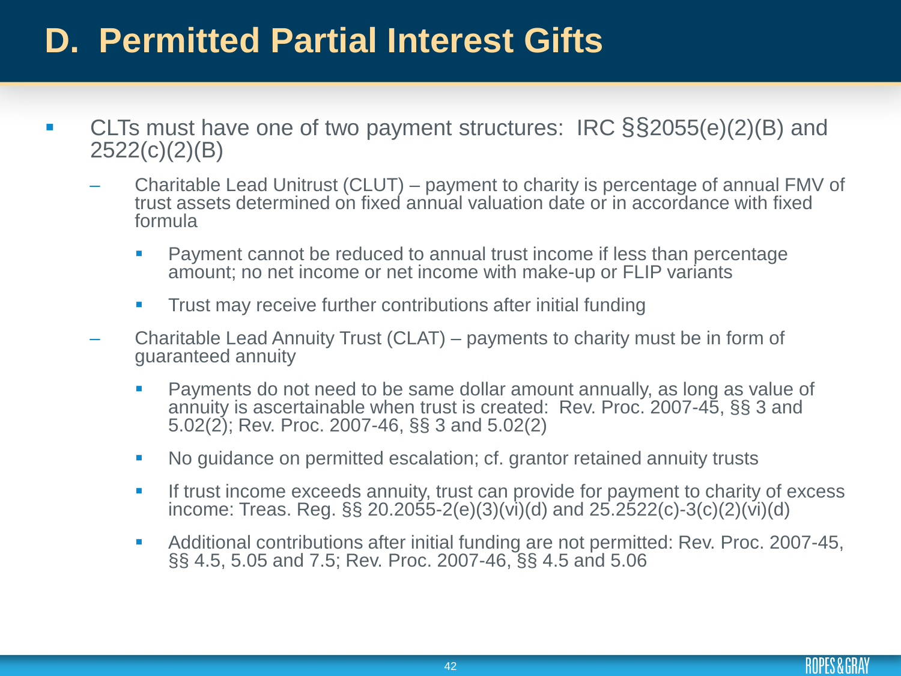# D. Permitted Partial Interest Gifts

- CLTs must have one of two payment structures: IRC §§2055(e)(2)(B) and 2522(c)(2)(B)
  - Charitable Lead Unitrust (CLUT) – payment to charity is percentage of annual FMV of trust assets determined on fixed annual valuation date or in accordance with fixed formula
    - Payment cannot be reduced to annual trust income if less than percentage amount; no net income or net income with make-up or FLIP variants
    - Trust may receive further contributions after initial funding
  - Charitable Lead Annuity Trust (CLAT) – payments to charity must be in form of guaranteed annuity
    - Payments do not need to be same dollar amount annually, as long as value of annuity is ascertainable when trust is created: Rev. Proc. 2007-45, §§ 3 and 5.02(2); Rev. Proc. 2007-46, §§ 3 and 5.02(2)
    - No guidance on permitted escalation; cf. grantor retained annuity trusts
    - If trust income exceeds annuity, trust can provide for payment to charity of excess income: Treas. Reg. §§ 20.2055-2(e)(3)(vi)(d) and 25.2522(c)-3(c)(2)(vi)(d)
    - Additional contributions after initial funding are not permitted: Rev. Proc. 2007-45, §§ 4.5, 5.05 and 7.5; Rev. Proc. 2007-46, §§ 4.5 and 5.06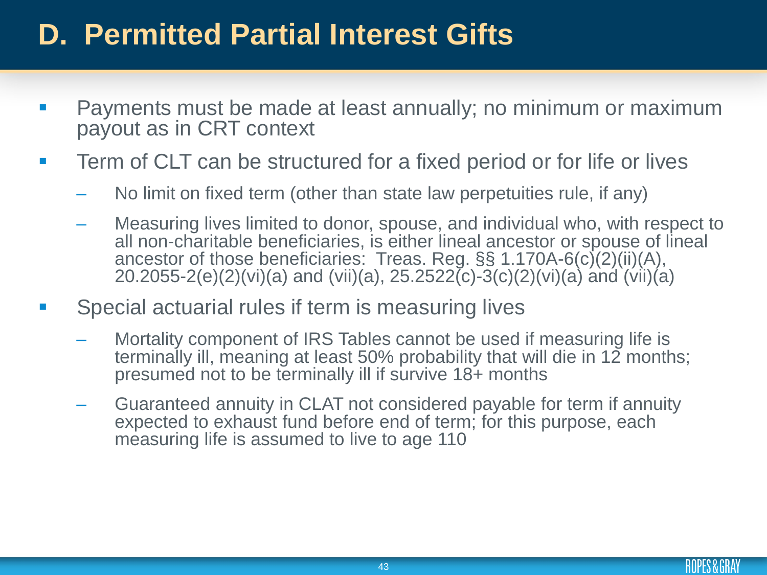# D. Permitted Partial Interest Gifts

- Payments must be made at least annually; no minimum or maximum payout as in CRT context
- Term of CLT can be structured for a fixed period or for life or lives
  - No limit on fixed term (other than state law perpetuities rule, if any)
  - Measuring lives limited to donor, spouse, and individual who, with respect to all non-charitable beneficiaries, is either lineal ancestor or spouse of lineal ancestor of those beneficiaries: Treas. Reg. §§ 1.170A-6(c)(2)(ii)(A), 20.2055-2(e)(2)(vi)(a) and (vii)(a), 25.2522(c)-3(c)(2)(vi)(a) and (vii)(a)
- Special actuarial rules if term is measuring lives
  - Mortality component of IRS Tables cannot be used if measuring life is terminally ill, meaning at least 50% probability that will die in 12 months; presumed not to be terminally ill if survive 18+ months
  - Guaranteed annuity in CLAT not considered payable for term if annuity expected to exhaust fund before end of term; for this purpose, each measuring life is assumed to live to age 110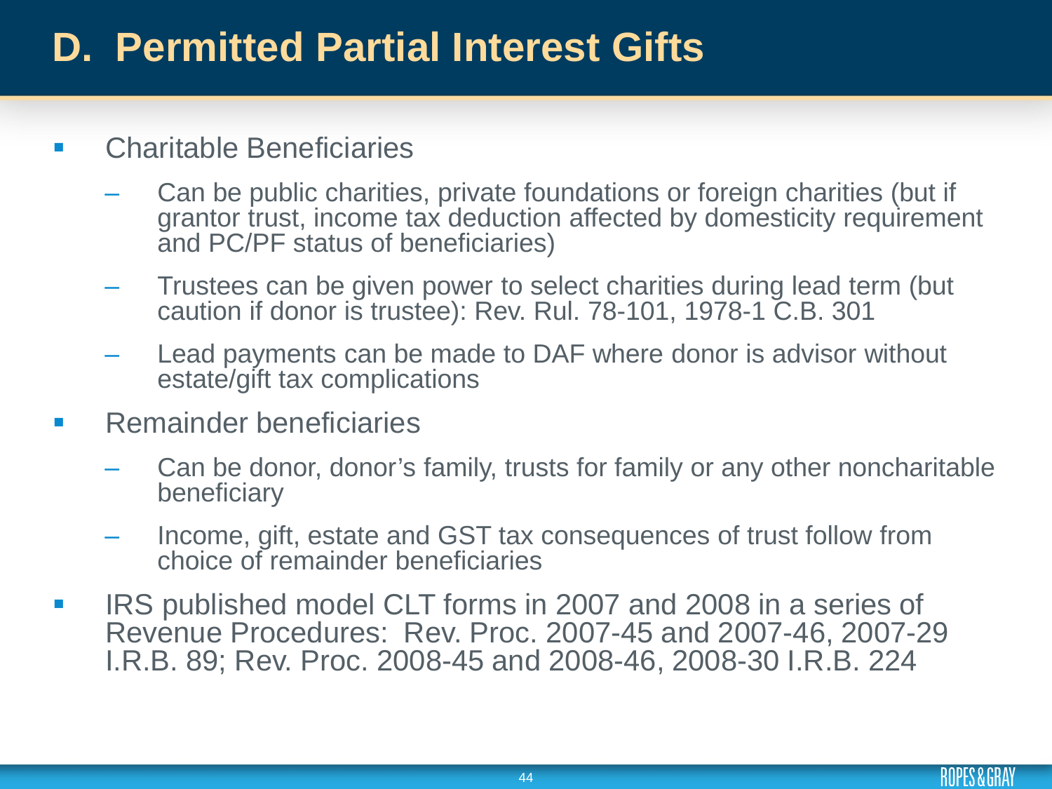# D. Permitted Partial Interest Gifts

- Charitable Beneficiaries
  - Can be public charities, private foundations or foreign charities (but if grantor trust, income tax deduction affected by domesticity requirement and PC/PF status of beneficiaries)
  - Trustees can be given power to select charities during lead term (but caution if donor is trustee): Rev. Rul. 78-101, 1978-1 C.B. 301
  - Lead payments can be made to DAF where donor is advisor without estate/gift tax complications
- Remainder beneficiaries
  - Can be donor, donor's family, trusts for family or any other noncharitable beneficiary
  - Income, gift, estate and GST tax consequences of trust follow from choice of remainder beneficiaries
- IRS published model CLT forms in 2007 and 2008 in a series of Revenue Procedures: Rev. Proc. 2007-45 and 2007-46, 2007-29 I.R.B. 89; Rev. Proc. 2008-45 and 2008-46, 2008-30 I.R.B. 224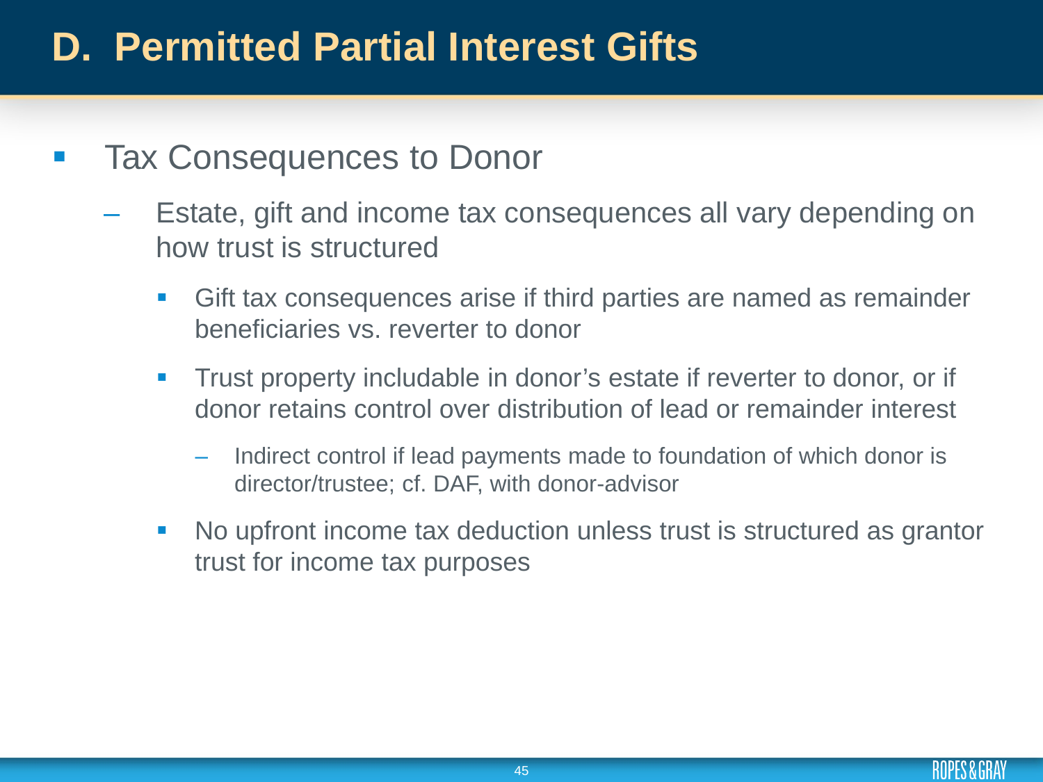# D. Permitted Partial Interest Gifts

- Tax Consequences to Donor
  - Estate, gift and income tax consequences all vary depending on how trust is structured
    - Gift tax consequences arise if third parties are named as remainder beneficiaries vs. reverter to donor
    - Trust property includable in donor's estate if reverter to donor, or if donor retains control over distribution of lead or remainder interest
      - Indirect control if lead payments made to foundation of which donor is director/trustee; cf. DAF, with donor-advisor
    - No upfront income tax deduction unless trust is structured as grantor trust for income tax purposes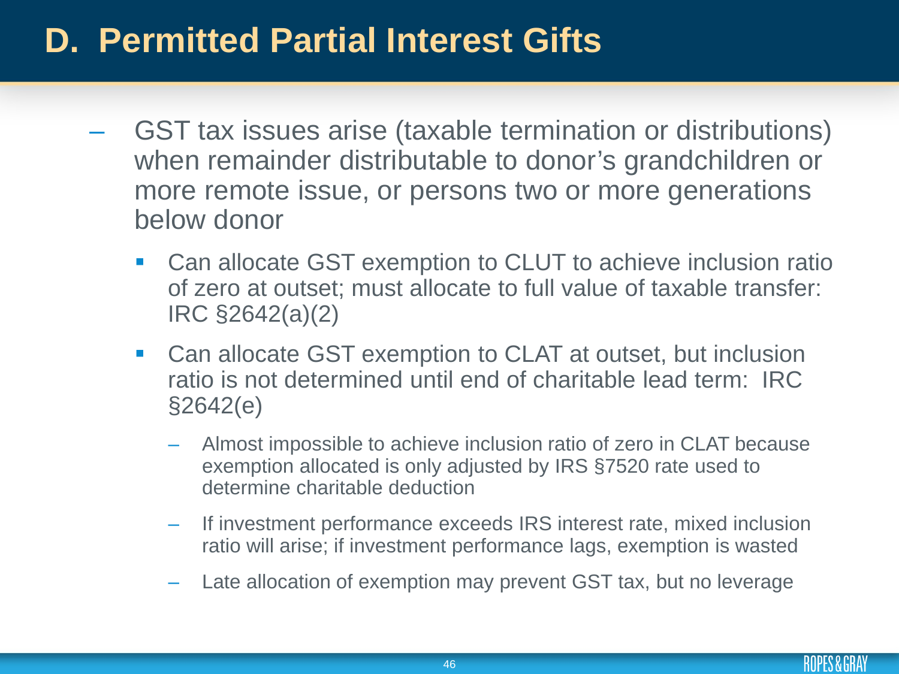# D. Permitted Partial Interest Gifts

- GST tax issues arise (taxable termination or distributions) when remainder distributable to donor's grandchildren or more remote issue, or persons two or more generations below donor
  - Can allocate GST exemption to CLUT to achieve inclusion ratio of zero at outset; must allocate to full value of taxable transfer: IRC §2642(a)(2)
  - Can allocate GST exemption to CLAT at outset, but inclusion ratio is not determined until end of charitable lead term: IRC §2642(e)
    - Almost impossible to achieve inclusion ratio of zero in CLAT because exemption allocated is only adjusted by IRS §7520 rate used to determine charitable deduction
    - If investment performance exceeds IRS interest rate, mixed inclusion ratio will arise; if investment performance lags, exemption is wasted
    - Late allocation of exemption may prevent GST tax, but no leverage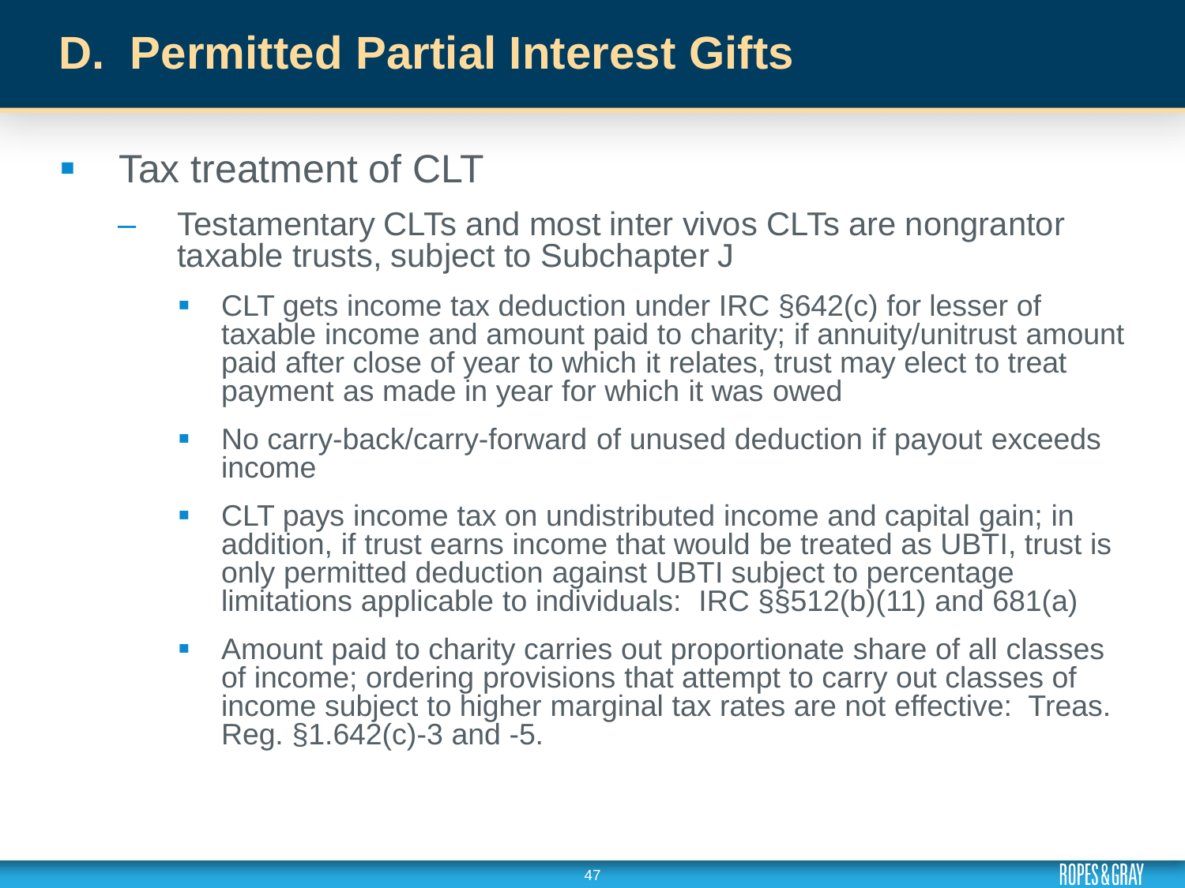# D. Permitted Partial Interest Gifts

- Tax treatment of CLT
  - Testamentary CLTs and most inter vivos CLTs are nongrantor taxable trusts, subject to Subchapter J
    - CLT gets income tax deduction under IRC §642(c) for lesser of taxable income and amount paid to charity; if annuity/unitrust amount paid after close of year to which it relates, trust may elect to treat payment as made in year for which it was owed
    - No carry-back/carry-forward of unused deduction if payout exceeds income
    - CLT pays income tax on undistributed income and capital gain; in addition, if trust earns income that would be treated as UBTI, trust is only permitted deduction against UBTI subject to percentage limitations applicable to individuals: IRC §§512(b)(11) and 681(a)
    - Amount paid to charity carries out proportionate share of all classes of income; ordering provisions that attempt to carry out classes of income subject to higher marginal tax rates are not effective: Treas. Reg. §1.642(c)-3 and -5.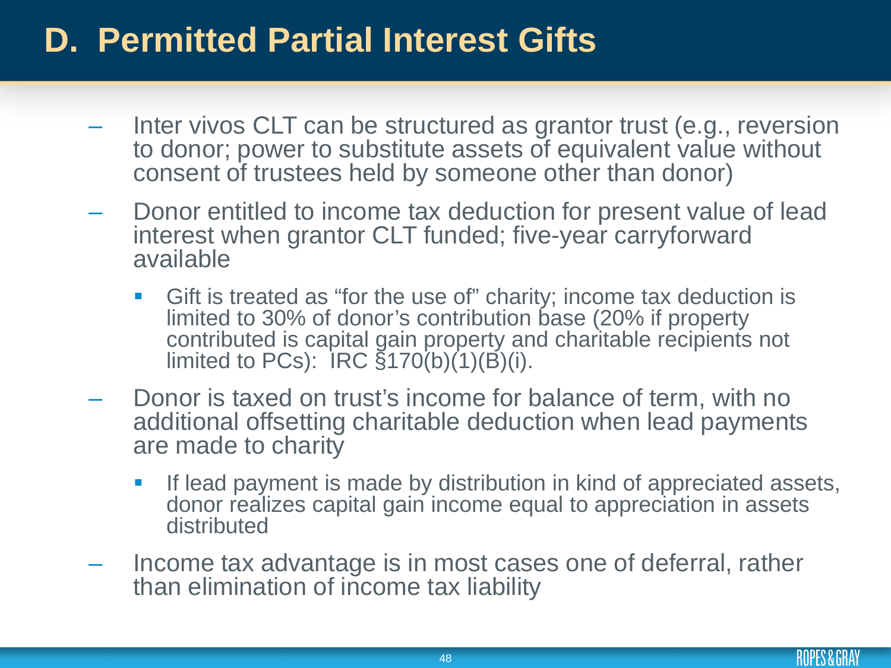# D. Permitted Partial Interest Gifts

- Inter vivos CLT can be structured as grantor trust (e.g., reversion to donor; power to substitute assets of equivalent value without consent of trustees held by someone other than donor)
- Donor entitled to income tax deduction for present value of lead interest when grantor CLT funded; five-year carryforward available
  - Gift is treated as "for the use of" charity; income tax deduction is limited to 30% of donor's contribution base (20% if property contributed is capital gain property and charitable recipients not limited to PCs): IRC §170(b)(1)(B)(i).
- Donor is taxed on trust's income for balance of term, with no additional offsetting charitable deduction when lead payments are made to charity
  - If lead payment is made by distribution in kind of appreciated assets, donor realizes capital gain income equal to appreciation in assets distributed
- Income tax advantage is in most cases one of deferral, rather than elimination of income tax liability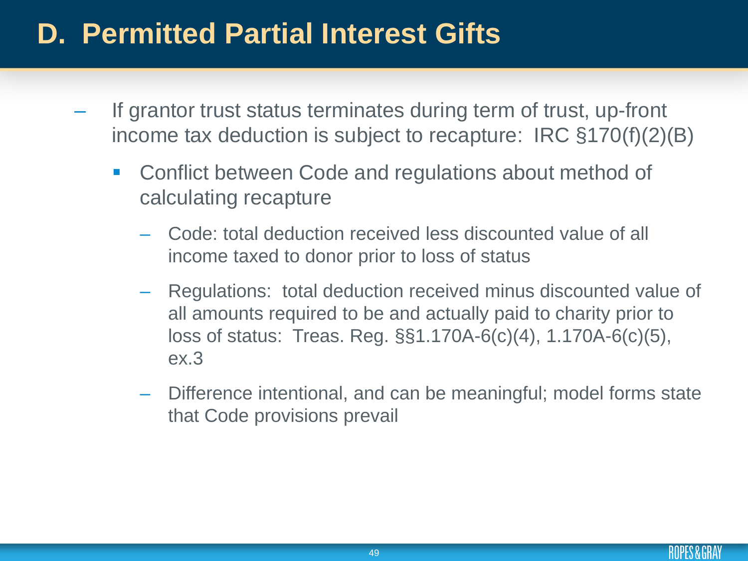# D. Permitted Partial Interest Gifts

- If grantor trust status terminates during term of trust, up-front income tax deduction is subject to recapture: IRC §170(f)(2)(B)
  - Conflict between Code and regulations about method of calculating recapture
    - Code: total deduction received less discounted value of all income taxed to donor prior to loss of status
    - Regulations: total deduction received minus discounted value of all amounts required to be and actually paid to charity prior to loss of status: Treas. Reg. §§1.170A-6(c)(4), 1.170A-6(c)(5), ex.3
    - Difference intentional, and can be meaningful; model forms state that Code provisions prevail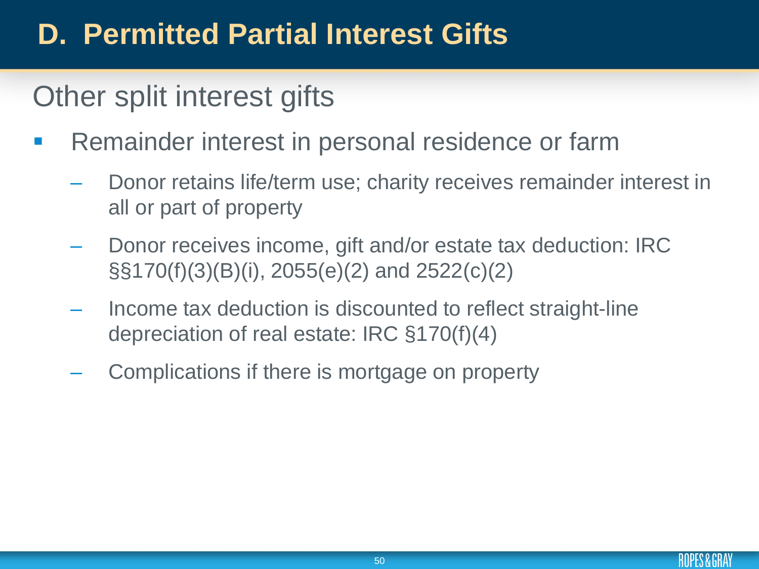# D. Permitted Partial Interest Gifts

## Other split interest gifts

- Remainder interest in personal residence or farm
  - Donor retains life/term use; charity receives remainder interest in all or part of property
  - Donor receives income, gift and/or estate tax deduction: IRC §§170(f)(3)(B)(i), 2055(e)(2) and 2522(c)(2)
  - Income tax deduction is discounted to reflect straight-line depreciation of real estate: IRC §170(f)(4)
  - Complications if there is mortgage on property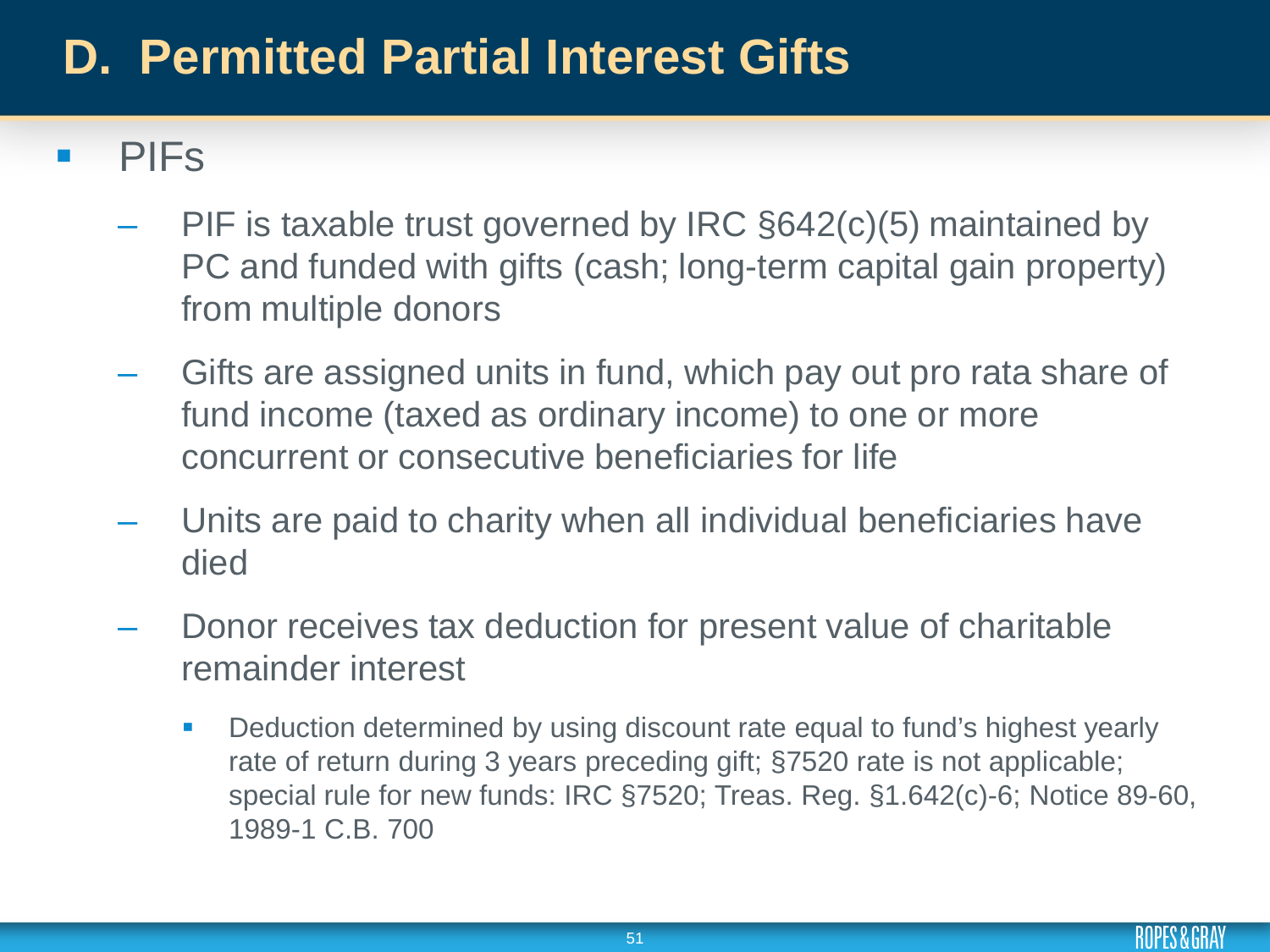# D. Permitted Partial Interest Gifts

- PIFs
  - PIF is taxable trust governed by IRC §642(c)(5) maintained by PC and funded with gifts (cash; long-term capital gain property) from multiple donors
  - Gifts are assigned units in fund, which pay out pro rata share of fund income (taxed as ordinary income) to one or more concurrent or consecutive beneficiaries for life
  - Units are paid to charity when all individual beneficiaries have died
  - Donor receives tax deduction for present value of charitable remainder interest
    - Deduction determined by using discount rate equal to fund's highest yearly rate of return during 3 years preceding gift; §7520 rate is not applicable; special rule for new funds: IRC §7520; Treas. Reg. §1.642(c)-6; Notice 89-60, 1989-1 C.B. 700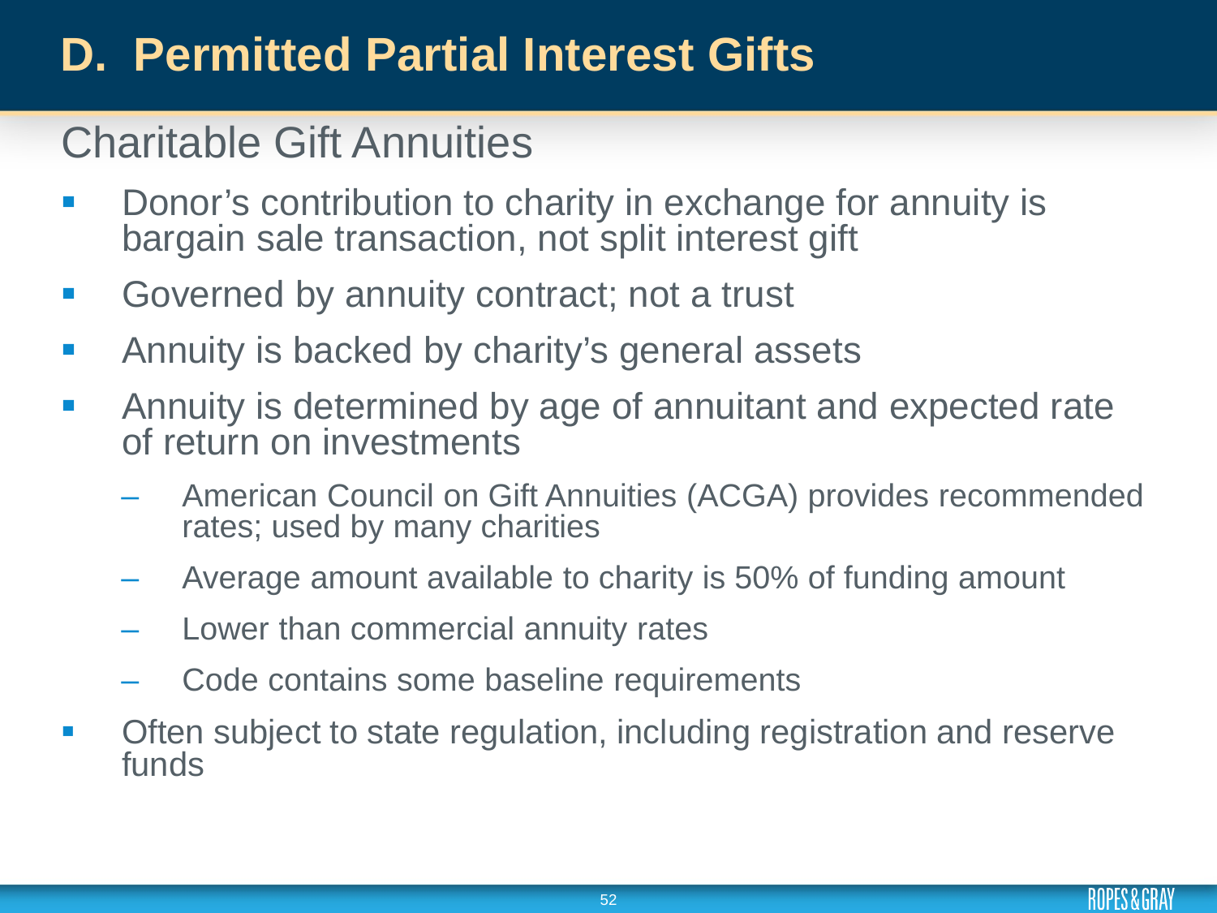# D. Permitted Partial Interest Gifts

## Charitable Gift Annuities

- Donor's contribution to charity in exchange for annuity is bargain sale transaction, not split interest gift
- Governed by annuity contract; not a trust
- Annuity is backed by charity's general assets
- Annuity is determined by age of annuitant and expected rate of return on investments
  - American Council on Gift Annuities (ACGA) provides recommended rates; used by many charities
  - Average amount available to charity is 50% of funding amount
  - Lower than commercial annuity rates
  - Code contains some baseline requirements
- Often subject to state regulation, including registration and reserve funds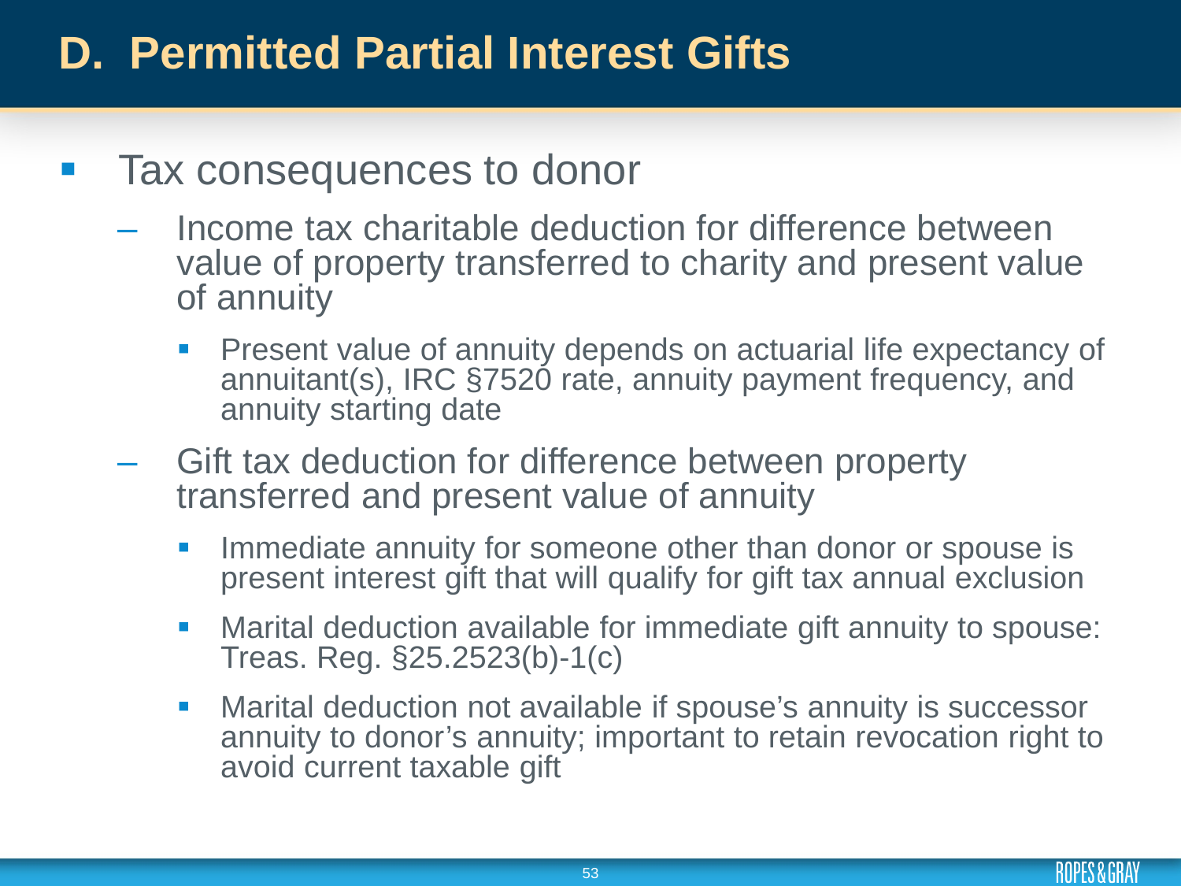# D. Permitted Partial Interest Gifts

- Tax consequences to donor
  - Income tax charitable deduction for difference between value of property transferred to charity and present value of annuity
    - Present value of annuity depends on actuarial life expectancy of annuitant(s), IRC §7520 rate, annuity payment frequency, and annuity starting date
  - Gift tax deduction for difference between property transferred and present value of annuity
    - Immediate annuity for someone other than donor or spouse is present interest gift that will qualify for gift tax annual exclusion
    - Marital deduction available for immediate gift annuity to spouse: Treas. Reg. §25.2523(b)-1(c)
    - Marital deduction not available if spouse's annuity is successor annuity to donor's annuity; important to retain revocation right to avoid current taxable gift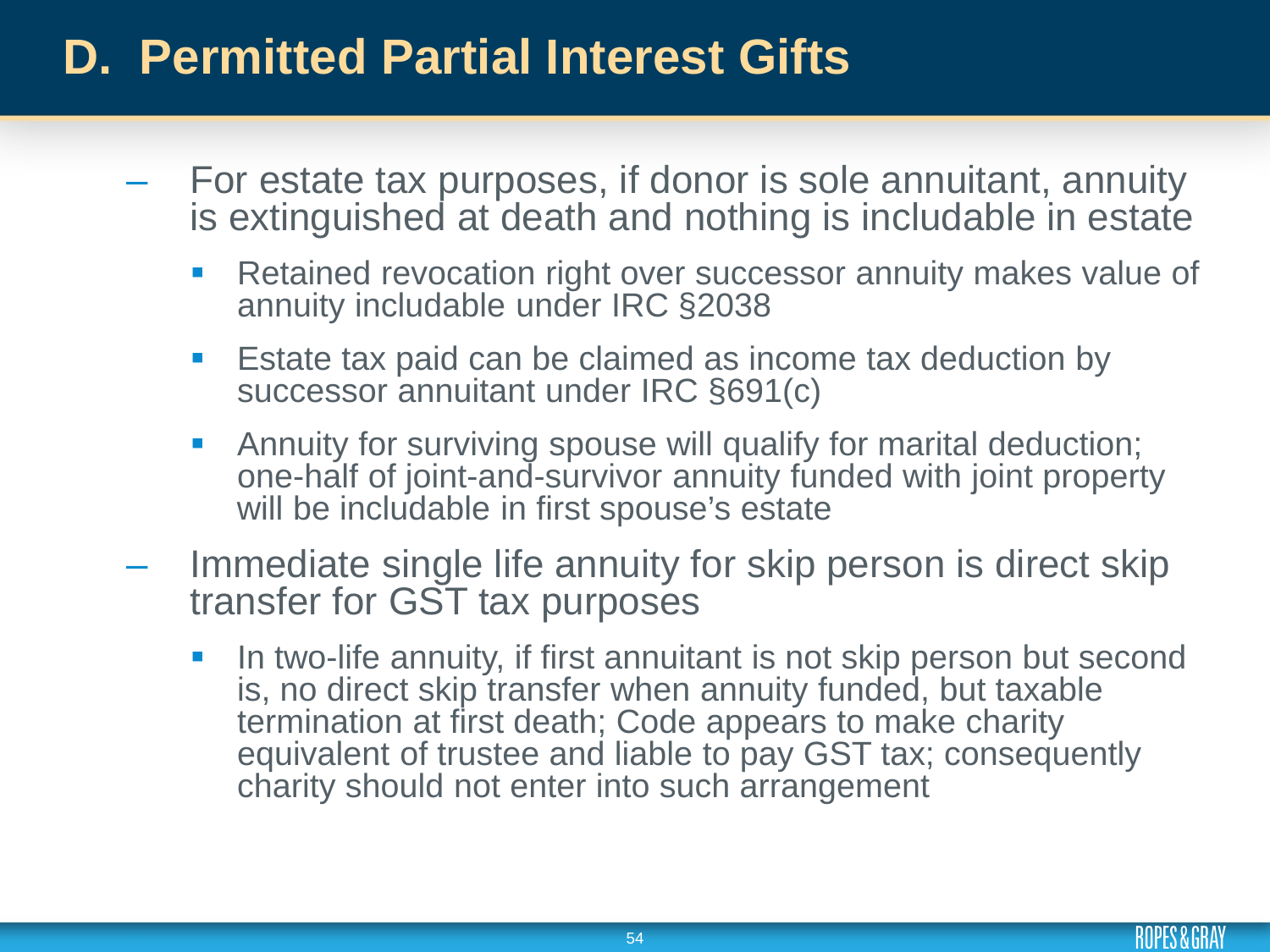# D. Permitted Partial Interest Gifts

- For estate tax purposes, if donor is sole annuitant, annuity is extinguished at death and nothing is includable in estate
  - Retained revocation right over successor annuity makes value of annuity includable under IRC §2038
  - Estate tax paid can be claimed as income tax deduction by successor annuitant under IRC §691(c)
  - Annuity for surviving spouse will qualify for marital deduction; one-half of joint-and-survivor annuity funded with joint property will be includable in first spouse's estate
- Immediate single life annuity for skip person is direct skip transfer for GST tax purposes
  - In two-life annuity, if first annuitant is not skip person but second is, no direct skip transfer when annuity funded, but taxable termination at first death; Code appears to make charity equivalent of trustee and liable to pay GST tax; consequently charity should not enter into such arrangement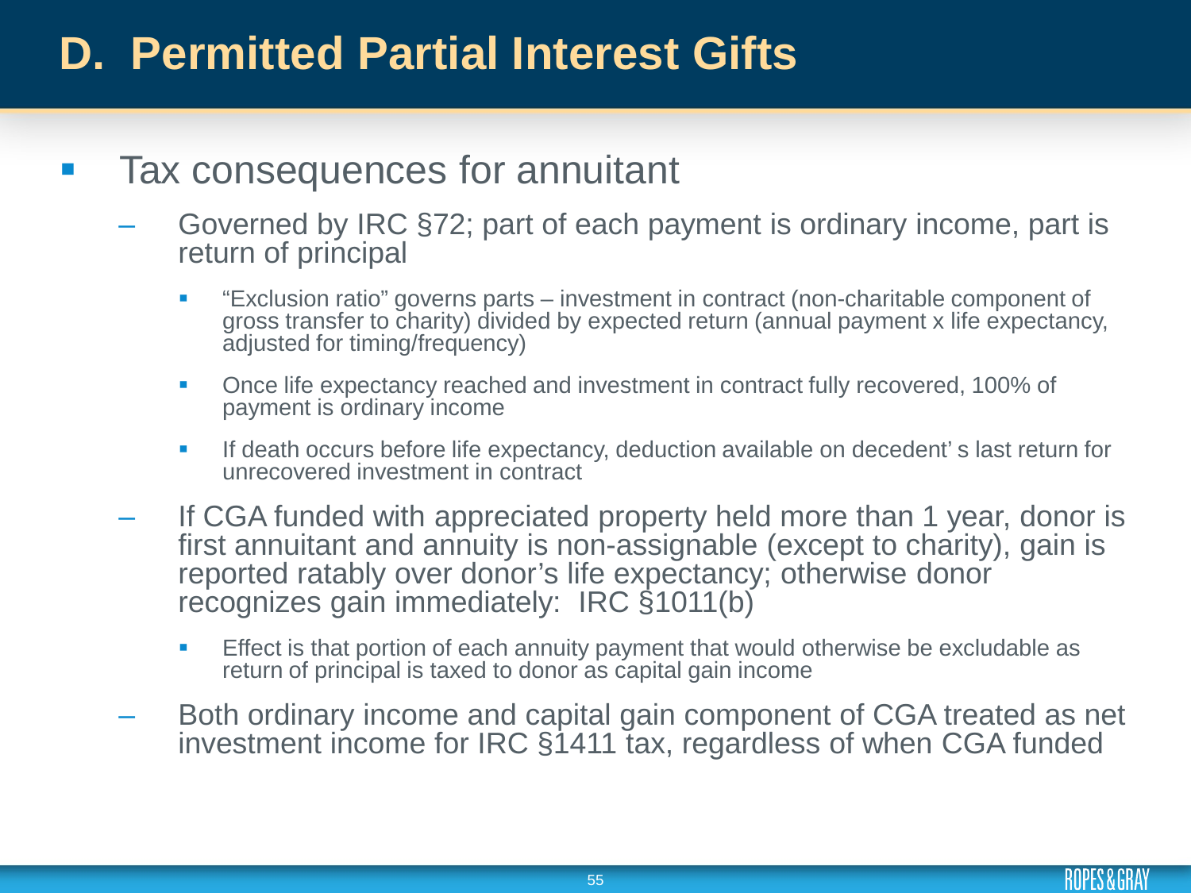# D. Permitted Partial Interest Gifts

- Tax consequences for annuitant
  - Governed by IRC §72; part of each payment is ordinary income, part is return of principal
    - "Exclusion ratio" governs parts – investment in contract (non-charitable component of gross transfer to charity) divided by expected return (annual payment x life expectancy, adjusted for timing/frequency)
    - Once life expectancy reached and investment in contract fully recovered, 100% of payment is ordinary income
    - If death occurs before life expectancy, deduction available on decedent's last return for unrecovered investment in contract
  - If CGA funded with appreciated property held more than 1 year, donor is first annuitant and annuity is non-assignable (except to charity), gain is reported ratably over donor's life expectancy; otherwise donor recognizes gain immediately: IRC §1011(b)
    - Effect is that portion of each annuity payment that would otherwise be excludable as return of principal is taxed to donor as capital gain income
  - Both ordinary income and capital gain component of CGA treated as net investment income for IRC §1411 tax, regardless of when CGA funded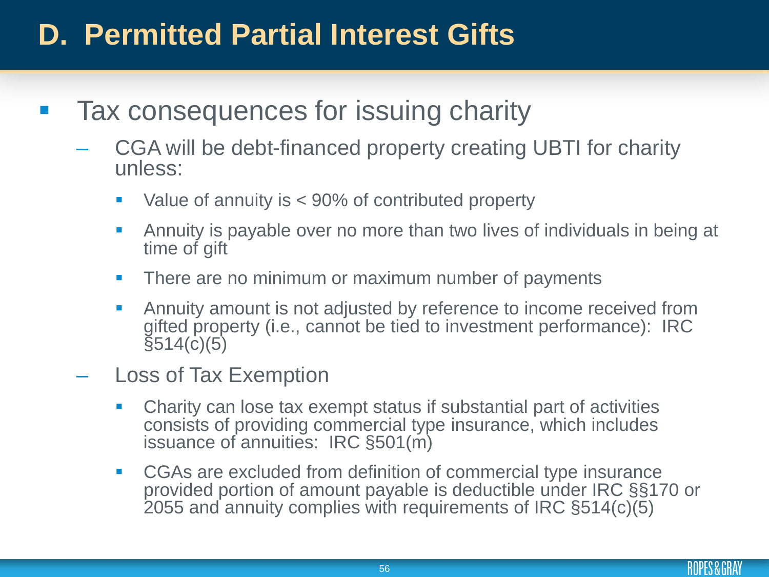# D. Permitted Partial Interest Gifts

- Tax consequences for issuing charity
  - CGA will be debt-financed property creating UBTI for charity unless:
    - Value of annuity is < 90% of contributed property
    - Annuity is payable over no more than two lives of individuals in being at time of gift
    - There are no minimum or maximum number of payments
    - Annuity amount is not adjusted by reference to income received from gifted property (i.e., cannot be tied to investment performance): IRC §514(c)(5)
  - Loss of Tax Exemption
    - Charity can lose tax exempt status if substantial part of activities consists of providing commercial type insurance, which includes issuance of annuities: IRC §501(m)
    - CGAs are excluded from definition of commercial type insurance provided portion of amount payable is deductible under IRC §§170 or 2055 and annuity complies with requirements of IRC §514(c)(5)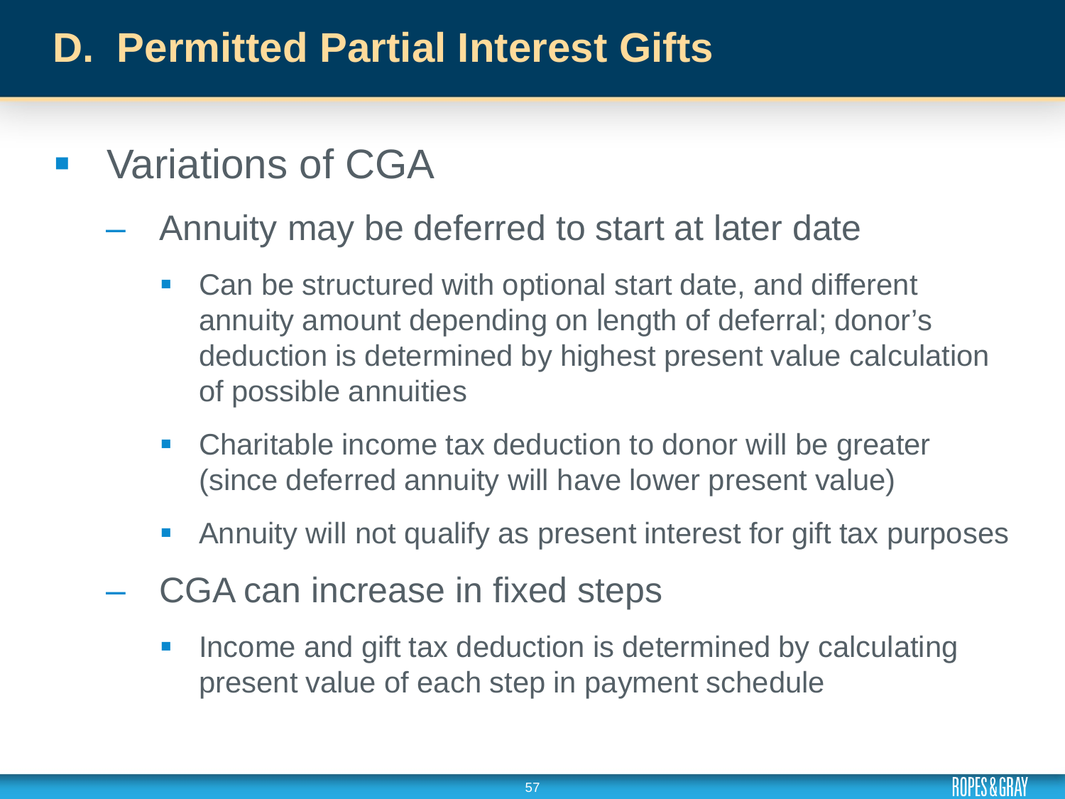# D. Permitted Partial Interest Gifts

- Variations of CGA
  - Annuity may be deferred to start at later date
    - Can be structured with optional start date, and different annuity amount depending on length of deferral; donor's deduction is determined by highest present value calculation of possible annuities
    - Charitable income tax deduction to donor will be greater (since deferred annuity will have lower present value)
    - Annuity will not qualify as present interest for gift tax purposes
  - CGA can increase in fixed steps
    - Income and gift tax deduction is determined by calculating present value of each step in payment schedule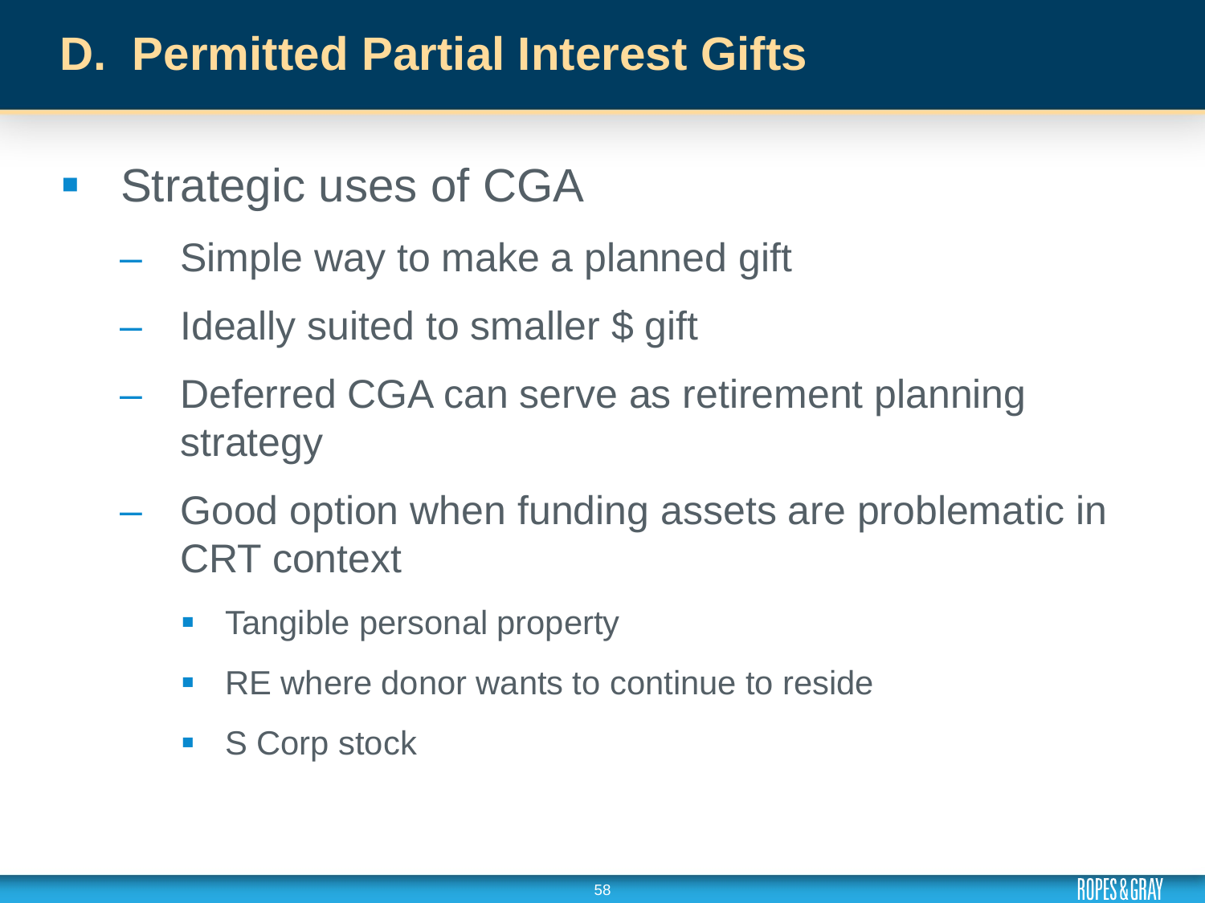# D. Permitted Partial Interest Gifts

- Strategic uses of CGA
  - Simple way to make a planned gift
  - Ideally suited to smaller $ gift
  - Deferred CGA can serve as retirement planning strategy
  - Good option when funding assets are problematic in CRT context
    - Tangible personal property
    - RE where donor wants to continue to reside
    - S Corp stock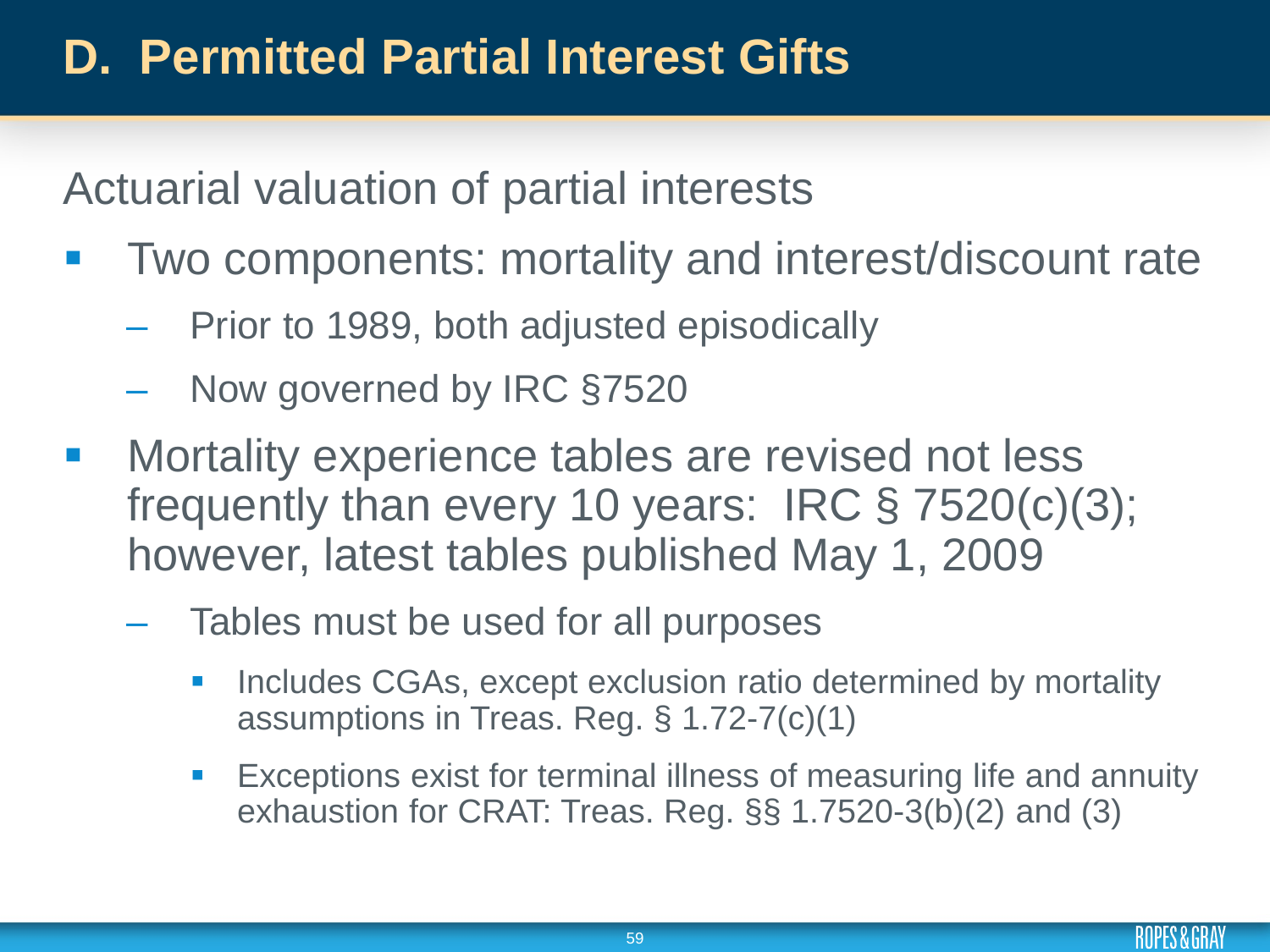# D. Permitted Partial Interest Gifts

Actuarial valuation of partial interests

- Two components: mortality and interest/discount rate
  - Prior to 1989, both adjusted episodically
  - Now governed by IRC §7520
- Mortality experience tables are revised not less frequently than every 10 years: IRC § 7520(c)(3); however, latest tables published May 1, 2009
  - Tables must be used for all purposes
    - Includes CGAs, except exclusion ratio determined by mortality assumptions in Treas. Reg. § 1.72-7(c)(1)
    - Exceptions exist for terminal illness of measuring life and annuity exhaustion for CRAT: Treas. Reg. §§ 1.7520-3(b)(2) and (3)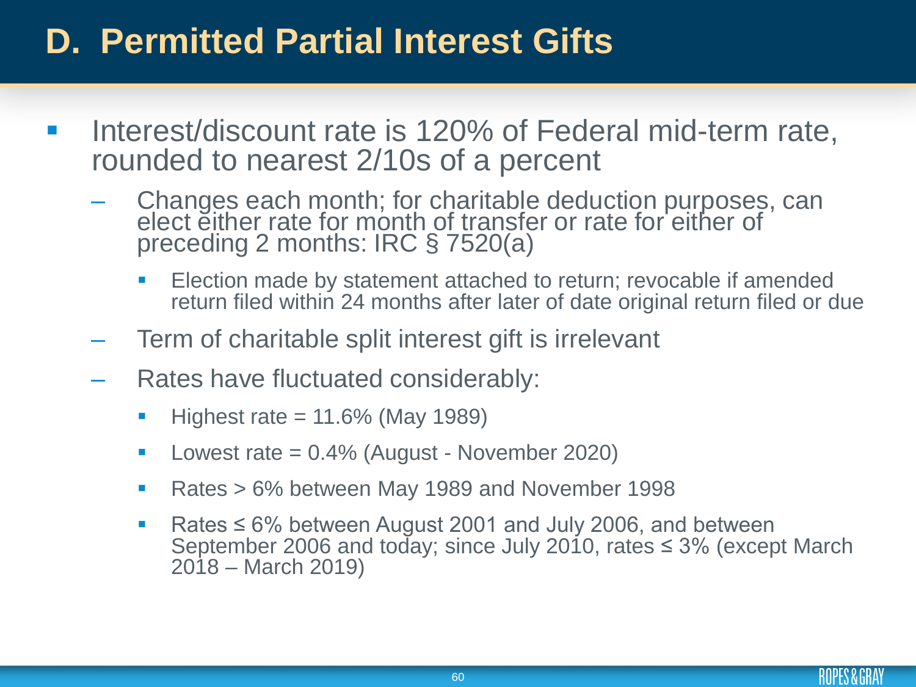# D. Permitted Partial Interest Gifts

- Interest/discount rate is 120% of Federal mid-term rate, rounded to nearest 2/10s of a percent
  - Changes each month; for charitable deduction purposes, can elect either rate for month of transfer or rate for either of preceding 2 months: IRC § 7520(a)
    - Election made by statement attached to return; revocable if amended return filed within 24 months after later of date original return filed or due
  - Term of charitable split interest gift is irrelevant
  - Rates have fluctuated considerably:
    - Highest rate = 11.6% (May 1989)
    - Lowest rate = 0.4% (August - November 2020)
    - Rates > 6% between May 1989 and November 1998
    - Rates ≤ 6% between August 2001 and July 2006, and between September 2006 and today; since July 2010, rates ≤ 3% (except March 2018 – March 2019)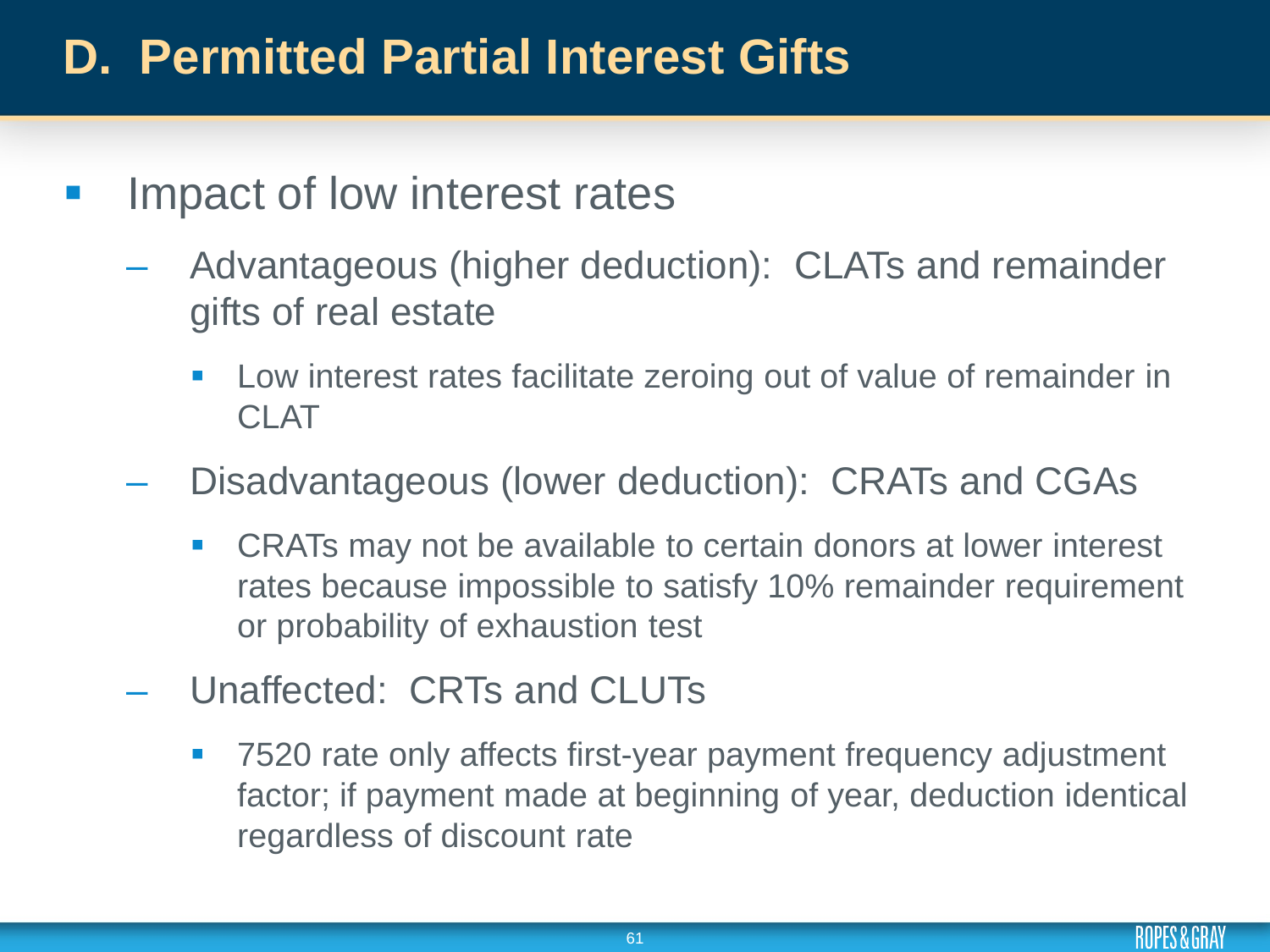# D. Permitted Partial Interest Gifts

- Impact of low interest rates
  - Advantageous (higher deduction): CLATs and remainder gifts of real estate
    - Low interest rates facilitate zeroing out of value of remainder in CLAT
  - Disadvantageous (lower deduction): CRATs and CGAs
    - CRATs may not be available to certain donors at lower interest rates because impossible to satisfy 10% remainder requirement or probability of exhaustion test
  - Unaffected: CRTs and CLUTs
    - 7520 rate only affects first-year payment frequency adjustment factor; if payment made at beginning of year, deduction identical regardless of discount rate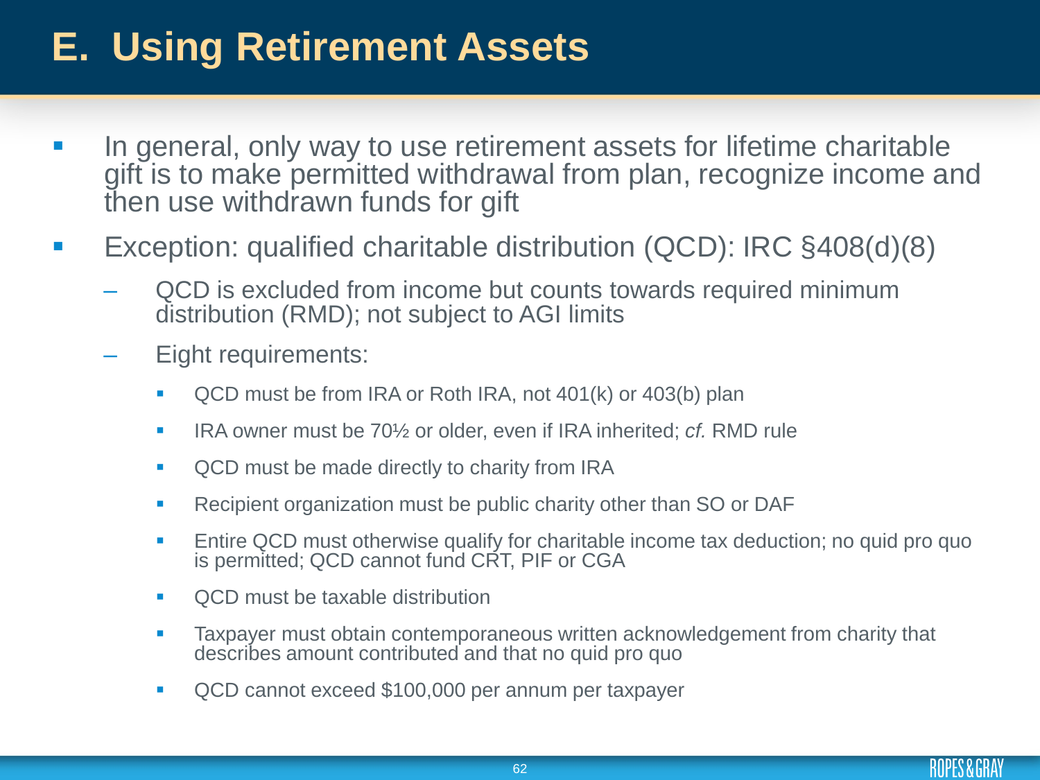# E. Using Retirement Assets

- In general, only way to use retirement assets for lifetime charitable gift is to make permitted withdrawal from plan, recognize income and then use withdrawn funds for gift
- Exception: qualified charitable distribution (QCD): IRC §408(d)(8)
  - QCD is excluded from income but counts towards required minimum distribution (RMD); not subject to AGI limits
  - Eight requirements:
    - QCD must be from IRA or Roth IRA, not 401(k) or 403(b) plan
    - IRA owner must be 70½ or older, even if IRA inherited; *cf.* RMD rule
    - QCD must be made directly to charity from IRA
    - Recipient organization must be public charity other than SO or DAF
    - Entire QCD must otherwise qualify for charitable income tax deduction; no quid pro quo is permitted; QCD cannot fund CRT, PIF or CGA
    - QCD must be taxable distribution
    - Taxpayer must obtain contemporaneous written acknowledgement from charity that describes amount contributed and that no quid pro quo
    - QCD cannot exceed $100,000 per annum per taxpayer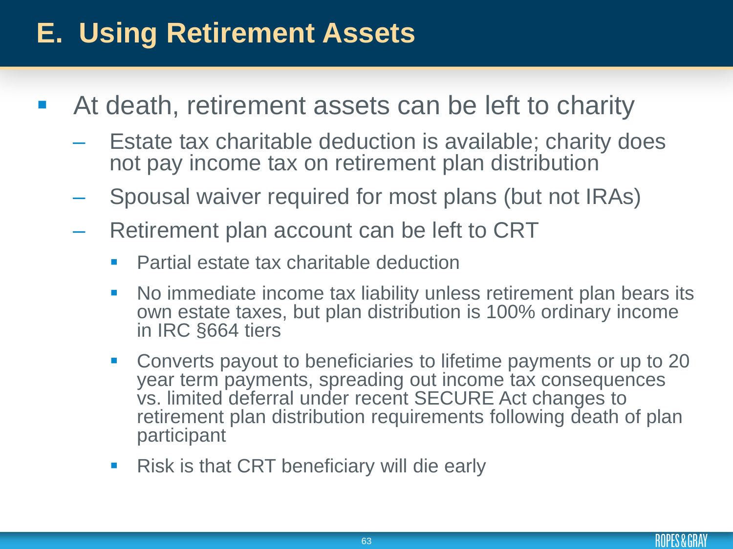# E. Using Retirement Assets

- At death, retirement assets can be left to charity
  - Estate tax charitable deduction is available; charity does not pay income tax on retirement plan distribution
  - Spousal waiver required for most plans (but not IRAs)
  - Retirement plan account can be left to CRT
    - Partial estate tax charitable deduction
    - No immediate income tax liability unless retirement plan bears its own estate taxes, but plan distribution is 100% ordinary income in IRC §664 tiers
    - Converts payout to beneficiaries to lifetime payments or up to 20 year term payments, spreading out income tax consequences vs. limited deferral under recent SECURE Act changes to retirement plan distribution requirements following death of plan participant
    - Risk is that CRT beneficiary will die early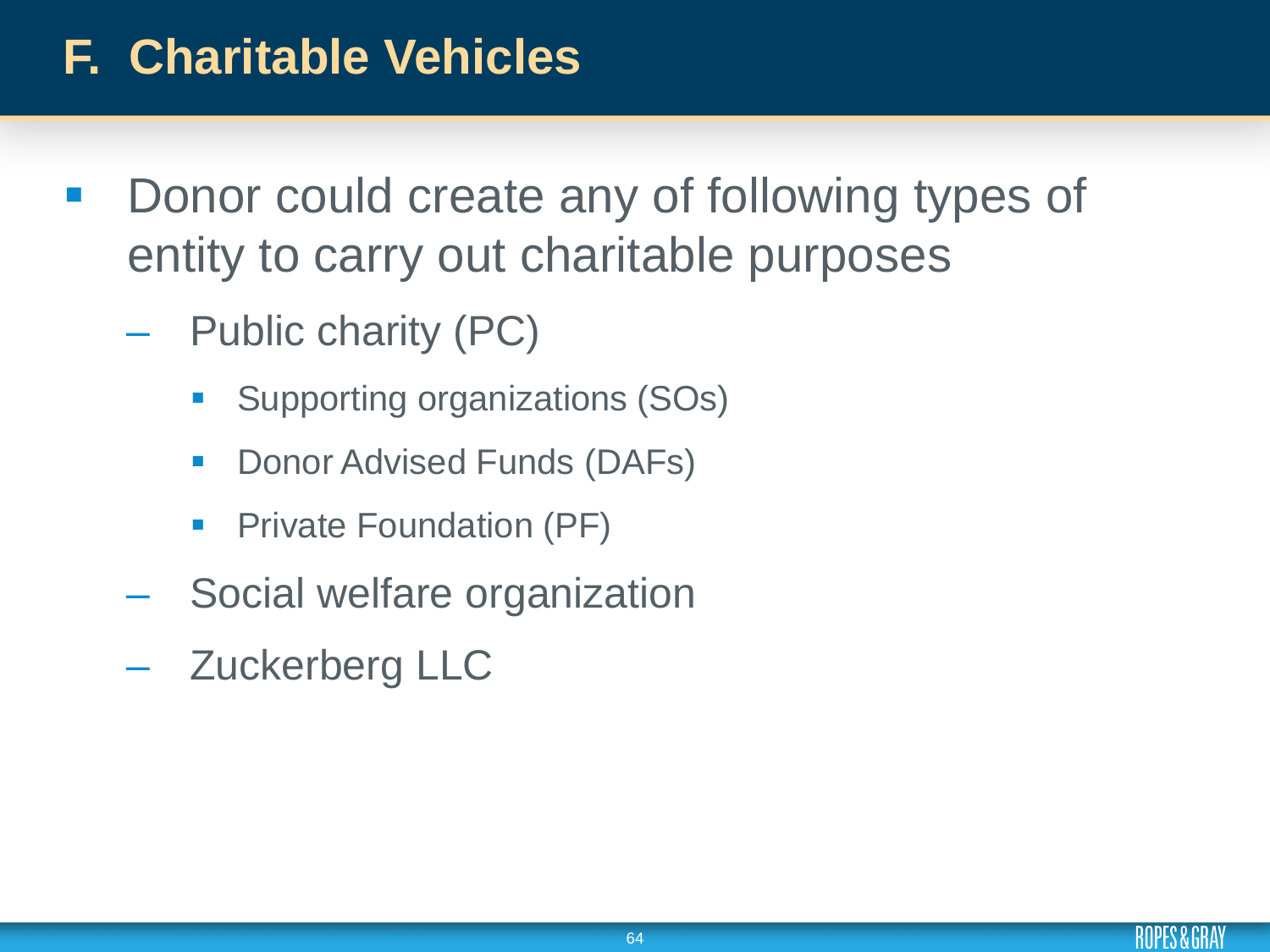# F. Charitable Vehicles

- Donor could create any of following types of entity to carry out charitable purposes
  - Public charity (PC)
    - Supporting organizations (SOs)
    - Donor Advised Funds (DAFs)
    - Private Foundation (PF)
  - Social welfare organization
  - Zuckerberg LLC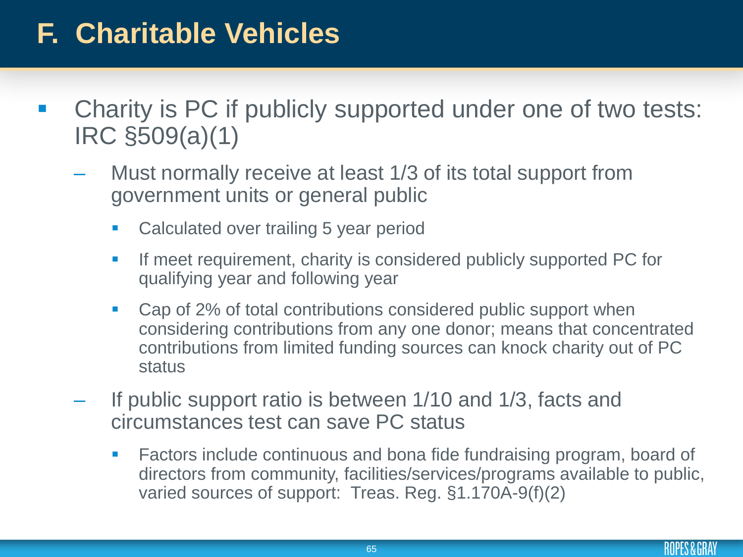# F. Charitable Vehicles

- Charity is PC if publicly supported under one of two tests: IRC §509(a)(1)
  - Must normally receive at least 1/3 of its total support from government units or general public
    - Calculated over trailing 5 year period
    - If meet requirement, charity is considered publicly supported PC for qualifying year and following year
    - Cap of 2% of total contributions considered public support when considering contributions from any one donor; means that concentrated contributions from limited funding sources can knock charity out of PC status
  - If public support ratio is between 1/10 and 1/3, facts and circumstances test can save PC status
    - Factors include continuous and bona fide fundraising program, board of directors from community, facilities/services/programs available to public, varied sources of support: Treas. Reg. §1.170A-9(f)(2)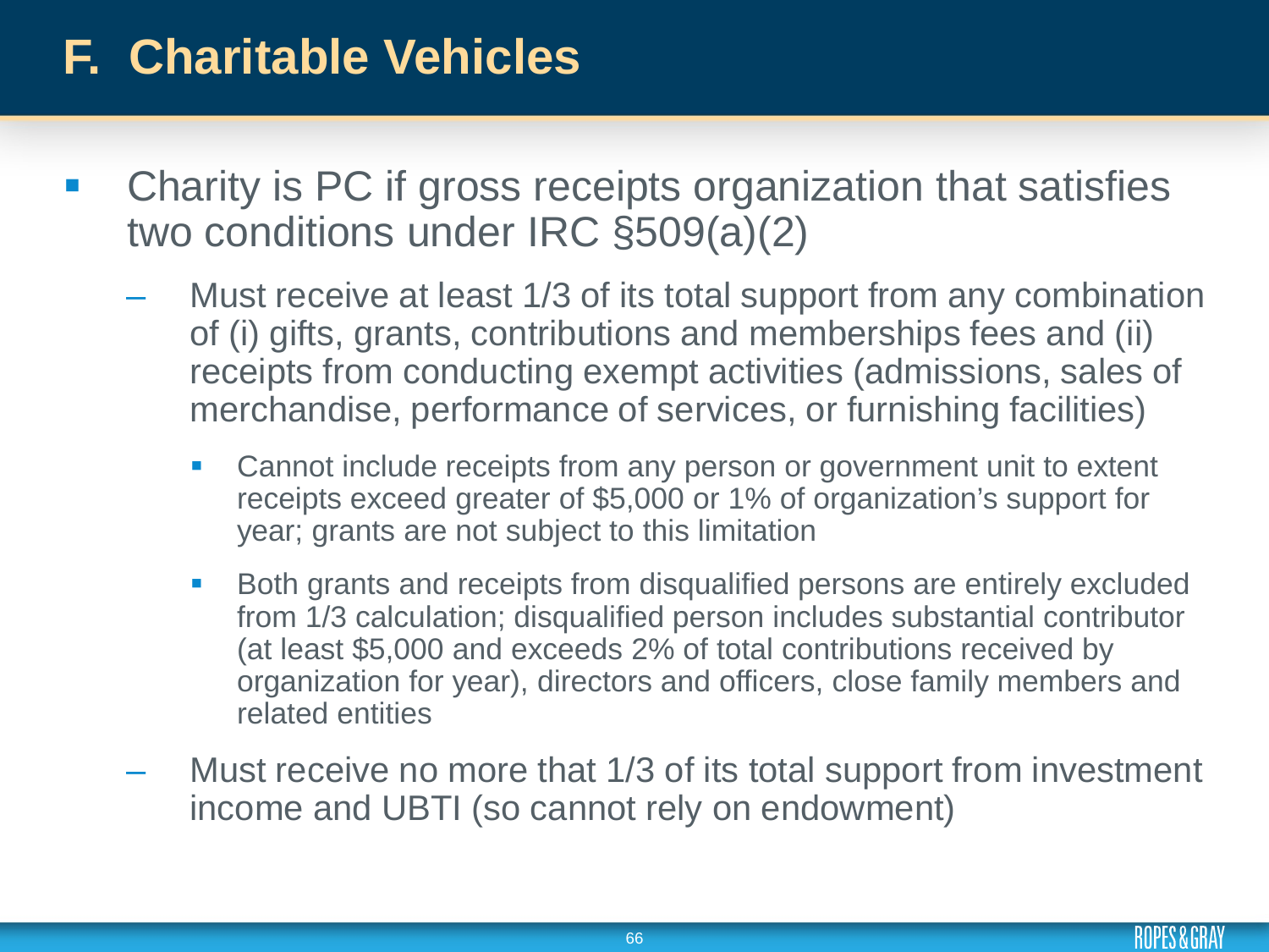# F. Charitable Vehicles

- Charity is PC if gross receipts organization that satisfies two conditions under IRC §509(a)(2)
  - Must receive at least 1/3 of its total support from any combination of (i) gifts, grants, contributions and memberships fees and (ii) receipts from conducting exempt activities (admissions, sales of merchandise, performance of services, or furnishing facilities)
    - Cannot include receipts from any person or government unit to extent receipts exceed greater of $5,000 or 1% of organization's support for year; grants are not subject to this limitation
    - Both grants and receipts from disqualified persons are entirely excluded from 1/3 calculation; disqualified person includes substantial contributor (at least $5,000 and exceeds 2% of total contributions received by organization for year), directors and officers, close family members and related entities
  - Must receive no more that 1/3 of its total support from investment income and UBTI (so cannot rely on endowment)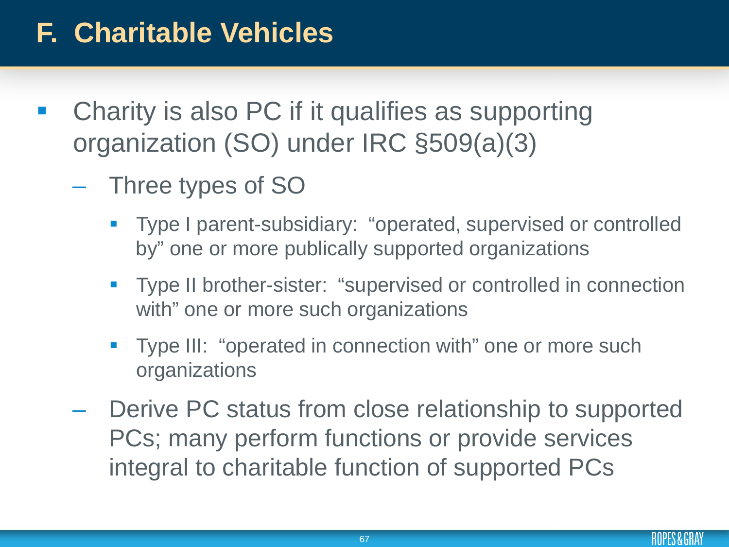# F. Charitable Vehicles

- Charity is also PC if it qualifies as supporting organization (SO) under IRC §509(a)(3)
  - Three types of SO
    - Type I parent-subsidiary: "operated, supervised or controlled by" one or more publically supported organizations
    - Type II brother-sister: "supervised or controlled in connection with" one or more such organizations
    - Type III: "operated in connection with" one or more such organizations
  - Derive PC status from close relationship to supported PCs; many perform functions or provide services integral to charitable function of supported PCs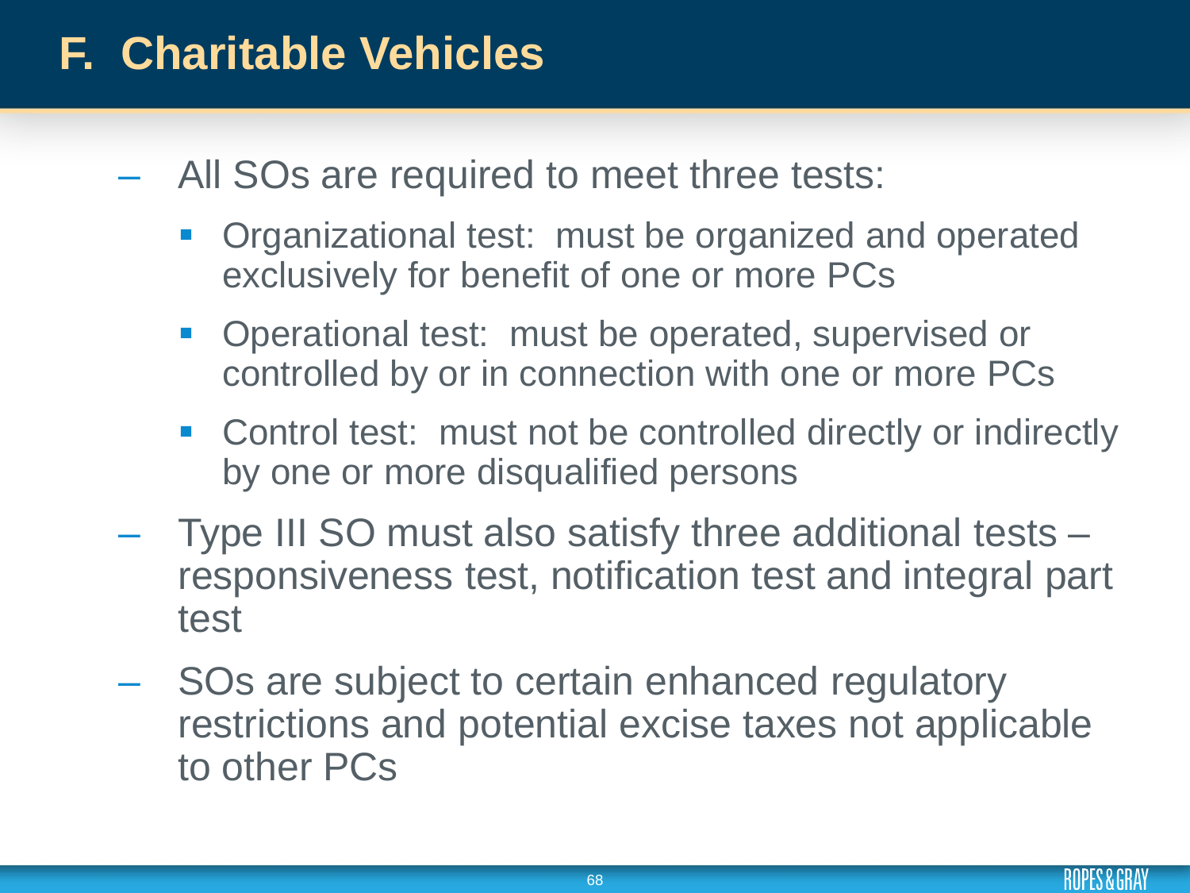# F. Charitable Vehicles

- All SOs are required to meet three tests:
  - Organizational test: must be organized and operated exclusively for benefit of one or more PCs
  - Operational test: must be operated, supervised or controlled by or in connection with one or more PCs
  - Control test: must not be controlled directly or indirectly by one or more disqualified persons
- Type III SO must also satisfy three additional tests – responsiveness test, notification test and integral part test
- SOs are subject to certain enhanced regulatory restrictions and potential excise taxes not applicable to other PCs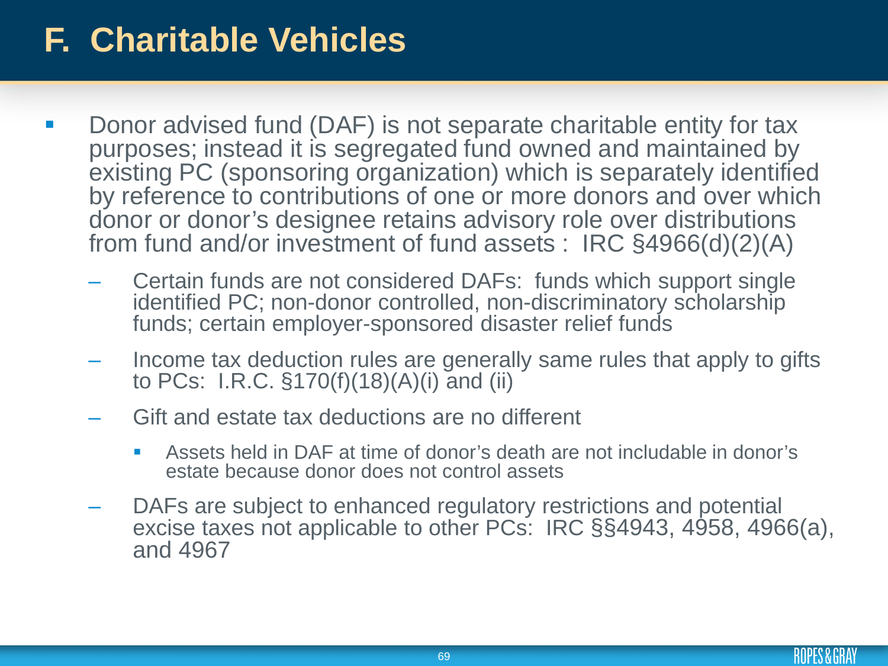# F. Charitable Vehicles

- Donor advised fund (DAF) is not separate charitable entity for tax purposes; instead it is segregated fund owned and maintained by existing PC (sponsoring organization) which is separately identified by reference to contributions of one or more donors and over which donor or donor's designee retains advisory role over distributions from fund and/or investment of fund assets : IRC §4966(d)(2)(A)
  - Certain funds are not considered DAFs: funds which support single identified PC; non-donor controlled, non-discriminatory scholarship funds; certain employer-sponsored disaster relief funds
  - Income tax deduction rules are generally same rules that apply to gifts to PCs: I.R.C. §170(f)(18)(A)(i) and (ii)
  - Gift and estate tax deductions are no different
    - Assets held in DAF at time of donor's death are not includable in donor's estate because donor does not control assets
  - DAFs are subject to enhanced regulatory restrictions and potential excise taxes not applicable to other PCs: IRC §§4943, 4958, 4966(a), and 4967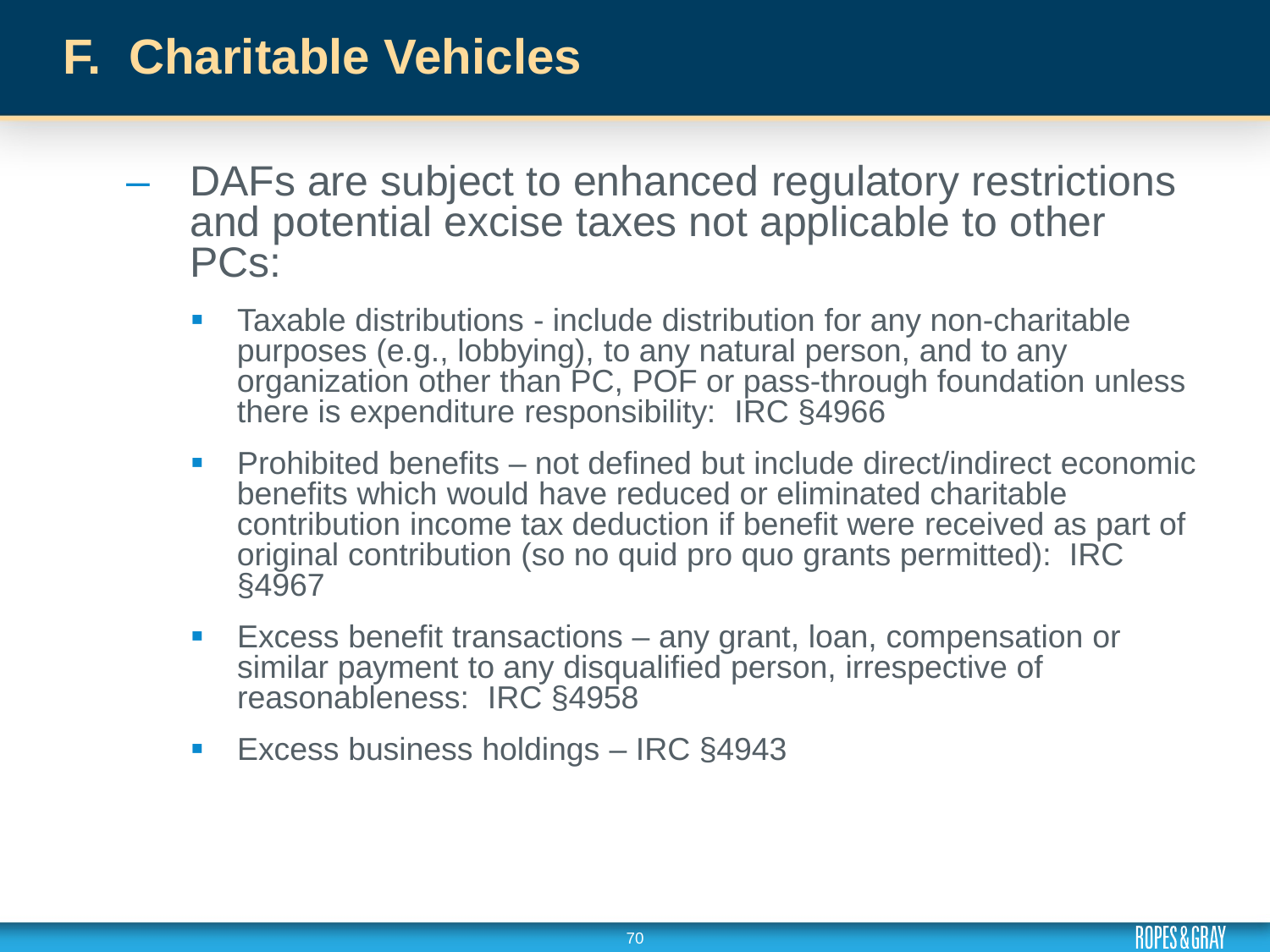# F. Charitable Vehicles

- DAFs are subject to enhanced regulatory restrictions and potential excise taxes not applicable to other PCs:
  - Taxable distributions - include distribution for any non-charitable purposes (e.g., lobbying), to any natural person, and to any organization other than PC, POF or pass-through foundation unless there is expenditure responsibility: IRC §4966
  - Prohibited benefits – not defined but include direct/indirect economic benefits which would have reduced or eliminated charitable contribution income tax deduction if benefit were received as part of original contribution (so no quid pro quo grants permitted): IRC §4967
  - Excess benefit transactions – any grant, loan, compensation or similar payment to any disqualified person, irrespective of reasonableness: IRC §4958
  - Excess business holdings – IRC §4943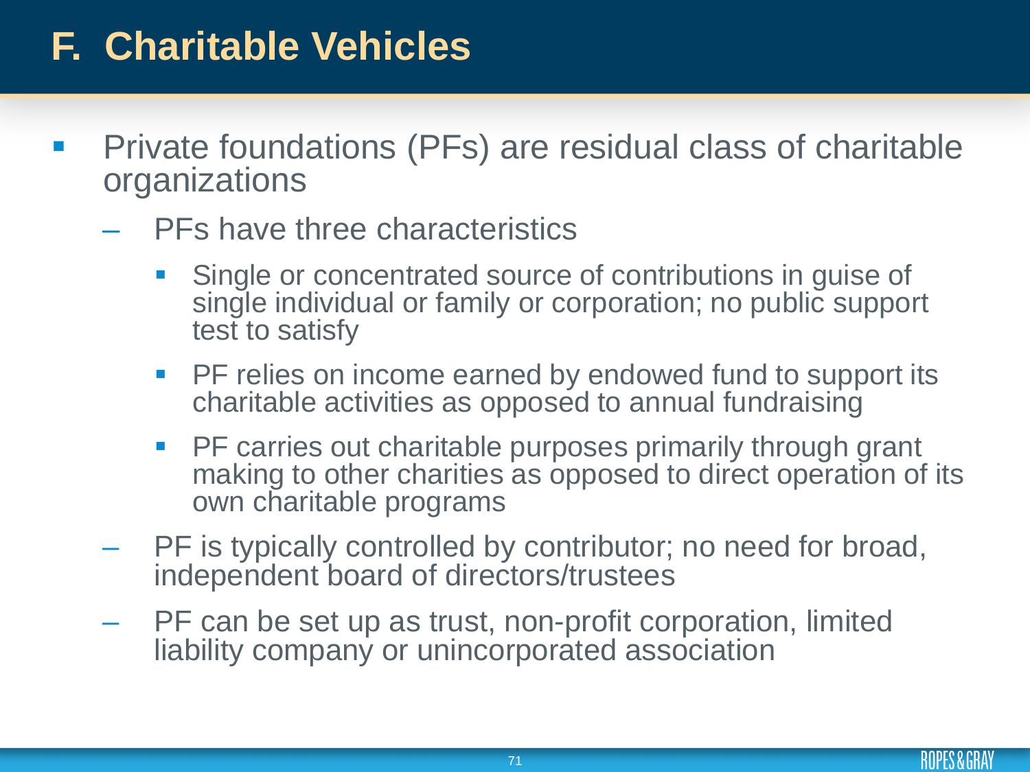# F. Charitable Vehicles

- Private foundations (PFs) are residual class of charitable organizations
  - PFs have three characteristics
    - Single or concentrated source of contributions in guise of single individual or family or corporation; no public support test to satisfy
    - PF relies on income earned by endowed fund to support its charitable activities as opposed to annual fundraising
    - PF carries out charitable purposes primarily through grant making to other charities as opposed to direct operation of its own charitable programs
  - PF is typically controlled by contributor; no need for broad, independent board of directors/trustees
  - PF can be set up as trust, non-profit corporation, limited liability company or unincorporated association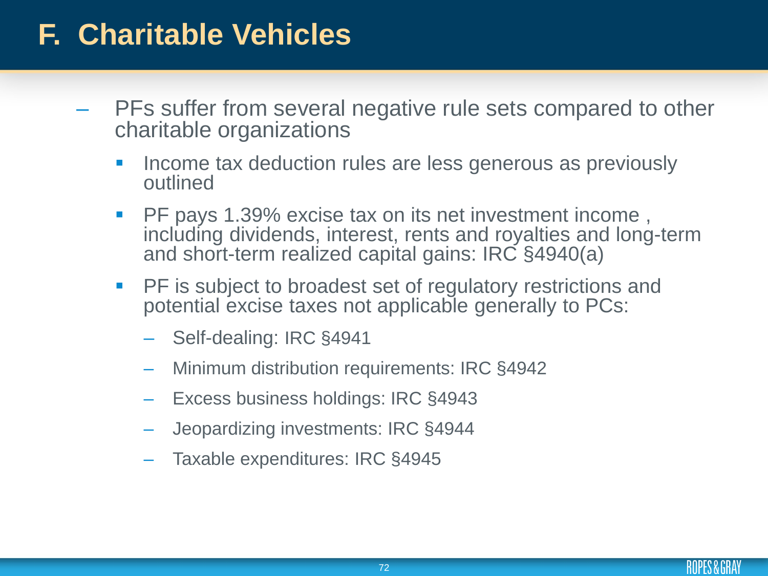# F. Charitable Vehicles

- PFs suffer from several negative rule sets compared to other charitable organizations
  - Income tax deduction rules are less generous as previously outlined
  - PF pays 1.39% excise tax on its net investment income , including dividends, interest, rents and royalties and long-term and short-term realized capital gains: IRC §4940(a)
  - PF is subject to broadest set of regulatory restrictions and potential excise taxes not applicable generally to PCs:
    - Self-dealing: IRC §4941
    - Minimum distribution requirements: IRC §4942
    - Excess business holdings: IRC §4943
    - Jeopardizing investments: IRC §4944
    - Taxable expenditures: IRC §4945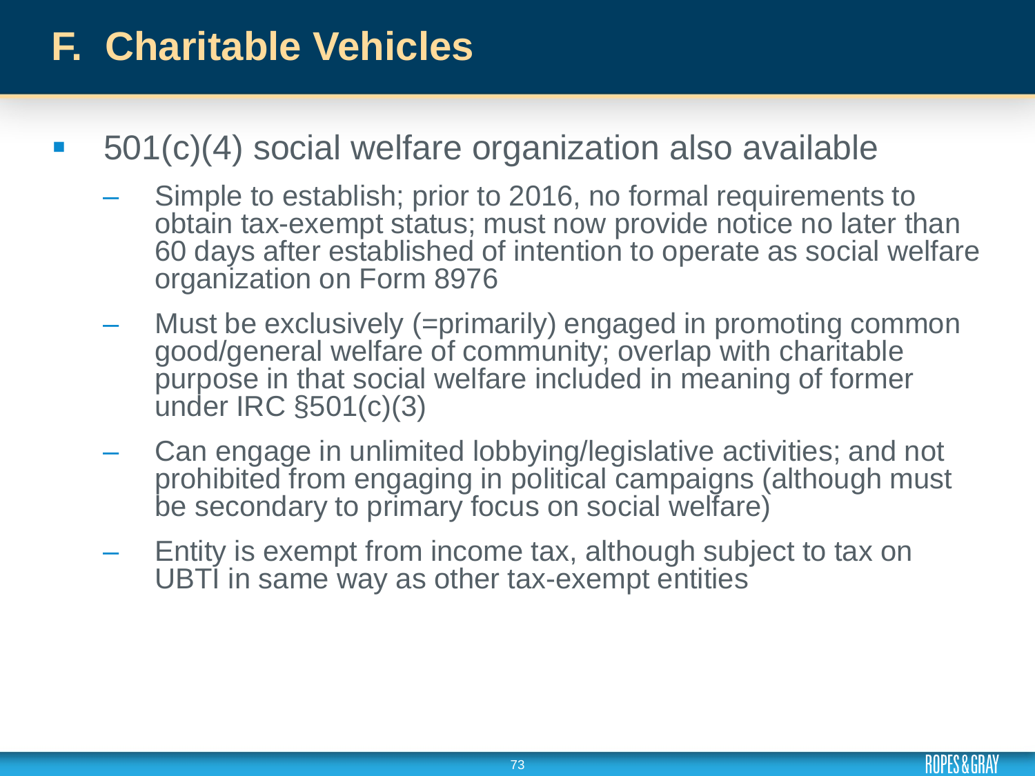# F. Charitable Vehicles

- 501(c)(4) social welfare organization also available
  - Simple to establish; prior to 2016, no formal requirements to obtain tax-exempt status; must now provide notice no later than 60 days after established of intention to operate as social welfare organization on Form 8976
  - Must be exclusively (=primarily) engaged in promoting common good/general welfare of community; overlap with charitable purpose in that social welfare included in meaning of former under IRC §501(c)(3)
  - Can engage in unlimited lobbying/legislative activities; and not prohibited from engaging in political campaigns (although must be secondary to primary focus on social welfare)
  - Entity is exempt from income tax, although subject to tax on UBTI in same way as other tax-exempt entities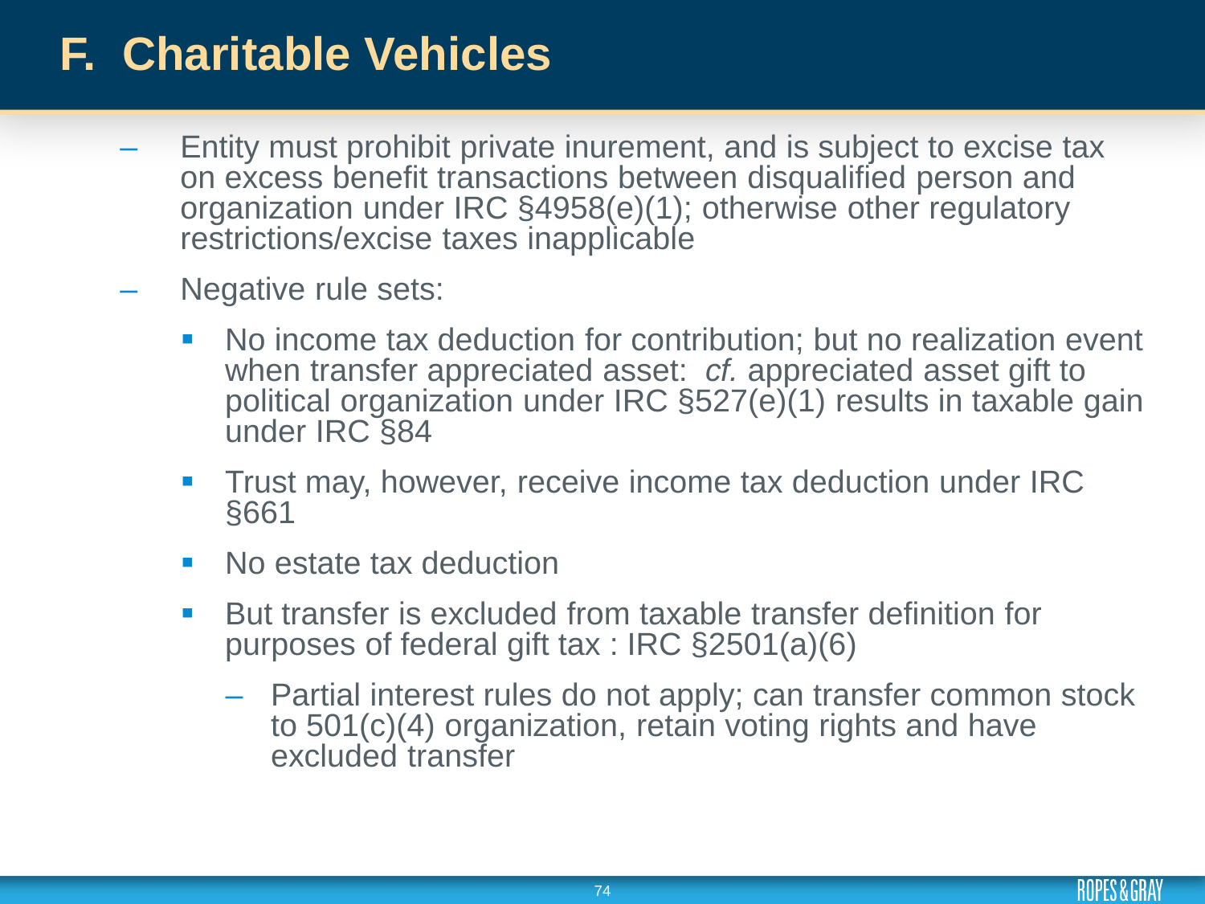# F. Charitable Vehicles

- Entity must prohibit private inurement, and is subject to excise tax on excess benefit transactions between disqualified person and organization under IRC §4958(e)(1); otherwise other regulatory restrictions/excise taxes inapplicable
- Negative rule sets:
  - No income tax deduction for contribution; but no realization event when transfer appreciated asset: *cf.* appreciated asset gift to political organization under IRC §527(e)(1) results in taxable gain under IRC §84
  - Trust may, however, receive income tax deduction under IRC §661
  - No estate tax deduction
  - But transfer is excluded from taxable transfer definition for purposes of federal gift tax : IRC §2501(a)(6)
    - Partial interest rules do not apply; can transfer common stock to 501(c)(4) organization, retain voting rights and have excluded transfer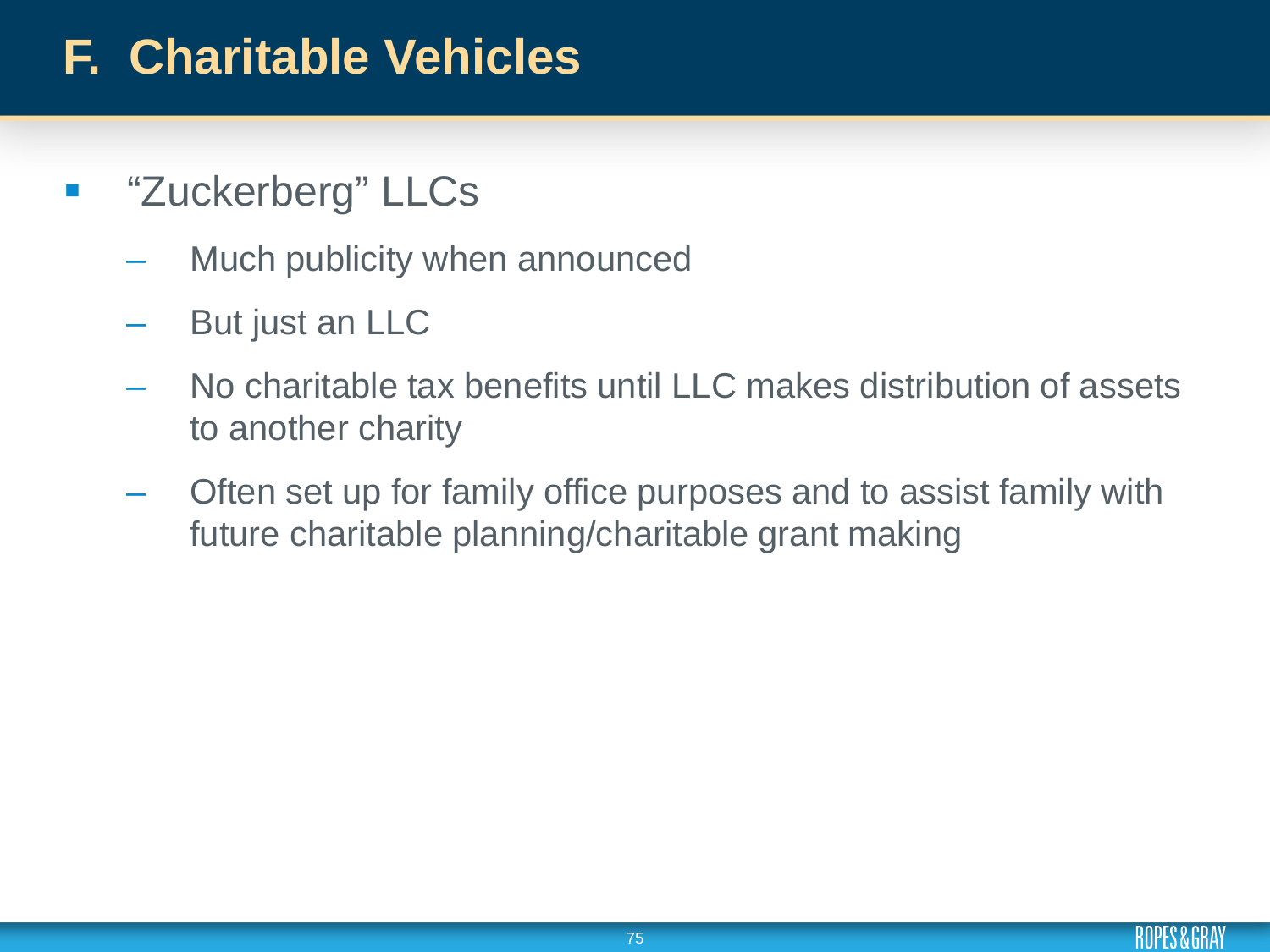# F. Charitable Vehicles

- "Zuckerberg" LLCs
  - Much publicity when announced
  - But just an LLC
  - No charitable tax benefits until LLC makes distribution of assets to another charity
  - Often set up for family office purposes and to assist family with future charitable planning/charitable grant making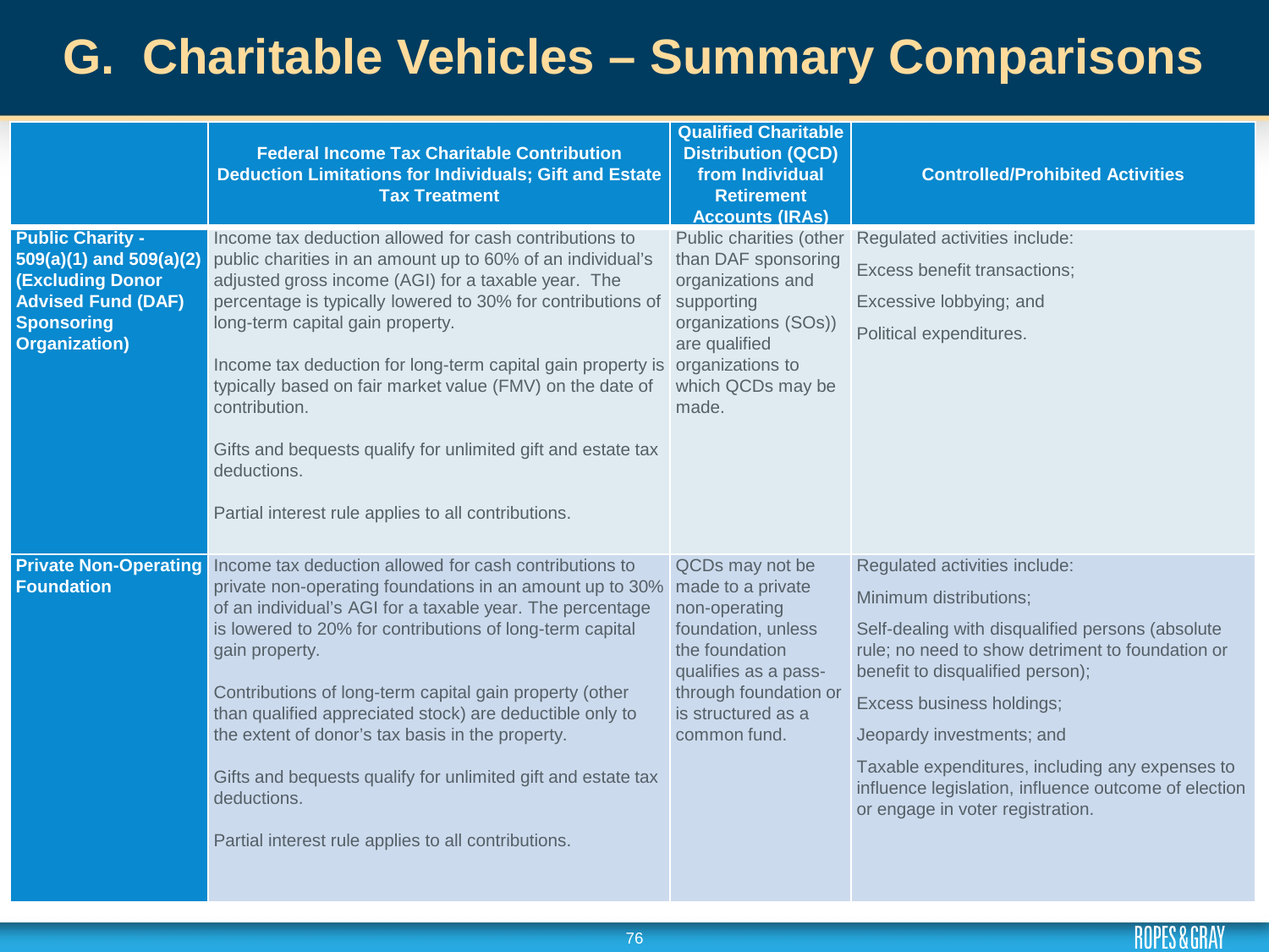# G. Charitable Vehicles – Summary Comparisons

| | Federal Income Tax Charitable Contribution Deduction Limitations for Individuals; Gift and Estate Tax Treatment | Qualified Charitable Distribution (QCD) from Individual Retirement Accounts (IRAs) | Controlled/Prohibited Activities |
|---|---|---|---|
| **Public Charity - 509(a)(1) and 509(a)(2) (Excluding Donor Advised Fund (DAF) Sponsoring Organization)** | Income tax deduction allowed for cash contributions to public charities in an amount up to 60% of an individual's adjusted gross income (AGI) for a taxable year. The percentage is typically lowered to 30% for contributions of long-term capital gain property.<br><br>Income tax deduction for long-term capital gain property is typically based on fair market value (FMV) on the date of contribution.<br><br>Gifts and bequests qualify for unlimited gift and estate tax deductions.<br><br>Partial interest rule applies to all contributions. | Public charities (other than DAF sponsoring organizations and supporting organizations (SOs)) are qualified organizations to which QCDs may be made. | Regulated activities include:<br><br>Excess benefit transactions;<br><br>Excessive lobbying; and<br><br>Political expenditures. |
| **Private Non-Operating Foundation** | Income tax deduction allowed for cash contributions to private non-operating foundations in an amount up to 30% of an individual's AGI for a taxable year. The percentage is lowered to 20% for contributions of long-term capital gain property.<br><br>Contributions of long-term capital gain property (other than qualified appreciated stock) are deductible only to the extent of donor's tax basis in the property.<br><br>Gifts and bequests qualify for unlimited gift and estate tax deductions.<br><br>Partial interest rule applies to all contributions. | QCDs may not be made to a private non-operating foundation, unless the foundation qualifies as a pass-through foundation or is structured as a common fund. | Regulated activities include:<br><br>Minimum distributions;<br><br>Self-dealing with disqualified persons (absolute rule; no need to show detriment to foundation or benefit to disqualified person);<br><br>Excess business holdings;<br><br>Jeopardy investments; and<br><br>Taxable expenditures, including any expenses to influence legislation, influence outcome of election or engage in voter registration. |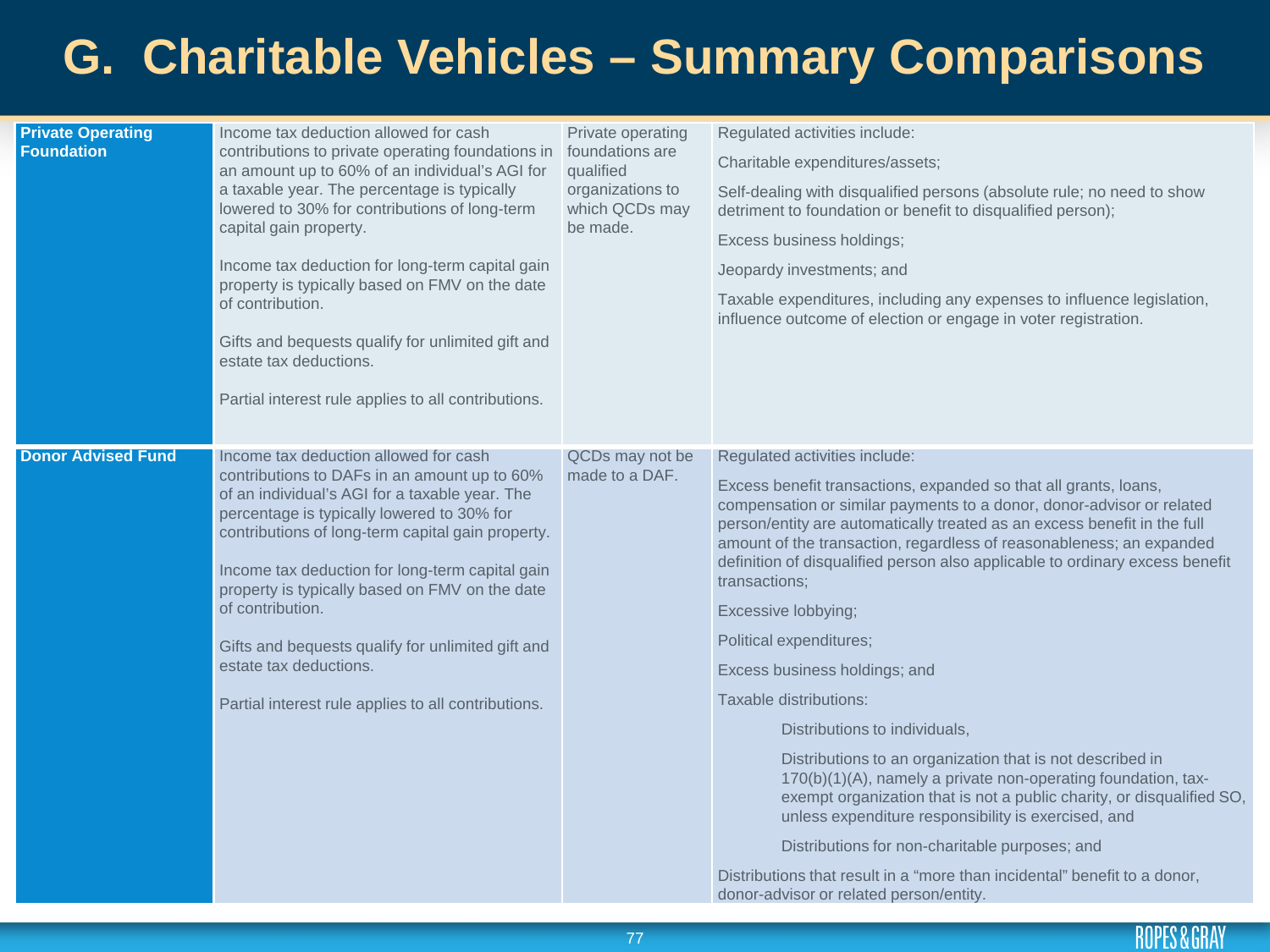# G. Charitable Vehicles – Summary Comparisons

| | | | |
|---|---|---|---|
| **Private Operating Foundation** | Income tax deduction allowed for cash contributions to private operating foundations in an amount up to 60% of an individual's AGI for a taxable year. The percentage is typically lowered to 30% for contributions of long-term capital gain property.<br><br>Income tax deduction for long-term capital gain property is typically based on FMV on the date of contribution.<br><br>Gifts and bequests qualify for unlimited gift and estate tax deductions.<br><br>Partial interest rule applies to all contributions. | Private operating foundations are qualified organizations to which QCDs may be made. | Regulated activities include:<br><br>Charitable expenditures/assets;<br><br>Self-dealing with disqualified persons (absolute rule; no need to show detriment to foundation or benefit to disqualified person);<br><br>Excess business holdings;<br><br>Jeopardy investments; and<br><br>Taxable expenditures, including any expenses to influence legislation, influence outcome of election or engage in voter registration. |
| **Donor Advised Fund** | Income tax deduction allowed for cash contributions to DAFs in an amount up to 60% of an individual's AGI for a taxable year. The percentage is typically lowered to 30% for contributions of long-term capital gain property.<br><br>Income tax deduction for long-term capital gain property is typically based on FMV on the date of contribution.<br><br>Gifts and bequests qualify for unlimited gift and estate tax deductions.<br><br>Partial interest rule applies to all contributions. | QCDs may not be made to a DAF. | Regulated activities include:<br><br>Excess benefit transactions, expanded so that all grants, loans, compensation or similar payments to a donor, donor-advisor or related person/entity are automatically treated as an excess benefit in the full amount of the transaction, regardless of reasonableness; an expanded definition of disqualified person also applicable to ordinary excess benefit transactions;<br><br>Excessive lobbying;<br><br>Political expenditures;<br><br>Excess business holdings; and<br><br>Taxable distributions:<br><br>- Distributions to individuals,<br>- Distributions to an organization that is not described in 170(b)(1)(A), namely a private non-operating foundation, tax-exempt organization that is not a public charity, or disqualified SO, unless expenditure responsibility is exercised, and<br>- Distributions for non-charitable purposes; and<br><br>Distributions that result in a "more than incidental" benefit to a donor, donor-advisor or related person/entity. |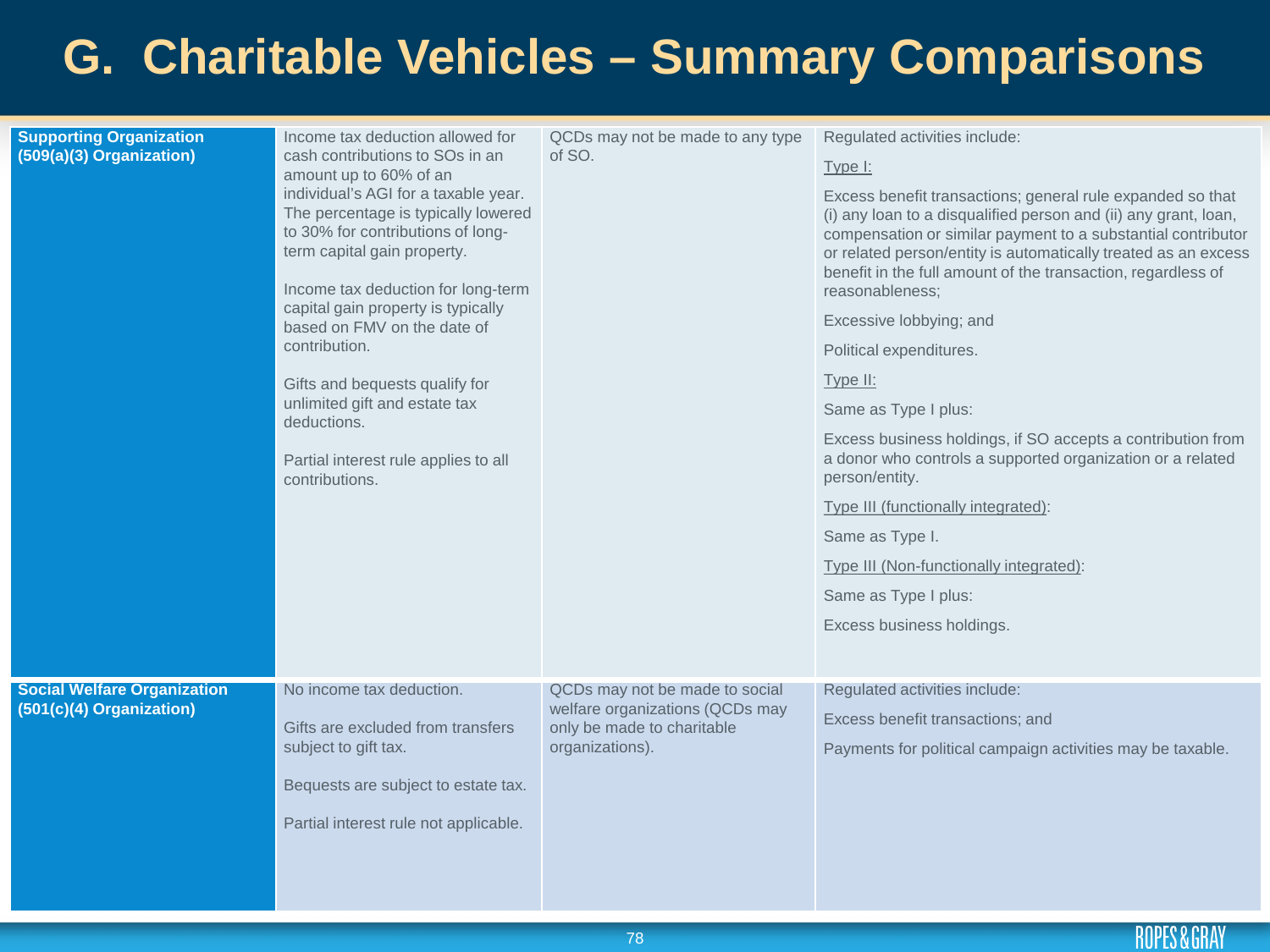# G. Charitable Vehicles – Summary Comparisons

| | | | |
|---|---|---|---|
| **Supporting Organization (509(a)(3) Organization)** | Income tax deduction allowed for cash contributions to SOs in an amount up to 60% of an individual's AGI for a taxable year. The percentage is typically lowered to 30% for contributions of long-term capital gain property.<br><br>Income tax deduction for long-term capital gain property is typically based on FMV on the date of contribution.<br><br>Gifts and bequests qualify for unlimited gift and estate tax deductions.<br><br>Partial interest rule applies to all contributions. | QCDs may not be made to any type of SO. | Regulated activities include:<br><br>Type I:<br><br>Excess benefit transactions; general rule expanded so that (i) any loan to a disqualified person and (ii) any grant, loan, compensation or similar payment to a substantial contributor or related person/entity is automatically treated as an excess benefit in the full amount of the transaction, regardless of reasonableness;<br><br>Excessive lobbying; and<br><br>Political expenditures.<br><br>Type II:<br><br>Same as Type I plus:<br><br>Excess business holdings, if SO accepts a contribution from a donor who controls a supported organization or a related person/entity.<br><br>Type III (functionally integrated):<br><br>Same as Type I.<br><br>Type III (Non-functionally integrated):<br><br>Same as Type I plus:<br><br>Excess business holdings. |
| **Social Welfare Organization (501(c)(4) Organization)** | No income tax deduction.<br><br>Gifts are excluded from transfers subject to gift tax.<br><br>Bequests are subject to estate tax.<br><br>Partial interest rule not applicable. | QCDs may not be made to social welfare organizations (QCDs may only be made to charitable organizations). | Regulated activities include:<br><br>Excess benefit transactions; and<br><br>Payments for political campaign activities may be taxable. |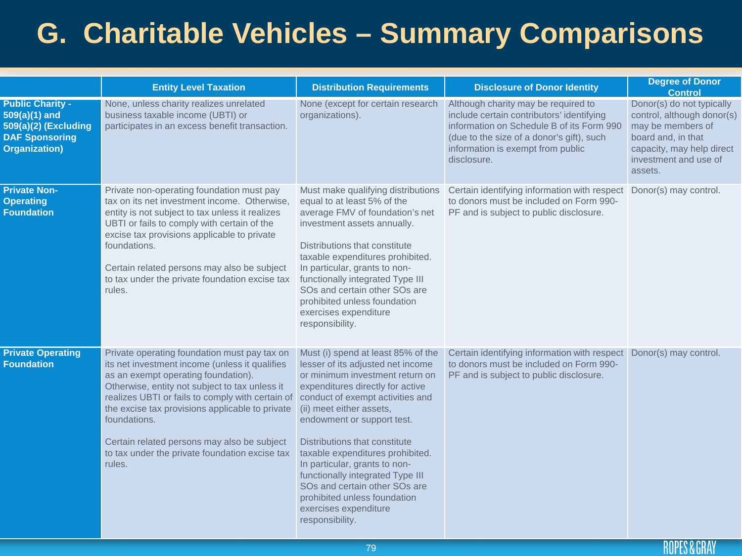# G. Charitable Vehicles – Summary Comparisons

| | Entity Level Taxation | Distribution Requirements | Disclosure of Donor Identity | Degree of Donor Control |
|---|---|---|---|---|
| **Public Charity - 509(a)(1) and 509(a)(2) (Excluding DAF Sponsoring Organization)** | None, unless charity realizes unrelated business taxable income (UBTI) or participates in an excess benefit transaction. | None (except for certain research organizations). | Although charity may be required to include certain contributors' identifying information on Schedule B of its Form 990 (due to the size of a donor's gift), such information is exempt from public disclosure. | Donor(s) do not typically control, although donor(s) may be members of board and, in that capacity, may help direct investment and use of assets. |
| **Private Non-Operating Foundation** | Private non-operating foundation must pay tax on its net investment income. Otherwise, entity is not subject to tax unless it realizes UBTI or fails to comply with certain of the excise tax provisions applicable to private foundations.<br><br>Certain related persons may also be subject to tax under the private foundation excise tax rules. | Must make qualifying distributions equal to at least 5% of the average FMV of foundation's net investment assets annually.<br><br>Distributions that constitute taxable expenditures prohibited. In particular, grants to non-functionally integrated Type III SOs and certain other SOs are prohibited unless foundation exercises expenditure responsibility. | Certain identifying information with respect to donors must be included on Form 990-PF and is subject to public disclosure. | Donor(s) may control. |
| **Private Operating Foundation** | Private operating foundation must pay tax on its net investment income (unless it qualifies as an exempt operating foundation). Otherwise, entity not subject to tax unless it realizes UBTI or fails to comply with certain of the excise tax provisions applicable to private foundations.<br><br>Certain related persons may also be subject to tax under the private foundation excise tax rules. | Must (i) spend at least 85% of the lesser of its adjusted net income or minimum investment return on expenditures directly for active conduct of exempt activities and (ii) meet either assets, endowment or support test.<br><br>Distributions that constitute taxable expenditures prohibited. In particular, grants to non-functionally integrated Type III SOs and certain other SOs are prohibited unless foundation exercises expenditure responsibility. | Certain identifying information with respect to donors must be included on Form 990-PF and is subject to public disclosure. | Donor(s) may control. |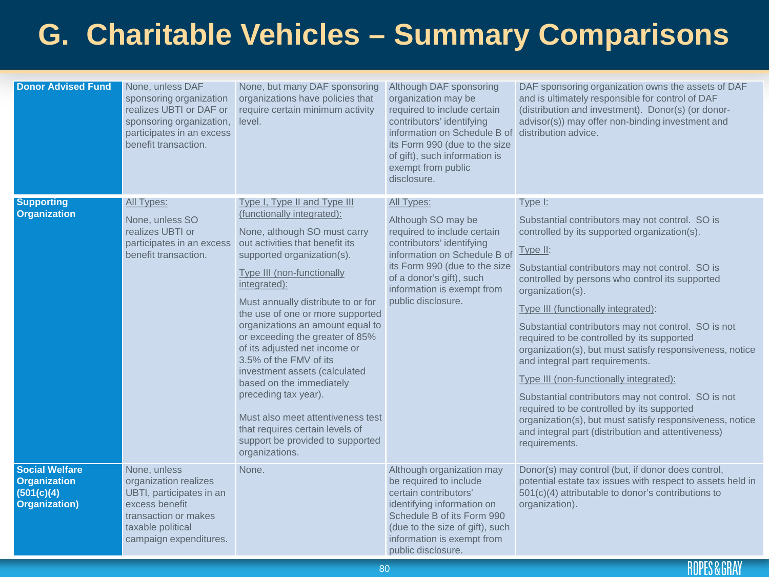# G. Charitable Vehicles – Summary Comparisons

| | | | | |
|---|---|---|---|---|
| **Donor Advised Fund** | None, unless DAF sponsoring organization realizes UBTI or DAF or sponsoring organization, participates in an excess benefit transaction. | None, but many DAF sponsoring organizations have policies that require certain minimum activity level. | Although DAF sponsoring organization may be required to include certain contributors' identifying information on Schedule B of its Form 990 (due to the size of gift), such information is exempt from public disclosure. | DAF sponsoring organization owns the assets of DAF and is ultimately responsible for control of DAF (distribution and investment). Donor(s) (or donor-advisor(s)) may offer non-binding investment and distribution advice. |
| **Supporting Organization** | All Types: None, unless SO realizes UBTI or participates in an excess benefit transaction. | Type I, Type II and Type III (functionally integrated): None, although SO must carry out activities that benefit its supported organization(s). Type III (non-functionally integrated): Must annually distribute to or for the use of one or more supported organizations an amount equal to or exceeding the greater of 85% of its adjusted net income or 3.5% of the FMV of its investment assets (calculated based on the immediately preceding tax year). Must also meet attentiveness test that requires certain levels of support be provided to supported organizations. | All Types: Although SO may be required to include certain contributors' identifying information on Schedule B of its Form 990 (due to the size of a donor's gift), such information is exempt from public disclosure. | Type I: Substantial contributors may not control. SO is controlled by its supported organization(s). Type II: Substantial contributors may not control. SO is controlled by persons who control its supported organization(s). Type III (functionally integrated): Substantial contributors may not control. SO is not required to be controlled by its supported organization(s), but must satisfy responsiveness, notice and integral part requirements. Type III (non-functionally integrated): Substantial contributors may not control. SO is not required to be controlled by its supported organization(s), but must satisfy responsiveness, notice and integral part (distribution and attentiveness) requirements. |
| **Social Welfare Organization (501(c)(4) Organization)** | None, unless organization realizes UBTI, participates in an excess benefit transaction or makes taxable political campaign expenditures. | None. | Although organization may be required to include certain contributors' identifying information on Schedule B of its Form 990 (due to the size of gift), such information is exempt from public disclosure. | Donor(s) may control (but, if donor does control, potential estate tax issues with respect to assets held in 501(c)(4) attributable to donor's contributions to organization). |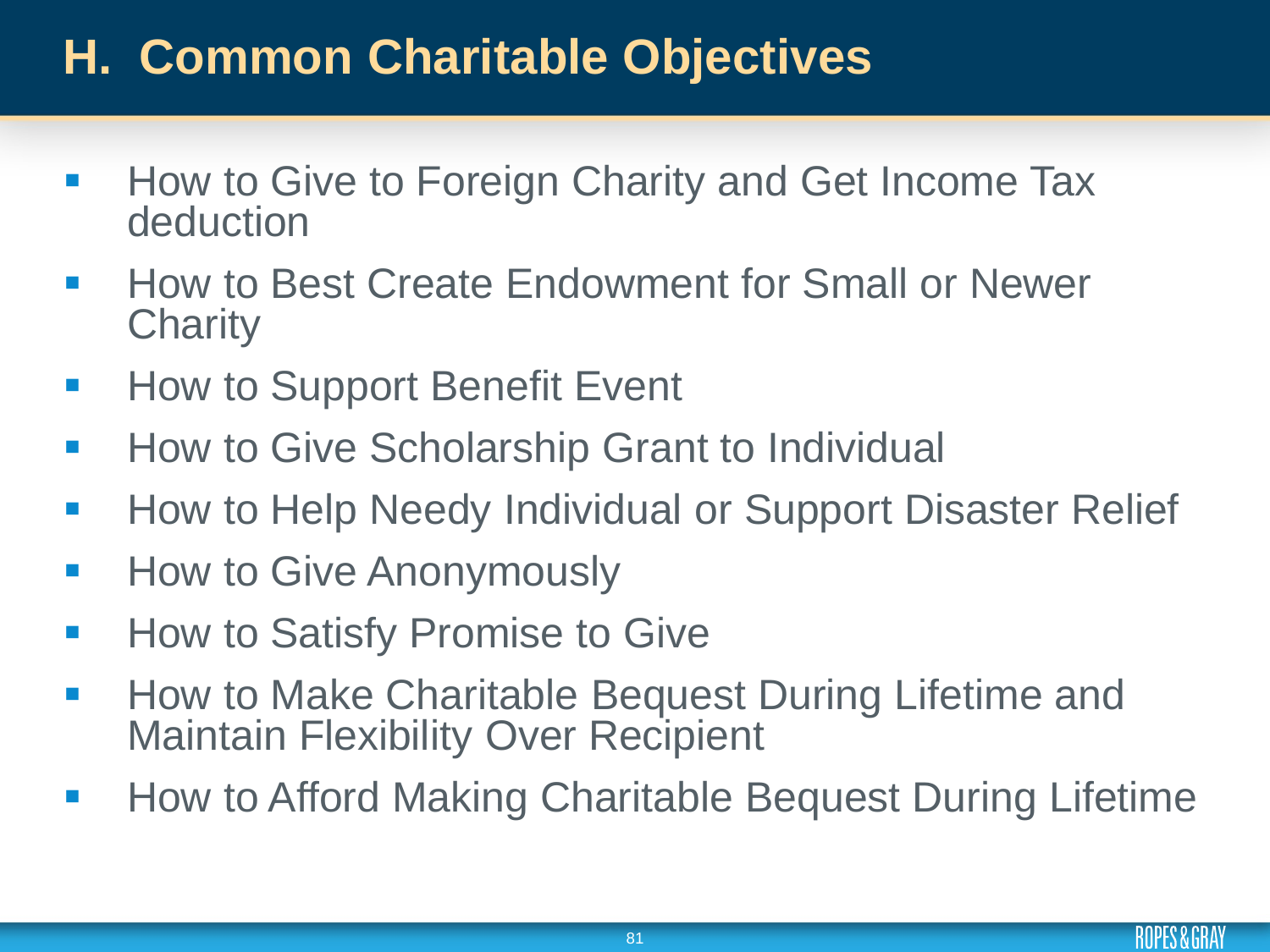# H. Common Charitable Objectives

- How to Give to Foreign Charity and Get Income Tax deduction
- How to Best Create Endowment for Small or Newer Charity
- How to Support Benefit Event
- How to Give Scholarship Grant to Individual
- How to Help Needy Individual or Support Disaster Relief
- How to Give Anonymously
- How to Satisfy Promise to Give
- How to Make Charitable Bequest During Lifetime and Maintain Flexibility Over Recipient
- How to Afford Making Charitable Bequest During Lifetime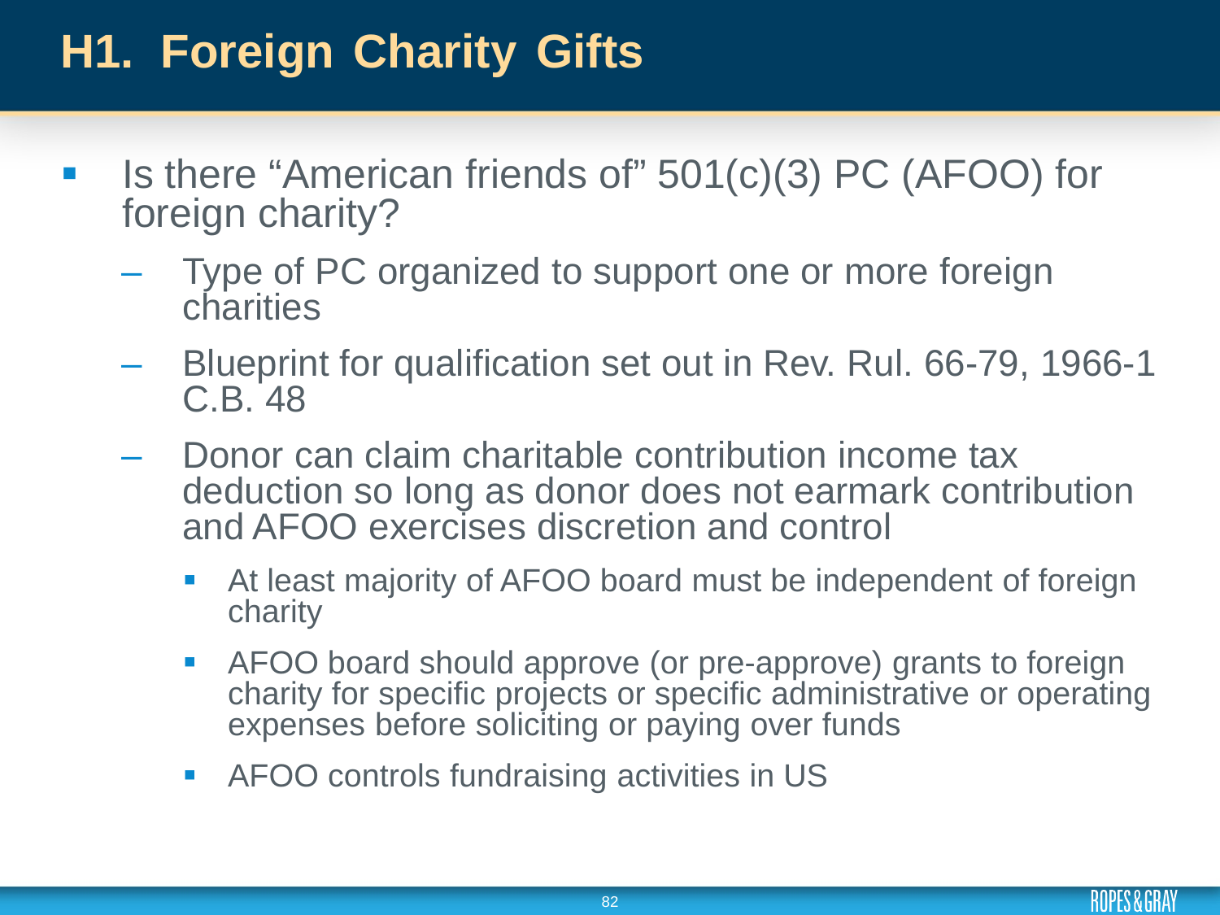# H1. Foreign Charity Gifts

- Is there “American friends of” 501(c)(3) PC (AFOO) for foreign charity?
  - Type of PC organized to support one or more foreign charities
  - Blueprint for qualification set out in Rev. Rul. 66-79, 1966-1 C.B. 48
  - Donor can claim charitable contribution income tax deduction so long as donor does not earmark contribution and AFOO exercises discretion and control
    - At least majority of AFOO board must be independent of foreign charity
    - AFOO board should approve (or pre-approve) grants to foreign charity for specific projects or specific administrative or operating expenses before soliciting or paying over funds
    - AFOO controls fundraising activities in US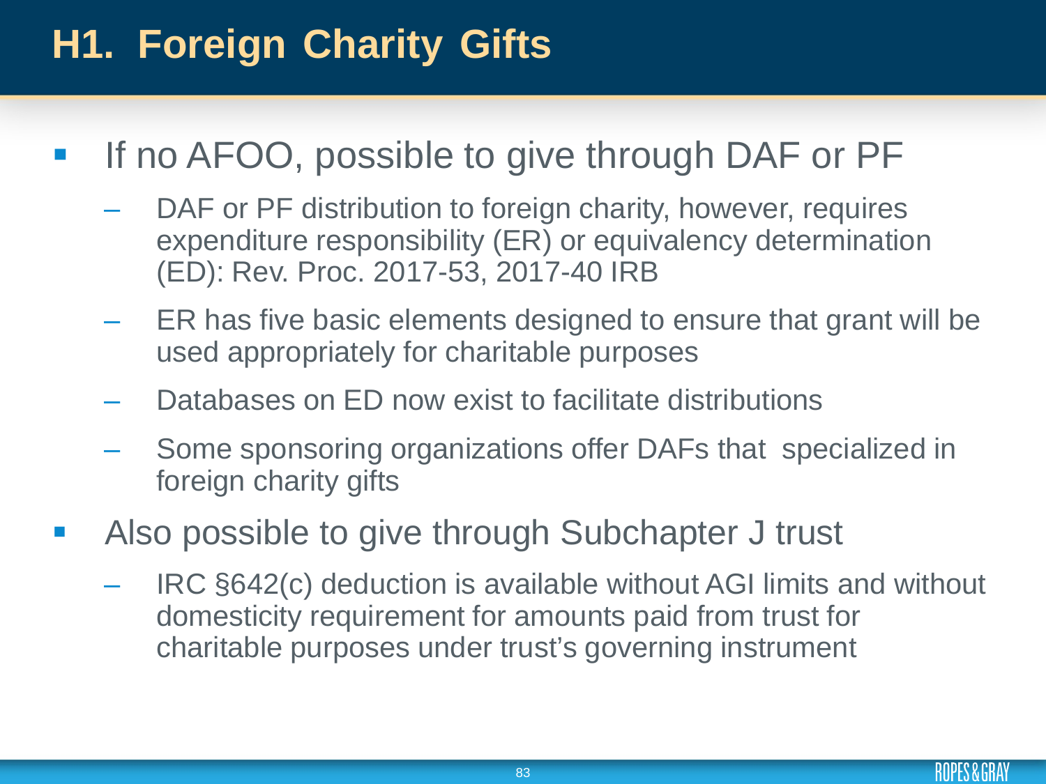# H1. Foreign Charity Gifts

- If no AFOO, possible to give through DAF or PF
  - DAF or PF distribution to foreign charity, however, requires expenditure responsibility (ER) or equivalency determination (ED): Rev. Proc. 2017-53, 2017-40 IRB
  - ER has five basic elements designed to ensure that grant will be used appropriately for charitable purposes
  - Databases on ED now exist to facilitate distributions
  - Some sponsoring organizations offer DAFs that specialized in foreign charity gifts
- Also possible to give through Subchapter J trust
  - IRC §642(c) deduction is available without AGI limits and without domesticity requirement for amounts paid from trust for charitable purposes under trust's governing instrument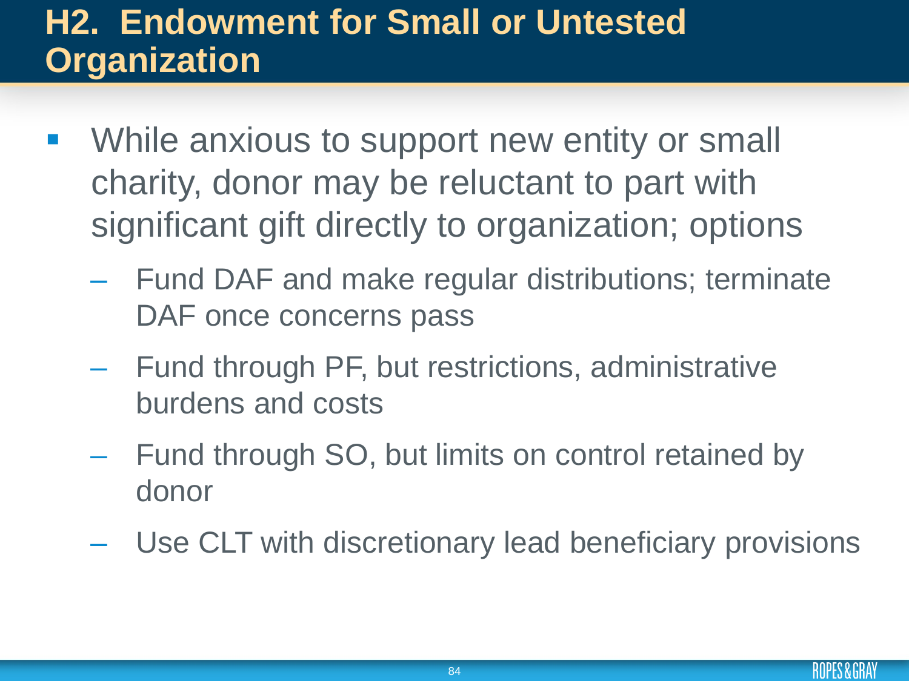# H2. Endowment for Small or Untested Organization

- While anxious to support new entity or small charity, donor may be reluctant to part with significant gift directly to organization; options
  - Fund DAF and make regular distributions; terminate DAF once concerns pass
  - Fund through PF, but restrictions, administrative burdens and costs
  - Fund through SO, but limits on control retained by donor
  - Use CLT with discretionary lead beneficiary provisions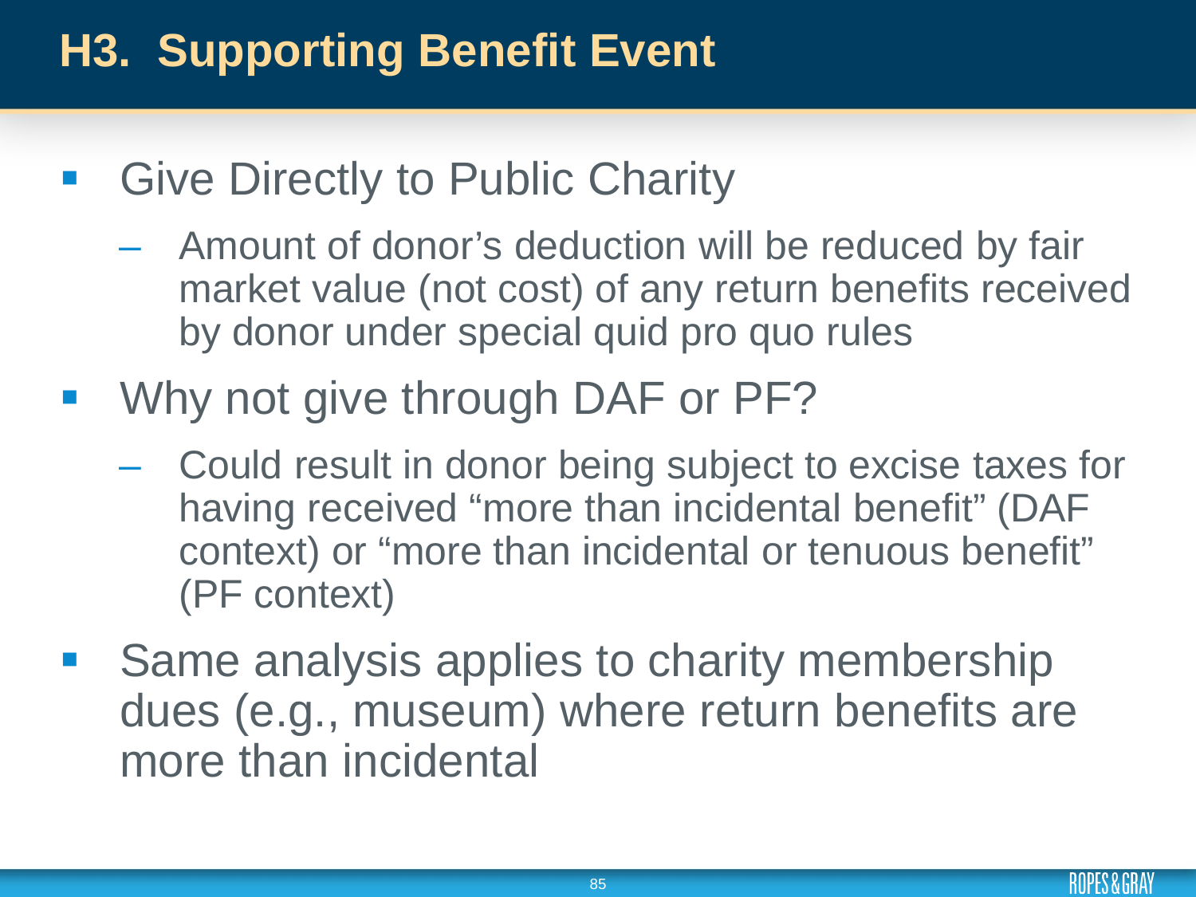# H3. Supporting Benefit Event

- Give Directly to Public Charity
  - Amount of donor's deduction will be reduced by fair market value (not cost) of any return benefits received by donor under special quid pro quo rules
- Why not give through DAF or PF?
  - Could result in donor being subject to excise taxes for having received "more than incidental benefit" (DAF context) or "more than incidental or tenuous benefit" (PF context)
- Same analysis applies to charity membership dues (e.g., museum) where return benefits are more than incidental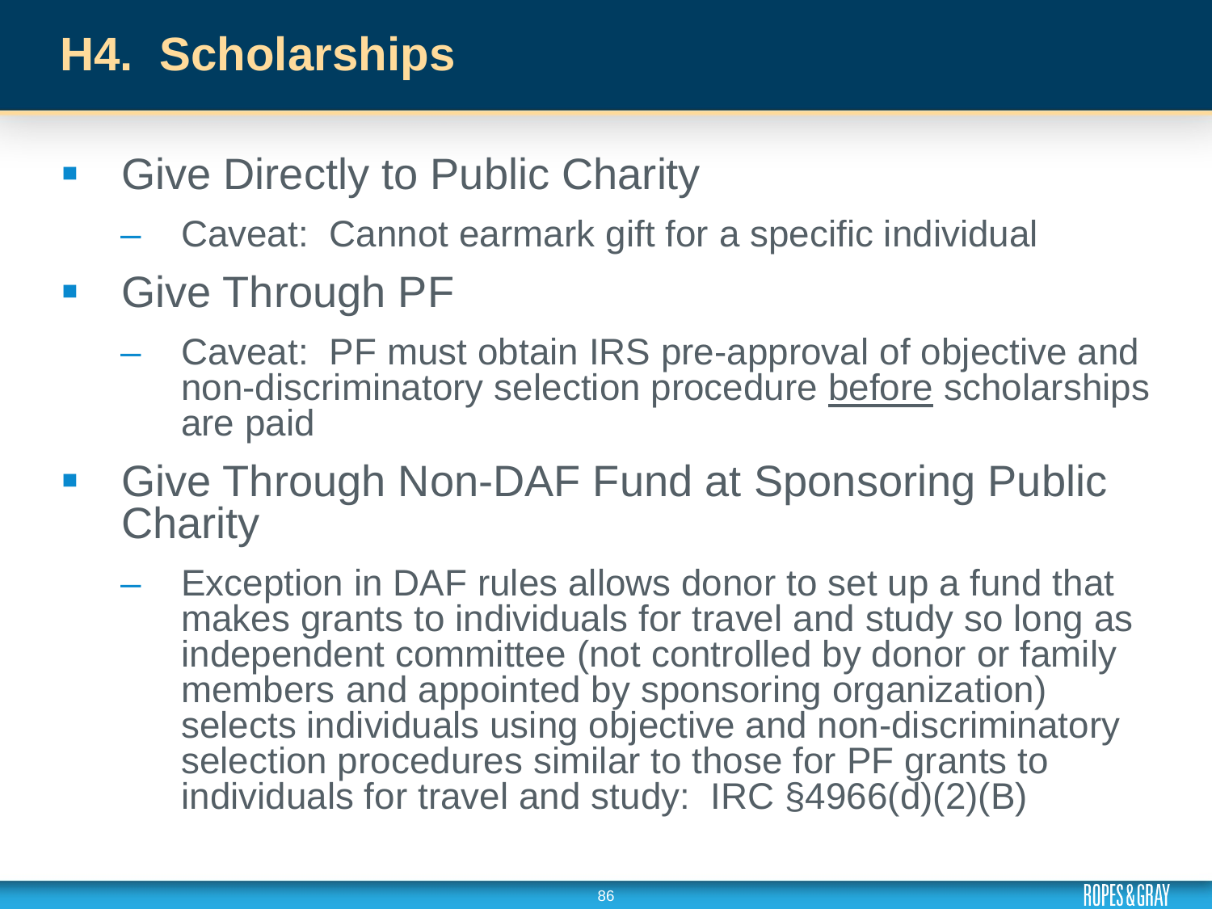# H4. Scholarships

- Give Directly to Public Charity
  - Caveat: Cannot earmark gift for a specific individual
- Give Through PF
  - Caveat: PF must obtain IRS pre-approval of objective and non-discriminatory selection procedure <u>before</u> scholarships are paid
- Give Through Non-DAF Fund at Sponsoring Public Charity
  - Exception in DAF rules allows donor to set up a fund that makes grants to individuals for travel and study so long as independent committee (not controlled by donor or family members and appointed by sponsoring organization) selects individuals using objective and non-discriminatory selection procedures similar to those for PF grants to individuals for travel and study: IRC §4966(d)(2)(B)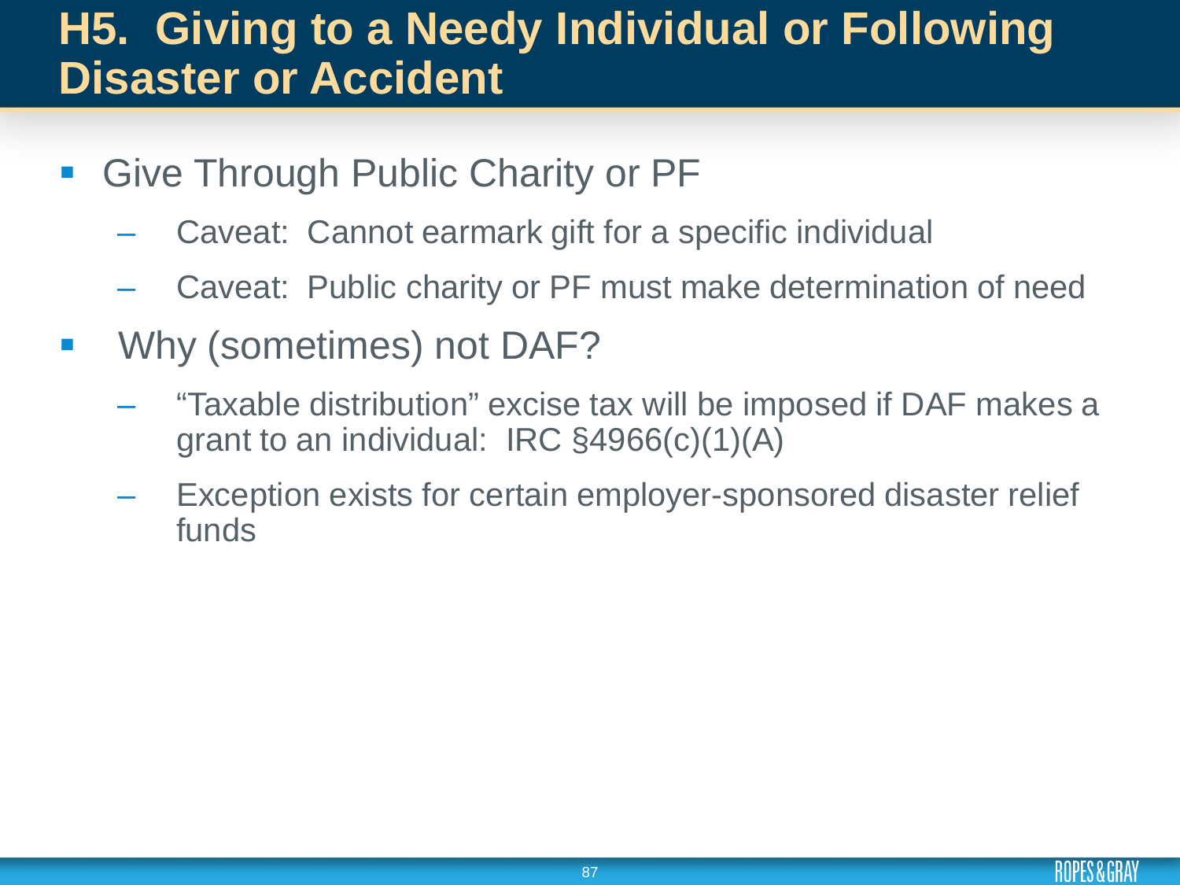# H5. Giving to a Needy Individual or Following Disaster or Accident

- Give Through Public Charity or PF
  - Caveat: Cannot earmark gift for a specific individual
  - Caveat: Public charity or PF must make determination of need
- Why (sometimes) not DAF?
  - "Taxable distribution" excise tax will be imposed if DAF makes a grant to an individual: IRC §4966(c)(1)(A)
  - Exception exists for certain employer-sponsored disaster relief funds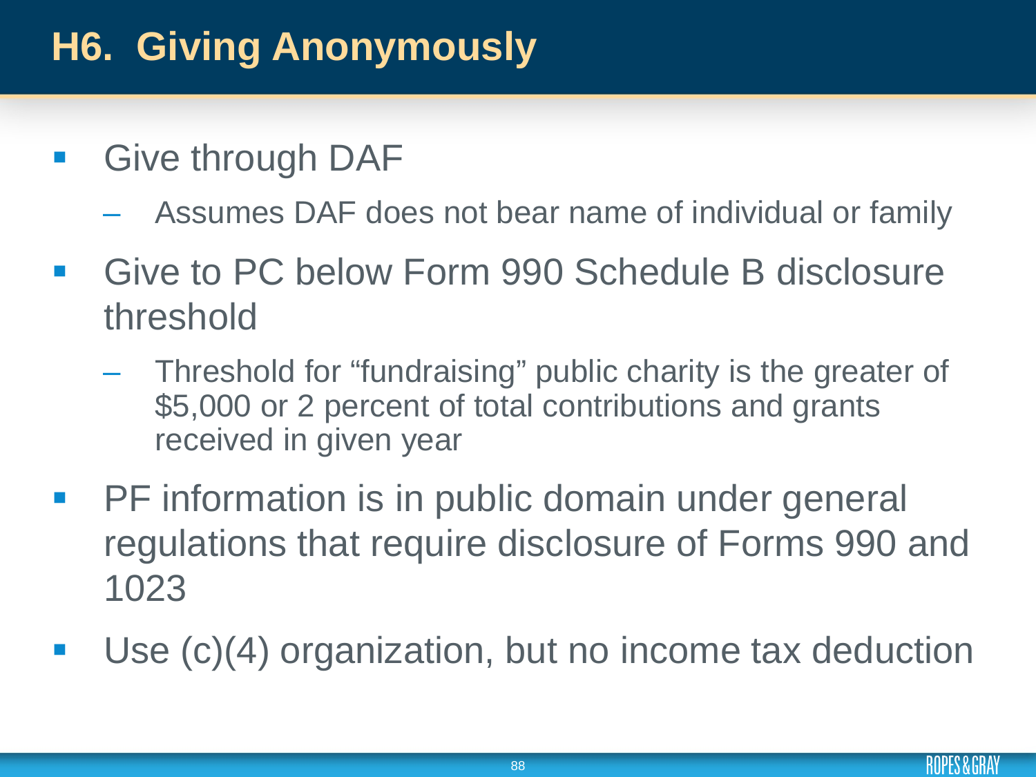# H6. Giving Anonymously

- Give through DAF
  - Assumes DAF does not bear name of individual or family
- Give to PC below Form 990 Schedule B disclosure threshold
  - Threshold for "fundraising" public charity is the greater of $5,000 or 2 percent of total contributions and grants received in given year
- PF information is in public domain under general regulations that require disclosure of Forms 990 and 1023
- Use (c)(4) organization, but no income tax deduction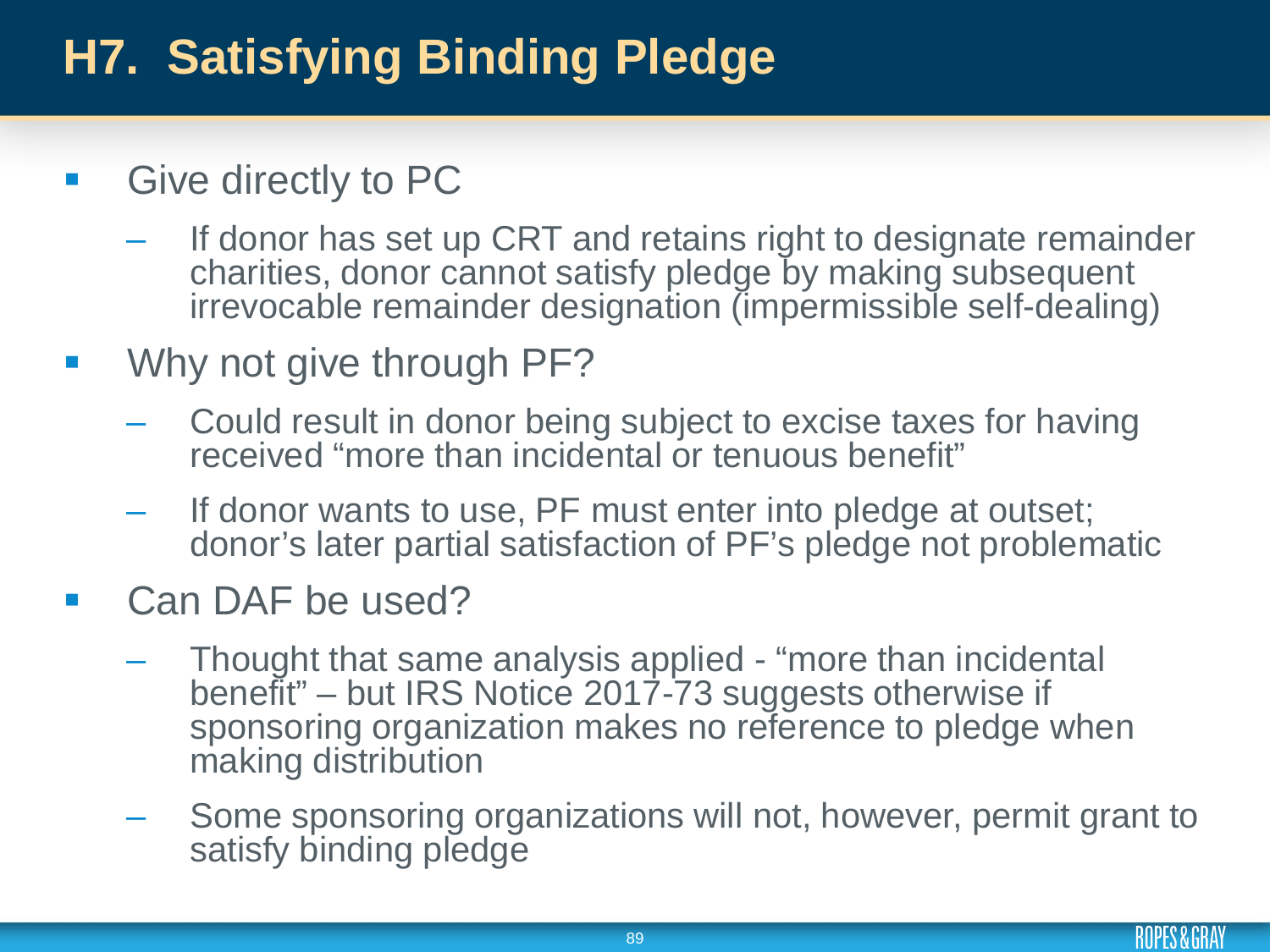# H7. Satisfying Binding Pledge

- Give directly to PC
  - If donor has set up CRT and retains right to designate remainder charities, donor cannot satisfy pledge by making subsequent irrevocable remainder designation (impermissible self-dealing)
- Why not give through PF?
  - Could result in donor being subject to excise taxes for having received "more than incidental or tenuous benefit"
  - If donor wants to use, PF must enter into pledge at outset; donor's later partial satisfaction of PF's pledge not problematic
- Can DAF be used?
  - Thought that same analysis applied - "more than incidental benefit" – but IRS Notice 2017-73 suggests otherwise if sponsoring organization makes no reference to pledge when making distribution
  - Some sponsoring organizations will not, however, permit grant to satisfy binding pledge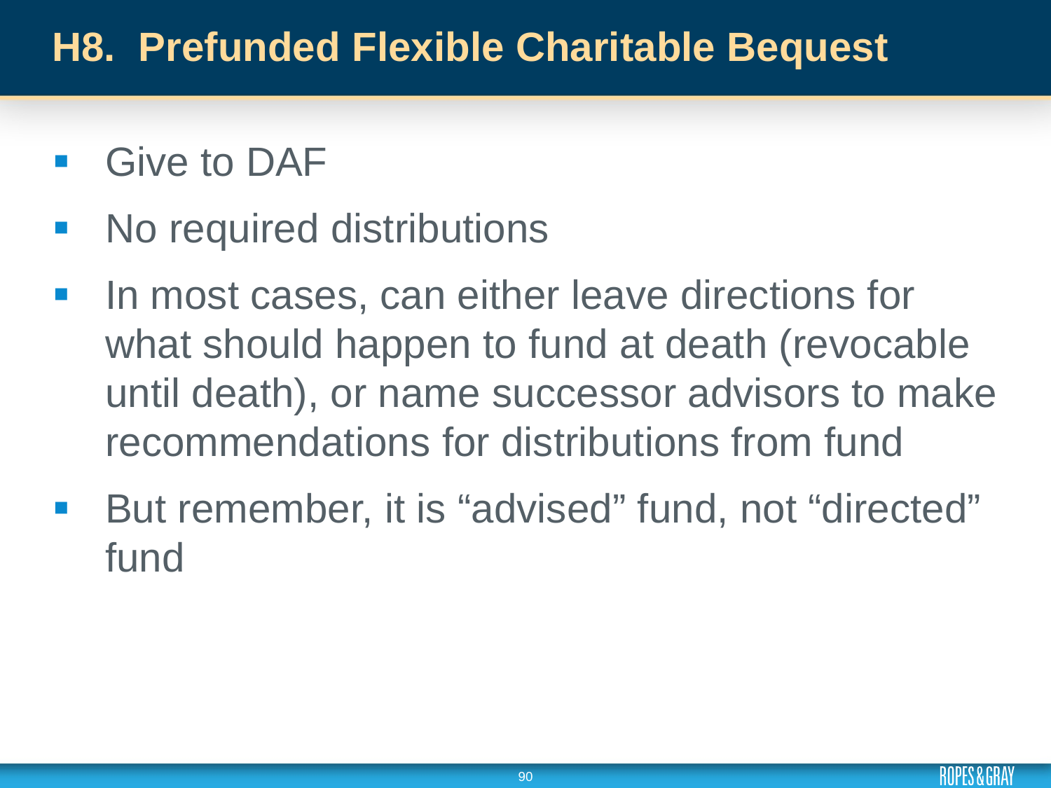# H8. Prefunded Flexible Charitable Bequest

- Give to DAF
- No required distributions
- In most cases, can either leave directions for what should happen to fund at death (revocable until death), or name successor advisors to make recommendations for distributions from fund
- But remember, it is “advised” fund, not “directed” fund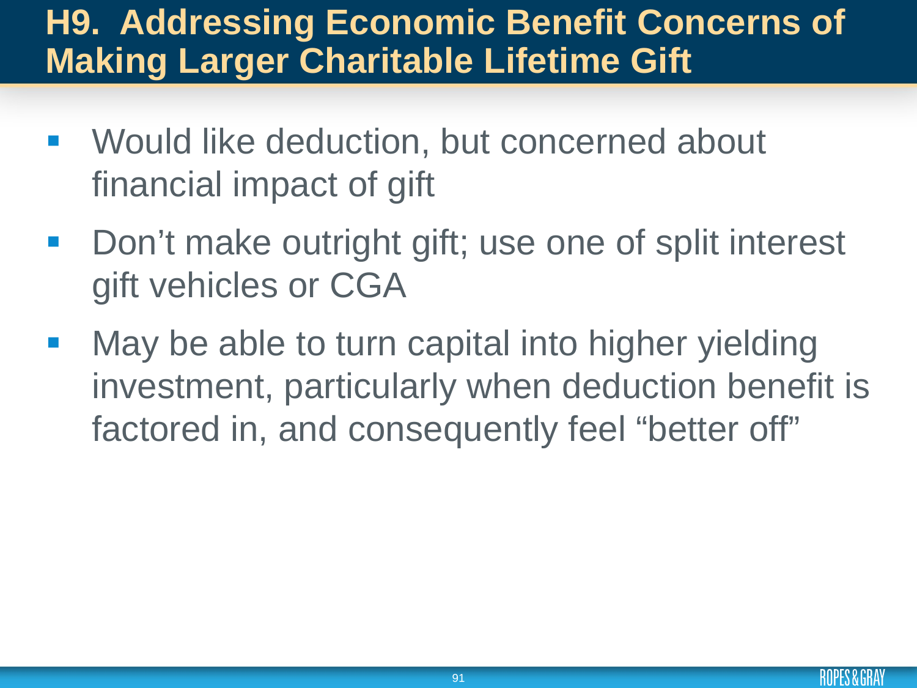# H9. Addressing Economic Benefit Concerns of Making Larger Charitable Lifetime Gift

- Would like deduction, but concerned about financial impact of gift
- Don’t make outright gift; use one of split interest gift vehicles or CGA
- May be able to turn capital into higher yielding investment, particularly when deduction benefit is factored in, and consequently feel “better off”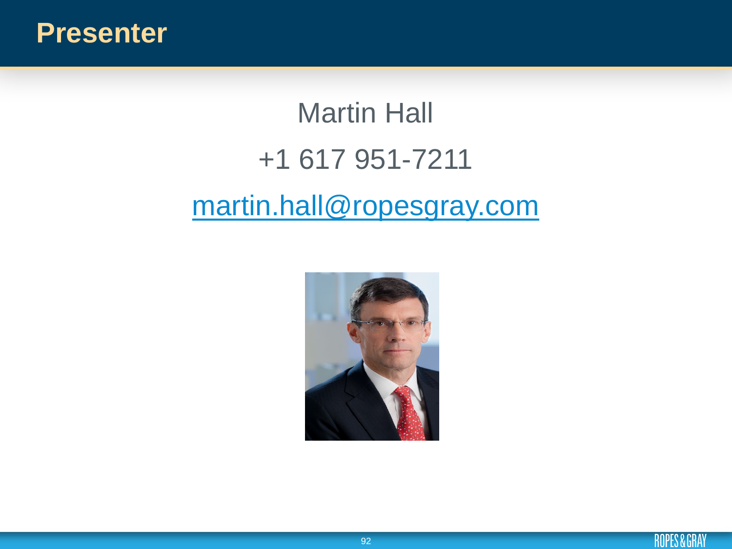# Presenter

Martin Hall

+1 617 951-7211

martin.hall@ropesgray.com